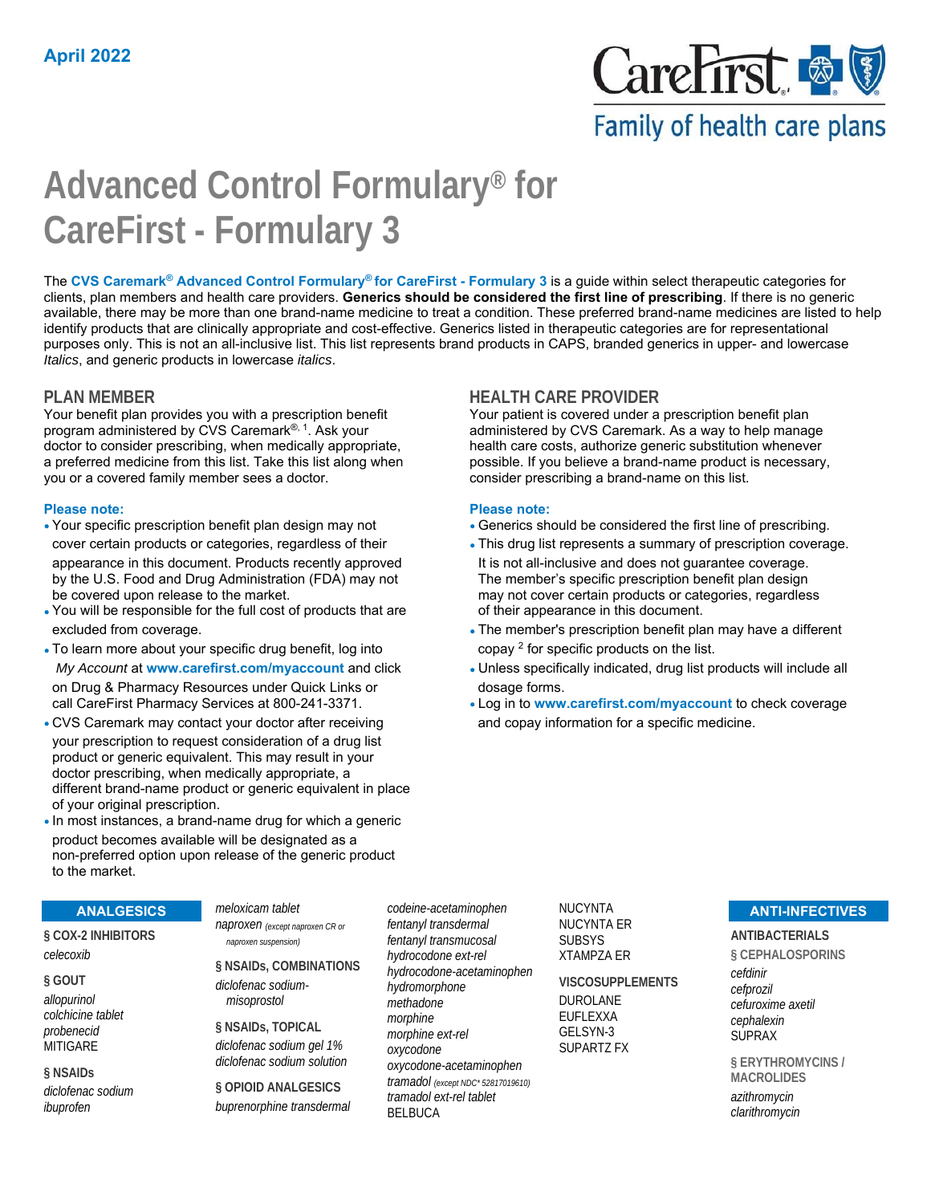April 2022

# Advanced Control Formulary® for CareFirst - Formulary 3

The **CVS Caremark® Advanced Control Formulary® for CareFirst - Formulary 3** is a guide within select therapeutic categories for clients, plan members and health care providers. **Generics should be considered the first line of prescribing**. If there is no generic available, there may be more than one brand-name medicine to treat a condition. These preferred brand-name medicines are listed to help identify products that are clinically appropriate and cost-effective. Generics listed in therapeutic categories are for representational purposes only. This is not an all-inclusive list. This list represents brand products in CAPS, branded generics in upper- and lowercase *Italics*, and generic products in lowercase *italics*.

## PLAN MEMBER

Your benefit plan provides you with a prescription benefit program administered by CVS Caremark®, [1]. Ask your doctor to consider prescribing, when medically appropriate, a preferred medicine from this list. Take this list along when you or a covered family member sees a doctor.

**Please note:**

- Your specific prescription benefit plan design may not cover certain products or categories, regardless of their appearance in this document. Products recently approved by the U.S. Food and Drug Administration (FDA) may not be covered upon release to the market.
- You will be responsible for the full cost of products that are excluded from coverage.
- To learn more about your specific drug benefit, log into *My Account* at **www.carefirst.com/myaccount** and click on Drug & Pharmacy Resources under Quick Links or call CareFirst Pharmacy Services at 800-241-3371.
- CVS Caremark may contact your doctor after receiving your prescription to request consideration of a drug list product or generic equivalent. This may result in your doctor prescribing, when medically appropriate, a different brand-name product or generic equivalent in place of your original prescription.
- In most instances, a brand-name drug for which a generic product becomes available will be designated as a non-preferred option upon release of the generic product to the market.

## HEALTH CARE PROVIDER

Your patient is covered under a prescription benefit plan administered by CVS Caremark. As a way to help manage health care costs, authorize generic substitution whenever possible. If you believe a brand-name product is necessary, consider prescribing a brand-name on this list.

**Please note:**

- Generics should be considered the first line of prescribing.
- This drug list represents a summary of prescription coverage. It is not all-inclusive and does not guarantee coverage. The member's specific prescription benefit plan design may not cover certain products or categories, regardless of their appearance in this document.
- The member's prescription benefit plan may have a different copay [2] for specific products on the list.
- Unless specifically indicated, drug list products will include all dosage forms.
- Log in to **www.carefirst.com/myaccount** to check coverage and copay information for a specific medicine.

## ANALGESICS

### § COX-2 INHIBITORS
*celecoxib*

### § GOUT
*allopurinol*
*colchicine tablet*
*probenecid*
MITIGARE

### § NSAIDs
*diclofenac sodium*
*ibuprofen*
*meloxicam tablet*
*naproxen* *(except naproxen CR or naproxen suspension)*

### § NSAIDs, COMBINATIONS
*diclofenac sodium-misoprostol*

### § NSAIDs, TOPICAL
*diclofenac sodium gel 1%*
*diclofenac sodium solution*

### § OPIOID ANALGESICS
*buprenorphine transdermal*
*codeine-acetaminophen*
*fentanyl transdermal*
*fentanyl transmucosal*
*hydrocodone ext-rel*
*hydrocodone-acetaminophen*
*hydromorphone*
*methadone*
*morphine*
*morphine ext-rel*
*oxycodone*
*oxycodone-acetaminophen*
*tramadol* *(except NDC* 52817019610)*
*tramadol ext-rel tablet*
BELBUCA
NUCYNTA
NUCYNTA ER
SUBSYS
XTAMPZA ER

### VISCOSUPPLEMENTS
DUROLANE
EUFLEXXA
GELSYN-3
SUPARTZ FX

## ANTI-INFECTIVES

### ANTIBACTERIALS

#### § CEPHALOSPORINS
*cefdinir*
*cefprozil*
*cefuroxime axetil*
*cephalexin*
SUPRAX

#### § ERYTHROMYCINS / MACROLIDES
*azithromycin*
*clarithromycin*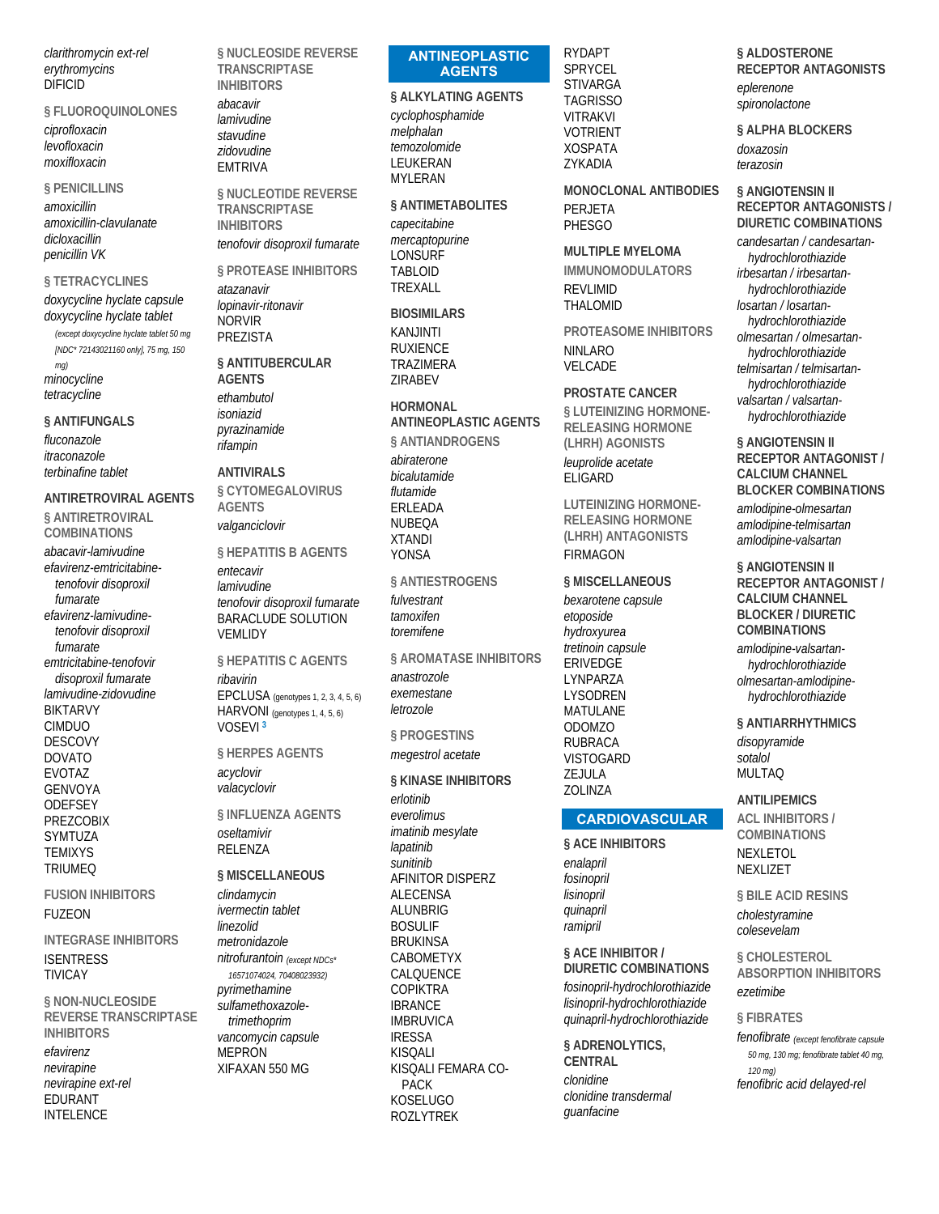*clarithromycin ext-rel*
*erythromycins*
DIFICID

### § FLUOROQUINOLONES

*ciprofloxacin*
*levofloxacin*
*moxifloxacin*

### § PENICILLINS

*amoxicillin*
*amoxicillin-clavulanate*
*dicloxacillin*
*penicillin VK*

### § TETRACYCLINES

*doxycycline hyclate capsule*
*doxycycline hyclate tablet*
*(except doxycycline hyclate tablet 50 mg [NDC* 72143021160 only], 75 mg, 150 mg)*
*minocycline*
*tetracycline*

### § ANTIFUNGALS

*fluconazole*
*itraconazole*
*terbinafine tablet*

## ANTIRETROVIRAL AGENTS

### § ANTIRETROVIRAL COMBINATIONS

*abacavir-lamivudine*
*efavirenz-emtricitabine-tenofovir disoproxil fumarate*
*efavirenz-lamivudine-tenofovir disoproxil fumarate*
*emtricitabine-tenofovir disoproxil fumarate*
*lamivudine-zidovudine*
BIKTARVY
CIMDUO
DESCOVY
DOVATO
EVOTAZ
GENVOYA
ODEFSEY
PREZCOBIX
SYMTUZA
TEMIXYS
TRIUMEQ

### FUSION INHIBITORS

FUZEON

### INTEGRASE INHIBITORS

ISENTRESS
TIVICAY

### § NON-NUCLEOSIDE REVERSE TRANSCRIPTASE INHIBITORS

*efavirenz*
*nevirapine*
*nevirapine ext-rel*
EDURANT
INTELENCE

### § NUCLEOSIDE REVERSE TRANSCRIPTASE INHIBITORS

*abacavir*
*lamivudine*
*stavudine*
*zidovudine*
EMTRIVA

### § NUCLEOTIDE REVERSE TRANSCRIPTASE INHIBITORS

*tenofovir disoproxil fumarate*

### § PROTEASE INHIBITORS

*atazanavir*
*lopinavir-ritonavir*
NORVIR
PREZISTA

### § ANTITUBERCULAR AGENTS

*ethambutol*
*isoniazid*
*pyrazinamide*
*rifampin*

## ANTIVIRALS

### § CYTOMEGALOVIRUS AGENTS

*valganciclovir*

### § HEPATITIS B AGENTS

*entecavir*
*lamivudine*
*tenofovir disoproxil fumarate*
BARACLUDE SOLUTION
VEMLIDY

### § HEPATITIS C AGENTS

*ribavirin*
EPCLUSA (genotypes 1, 2, 3, 4, 5, 6)
HARVONI (genotypes 1, 4, 5, 6)
VOSEVI [3]

### § HERPES AGENTS

*acyclovir*
*valacyclovir*

### § INFLUENZA AGENTS

*oseltamivir*
RELENZA

### § MISCELLANEOUS

*clindamycin*
*ivermectin tablet*
*linezolid*
*metronidazole*
*nitrofurantoin (except NDCs* 16571074024, 70408023932)*
*pyrimethamine*
*sulfamethoxazole-trimethoprim*
*vancomycin capsule*
MEPRON
XIFAXAN 550 MG

# ANTINEOPLASTIC AGENTS

### § ALKYLATING AGENTS

*cyclophosphamide*
*melphalan*
*temozolomide*
LEUKERAN
MYLERAN

### § ANTIMETABOLITES

*capecitabine*
*mercaptopurine*
LONSURF
TABLOID
TREXALL

## BIOSIMILARS

KANJINTI
RUXIENCE
TRAZIMERA
ZIRABEV

## HORMONAL ANTINEOPLASTIC AGENTS

### § ANTIANDROGENS

*abiraterone*
*bicalutamide*
*flutamide*
ERLEADA
NUBEQA
XTANDI
YONSA

### § ANTIESTROGENS

*fulvestrant*
*tamoxifen*
*toremifene*

### § AROMATASE INHIBITORS

*anastrozole*
*exemestane*
*letrozole*

### § PROGESTINS

*megestrol acetate*

### § KINASE INHIBITORS

*erlotinib*
*everolimus*
*imatinib mesylate*
*lapatinib*
*sunitinib*
AFINITOR DISPERZ
ALECENSA
ALUNBRIG
BOSULIF
BRUKINSA
CABOMETYX
CALQUENCE
COPIKTRA
IBRANCE
IMBRUVICA
IRESSA
KISQALI
KISQALI FEMARA CO-PACK
KOSELUGO
ROZLYTREK
RYDAPT
SPRYCEL
STIVARGA
TAGRISSO
VITRAKVI
VOTRIENT
XOSPATA
ZYKADIA

## MONOCLONAL ANTIBODIES

PERJETA
PHESGO

## MULTIPLE MYELOMA

### IMMUNOMODULATORS

REVLIMID
THALOMID

### PROTEASOME INHIBITORS

NINLARO
VELCADE

## PROSTATE CANCER

### § LUTEINIZING HORMONE-RELEASING HORMONE (LHRH) AGONISTS

*leuprolide acetate*
ELIGARD

### LUTEINIZING HORMONE-RELEASING HORMONE (LHRH) ANTAGONISTS

FIRMAGON

### § MISCELLANEOUS

*bexarotene capsule*
*etoposide*
*hydroxyurea*
*tretinoin capsule*
ERIVEDGE
LYNPARZA
LYSODREN
MATULANE
ODOMZO
RUBRACA
VISTOGARD
ZEJULA
ZOLINZA

# CARDIOVASCULAR

### § ACE INHIBITORS

*enalapril*
*fosinopril*
*lisinopril*
*quinapril*
*ramipril*

### § ACE INHIBITOR / DIURETIC COMBINATIONS

*fosinopril-hydrochlorothiazide*
*lisinopril-hydrochlorothiazide*
*quinapril-hydrochlorothiazide*

### § ADRENOLYTICS, CENTRAL

*clonidine*
*clonidine transdermal*
*guanfacine*

### § ALDOSTERONE RECEPTOR ANTAGONISTS

*eplerenone*
*spironolactone*

### § ALPHA BLOCKERS

*doxazosin*
*terazosin*

### § ANGIOTENSIN II RECEPTOR ANTAGONISTS / DIURETIC COMBINATIONS

*candesartan / candesartan-hydrochlorothiazide*
*irbesartan / irbesartan-hydrochlorothiazide*
*losartan / losartan-hydrochlorothiazide*
*olmesartan / olmesartan-hydrochlorothiazide*
*telmisartan / telmisartan-hydrochlorothiazide*
*valsartan / valsartan-hydrochlorothiazide*

### § ANGIOTENSIN II RECEPTOR ANTAGONIST / CALCIUM CHANNEL BLOCKER COMBINATIONS

*amlodipine-olmesartan*
*amlodipine-telmisartan*
*amlodipine-valsartan*

### § ANGIOTENSIN II RECEPTOR ANTAGONIST / CALCIUM CHANNEL BLOCKER / DIURETIC COMBINATIONS

*amlodipine-valsartan-hydrochlorothiazide*
*olmesartan-amlodipine-hydrochlorothiazide*

### § ANTIARRHYTHMICS

*disopyramide*
*sotalol*
MULTAQ

## ANTILIPEMICS

### ACL INHIBITORS / COMBINATIONS

NEXLETOL
NEXLIZET

### § BILE ACID RESINS

*cholestyramine*
*colesevelam*

### § CHOLESTEROL ABSORPTION INHIBITORS

*ezetimibe*

### § FIBRATES

*fenofibrate (except fenofibrate capsule 50 mg, 130 mg; fenofibrate tablet 40 mg, 120 mg)*
*fenofibric acid delayed-rel*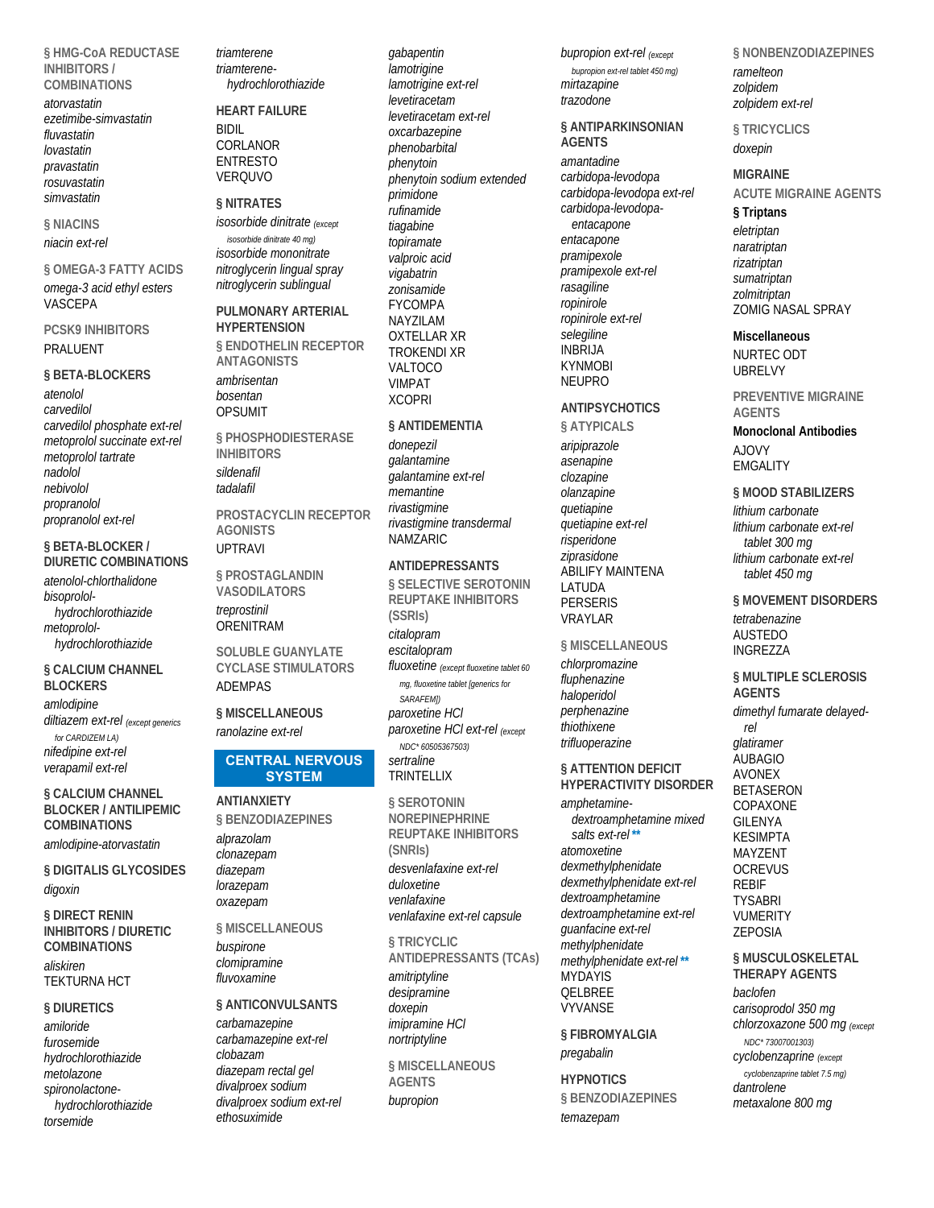### § HMG-CoA REDUCTASE INHIBITORS / COMBINATIONS

*atorvastatin*
*ezetimibe-simvastatin*
*fluvastatin*
*lovastatin*
*pravastatin*
*rosuvastatin*
*simvastatin*

### § NIACINS

*niacin ext-rel*

### § OMEGA-3 FATTY ACIDS

*omega-3 acid ethyl esters*
VASCEPA

### PCSK9 INHIBITORS

PRALUENT

### § BETA-BLOCKERS

*atenolol*
*carvedilol*
*carvedilol phosphate ext-rel*
*metoprolol succinate ext-rel*
*metoprolol tartrate*
*nadolol*
*nebivolol*
*propranolol*
*propranolol ext-rel*

### § BETA-BLOCKER / DIURETIC COMBINATIONS

*atenolol-chlorthalidone*
*bisoprolol-hydrochlorothiazide*
*metoprolol-hydrochlorothiazide*

### § CALCIUM CHANNEL BLOCKERS

*amlodipine*
*diltiazem ext-rel* (except generics for CARDIZEM LA)
*nifedipine ext-rel*
*verapamil ext-rel*

### § CALCIUM CHANNEL BLOCKER / ANTILIPEMIC COMBINATIONS

*amlodipine-atorvastatin*

### § DIGITALIS GLYCOSIDES

*digoxin*

### § DIRECT RENIN INHIBITORS / DIURETIC COMBINATIONS

*aliskiren*
TEKTURNA HCT

### § DIURETICS

*amiloride*
*furosemide*
*hydrochlorothiazide*
*metolazone*
*spironolactone-hydrochlorothiazide*
*torsemide*
*triamterene*
*triamterene-hydrochlorothiazide*

### HEART FAILURE

BIDIL
CORLANOR
ENTRESTO
VERQUVO

### § NITRATES

*isosorbide dinitrate* (except isosorbide dinitrate 40 mg)
*isosorbide mononitrate*
*nitroglycerin lingual spray*
*nitroglycerin sublingual*

### PULMONARY ARTERIAL HYPERTENSION

#### § ENDOTHELIN RECEPTOR ANTAGONISTS

*ambrisentan*
*bosentan*
OPSUMIT

#### § PHOSPHODIESTERASE INHIBITORS

*sildenafil*
*tadalafil*

#### PROSTACYCLIN RECEPTOR AGONISTS

UPTRAVI

#### § PROSTAGLANDIN VASODILATORS

*treprostinil*
ORENITRAM

#### SOLUBLE GUANYLATE CYCLASE STIMULATORS

ADEMPAS

### § MISCELLANEOUS

*ranolazine ext-rel*

## CENTRAL NERVOUS SYSTEM

### ANTIANXIETY

#### § BENZODIAZEPINES

*alprazolam*
*clonazepam*
*diazepam*
*lorazepam*
*oxazepam*

#### § MISCELLANEOUS

*buspirone*
*clomipramine*
*fluvoxamine*

### § ANTICONVULSANTS

*carbamazepine*
*carbamazepine ext-rel*
*clobazam*
*diazepam rectal gel*
*divalproex sodium*
*divalproex sodium ext-rel*
*ethosuximide*
*gabapentin*
*lamotrigine*
*lamotrigine ext-rel*
*levetiracetam*
*levetiracetam ext-rel*
*oxcarbazepine*
*phenobarbital*
*phenytoin*
*phenytoin sodium extended*
*primidone*
*rufinamide*
*tiagabine*
*topiramate*
*valproic acid*
*vigabatrin*
*zonisamide*
FYCOMPA
NAYZILAM
OXTELLAR XR
TROKENDI XR
VALTOCO
VIMPAT
XCOPRI

### § ANTIDEMENTIA

*donepezil*
*galantamine*
*galantamine ext-rel*
*memantine*
*rivastigmine*
*rivastigmine transdermal*
NAMZARIC

### ANTIDEPRESSANTS

#### § SELECTIVE SEROTONIN REUPTAKE INHIBITORS (SSRIs)

*citalopram*
*escitalopram*
*fluoxetine* (except fluoxetine tablet 60 mg, fluoxetine tablet [generics for SARAFEM])
*paroxetine HCl*
*paroxetine HCl ext-rel* (except NDC* 60505367503)
*sertraline*
TRINTELLIX

#### § SEROTONIN NOREPINEPHRINE REUPTAKE INHIBITORS (SNRIs)

*desvenlafaxine ext-rel*
*duloxetine*
*venlafaxine*
*venlafaxine ext-rel capsule*

#### § TRICYCLIC ANTIDEPRESSANTS (TCAs)

*amitriptyline*
*desipramine*
*doxepin*
*imipramine HCl*
*nortriptyline*

#### § MISCELLANEOUS AGENTS

*bupropion*
*bupropion ext-rel* (except bupropion ext-rel tablet 450 mg)
*mirtazapine*
*trazodone*

### § ANTIPARKINSONIAN AGENTS

*amantadine*
*carbidopa-levodopa*
*carbidopa-levodopa ext-rel*
*carbidopa-levodopa-entacapone*
*entacapone*
*pramipexole*
*pramipexole ext-rel*
*rasagiline*
*ropinirole*
*ropinirole ext-rel*
*selegiline*
INBRIJA
KYNMOBI
NEUPRO

### ANTIPSYCHOTICS

#### § ATYPICALS

*aripiprazole*
*asenapine*
*clozapine*
*olanzapine*
*quetiapine*
*quetiapine ext-rel*
*risperidone*
*ziprasidone*
ABILIFY MAINTENA
LATUDA
PERSERIS
VRAYLAR

#### § MISCELLANEOUS

*chlorpromazine*
*fluphenazine*
*haloperidol*
*perphenazine*
*thiothixene*
*trifluoperazine*

### § ATTENTION DEFICIT HYPERACTIVITY DISORDER

*amphetamine-dextroamphetamine mixed salts ext-rel* **
*atomoxetine*
*dexmethylphenidate*
*dexmethylphenidate ext-rel*
*dextroamphetamine*
*dextroamphetamine ext-rel*
*guanfacine ext-rel*
*methylphenidate*
*methylphenidate ext-rel* **
MYDAYIS
QELBREE
VYVANSE

### § FIBROMYALGIA

*pregabalin*

### HYPNOTICS

#### § BENZODIAZEPINES

*temazepam*

#### § NONBENZODIAZEPINES

*ramelteon*
*zolpidem*
*zolpidem ext-rel*

#### § TRICYCLICS

*doxepin*

### MIGRAINE

#### ACUTE MIGRAINE AGENTS

**§ Triptans**

*eletriptan*
*naratriptan*
*rizatriptan*
*sumatriptan*
*zolmitriptan*
ZOMIG NASAL SPRAY

**Miscellaneous**

NURTEC ODT
UBRELVY

#### PREVENTIVE MIGRAINE AGENTS

**Monoclonal Antibodies**

AJOVY
EMGALITY

### § MOOD STABILIZERS

*lithium carbonate*
*lithium carbonate ext-rel tablet 300 mg*
*lithium carbonate ext-rel tablet 450 mg*

### § MOVEMENT DISORDERS

*tetrabenazine*
AUSTEDO
INGREZZA

### § MULTIPLE SCLEROSIS AGENTS

*dimethyl fumarate delayed-rel*
*glatiramer*
AUBAGIO
AVONEX
BETASERON
COPAXONE
GILENYA
KESIMPTA
MAYZENT
OCREVUS
REBIF
TYSABRI
VUMERITY
ZEPOSIA

### § MUSCULOSKELETAL THERAPY AGENTS

*baclofen*
*carisoprodol 350 mg*
*chlorzoxazone 500 mg* (except NDC* 73007001303)
*cyclobenzaprine* (except cyclobenzaprine tablet 7.5 mg)
*dantrolene*
*metaxalone 800 mg*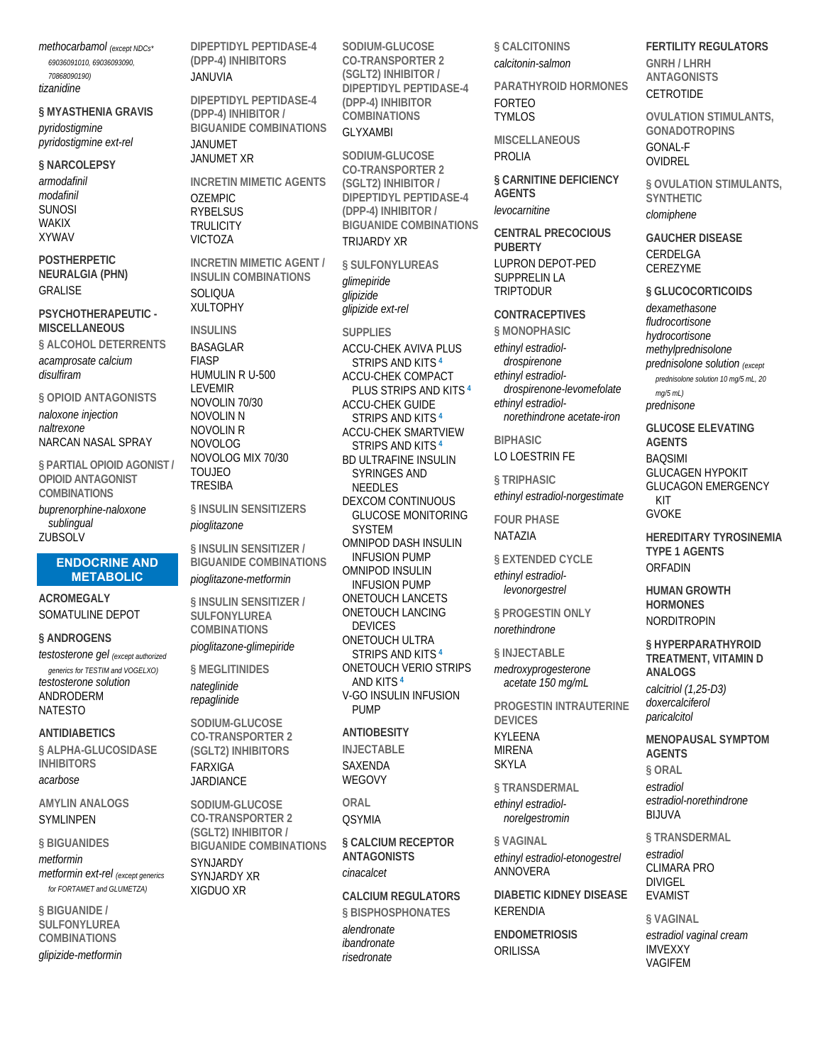*methocarbamol* (except NDCs* 69036091010, 69036093090, 70868090190)
*tizanidine*

### § MYASTHENIA GRAVIS

*pyridostigmine*
*pyridostigmine ext-rel*

### § NARCOLEPSY

*armodafinil*
*modafinil*
SUNOSI
WAKIX
XYWAV

### POSTHERPETIC NEURALGIA (PHN)

GRALISE

### PSYCHOTHERAPEUTIC - MISCELLANEOUS

#### § ALCOHOL DETERRENTS

*acamprosate calcium*
*disulfiram*

#### § OPIOID ANTAGONISTS

*naloxone injection*
*naltrexone*
NARCAN NASAL SPRAY

#### § PARTIAL OPIOID AGONIST / OPIOID ANTAGONIST COMBINATIONS

*buprenorphine-naloxone sublingual*
ZUBSOLV

## ENDOCRINE AND METABOLIC

### ACROMEGALY

SOMATULINE DEPOT

### § ANDROGENS

*testosterone gel* (except authorized generics for TESTIM and VOGELXO)
*testosterone solution*
ANDRODERM
NATESTO

### ANTIDIABETICS

#### § ALPHA-GLUCOSIDASE INHIBITORS

*acarbose*

#### AMYLIN ANALOGS

SYMLINPEN

#### § BIGUANIDES

*metformin*
*metformin ext-rel* (except generics for FORTAMET and GLUMETZA)

#### § BIGUANIDE / SULFONYLUREA COMBINATIONS

*glipizide-metformin*

#### DIPEPTIDYL PEPTIDASE-4 (DPP-4) INHIBITORS

JANUVIA

#### DIPEPTIDYL PEPTIDASE-4 (DPP-4) INHIBITOR / BIGUANIDE COMBINATIONS

JANUMET
JANUMET XR

#### INCRETIN MIMETIC AGENTS

OZEMPIC
RYBELSUS
TRULICITY
VICTOZA

#### INCRETIN MIMETIC AGENT / INSULIN COMBINATIONS

SOLIQUA
XULTOPHY

#### INSULINS

BASAGLAR
FIASP
HUMULIN R U-500
LEVEMIR
NOVOLIN 70/30
NOVOLIN N
NOVOLIN R
NOVOLOG
NOVOLOG MIX 70/30
TOUJEO
TRESIBA

#### § INSULIN SENSITIZERS

*pioglitazone*

#### § INSULIN SENSITIZER / BIGUANIDE COMBINATIONS

*pioglitazone-metformin*

#### § INSULIN SENSITIZER / SULFONYLUREA COMBINATIONS

*pioglitazone-glimepiride*

#### § MEGLITINIDES

*nateglinide*
*repaglinide*

#### SODIUM-GLUCOSE CO-TRANSPORTER 2 (SGLT2) INHIBITORS

FARXIGA
JARDIANCE

#### SODIUM-GLUCOSE CO-TRANSPORTER 2 (SGLT2) INHIBITOR / BIGUANIDE COMBINATIONS

SYNJARDY
SYNJARDY XR
XIGDUO XR

#### SODIUM-GLUCOSE CO-TRANSPORTER 2 (SGLT2) INHIBITOR / DIPEPTIDYL PEPTIDASE-4 (DPP-4) INHIBITOR COMBINATIONS

GLYXAMBI

#### SODIUM-GLUCOSE CO-TRANSPORTER 2 (SGLT2) INHIBITOR / DIPEPTIDYL PEPTIDASE-4 (DPP-4) INHIBITOR / BIGUANIDE COMBINATIONS

TRIJARDY XR

#### § SULFONYLUREAS

*glimepiride*
*glipizide*
*glipizide ext-rel*

#### SUPPLIES

ACCU-CHEK AVIVA PLUS STRIPS AND KITS [4]
ACCU-CHEK COMPACT PLUS STRIPS AND KITS [4]
ACCU-CHEK GUIDE STRIPS AND KITS [4]
ACCU-CHEK SMARTVIEW STRIPS AND KITS [4]
BD ULTRAFINE INSULIN SYRINGES AND NEEDLES
DEXCOM CONTINUOUS GLUCOSE MONITORING SYSTEM
OMNIPOD DASH INSULIN INFUSION PUMP
OMNIPOD INSULIN INFUSION PUMP
ONETOUCH LANCETS
ONETOUCH LANCING DEVICES
ONETOUCH ULTRA STRIPS AND KITS [4]
ONETOUCH VERIO STRIPS AND KITS [4]
V-GO INSULIN INFUSION PUMP

### ANTIOBESITY

#### INJECTABLE

SAXENDA
WEGOVY

#### ORAL

QSYMIA

### § CALCIUM RECEPTOR ANTAGONISTS

*cinacalcet*

### CALCIUM REGULATORS

#### § BISPHOSPHONATES

*alendronate*
*ibandronate*
*risedronate*

#### § CALCITONINS

*calcitonin-salmon*

#### PARATHYROID HORMONES

FORTEO
TYMLOS

#### MISCELLANEOUS

PROLIA

### § CARNITINE DEFICIENCY AGENTS

*levocarnitine*

### CENTRAL PRECOCIOUS PUBERTY

LUPRON DEPOT-PED
SUPPRELIN LA
TRIPTODUR

### CONTRACEPTIVES

#### § MONOPHASIC

*ethinyl estradiol-drospirenone*
*ethinyl estradiol-drospirenone-levomefolate*
*ethinyl estradiol-norethindrone acetate-iron*

#### BIPHASIC

LO LOESTRIN FE

#### § TRIPHASIC

*ethinyl estradiol-norgestimate*

#### FOUR PHASE

NATAZIA

#### § EXTENDED CYCLE

*ethinyl estradiol-levonorgestrel*

#### § PROGESTIN ONLY

*norethindrone*

#### § INJECTABLE

*medroxyprogesterone acetate 150 mg/mL*

#### PROGESTIN INTRAUTERINE DEVICES

KYLEENA
MIRENA
SKYLA

#### § TRANSDERMAL

*ethinyl estradiol-norelgestromin*

#### § VAGINAL

*ethinyl estradiol-etonogestrel*
ANNOVERA

### DIABETIC KIDNEY DISEASE

KERENDIA

### ENDOMETRIOSIS

ORILISSA

### FERTILITY REGULATORS

#### GNRH / LHRH ANTAGONISTS

CETROTIDE

#### OVULATION STIMULANTS, GONADOTROPINS

GONAL-F
OVIDREL

#### § OVULATION STIMULANTS, SYNTHETIC

*clomiphene*

### GAUCHER DISEASE

CERDELGA
CEREZYME

### § GLUCOCORTICOIDS

*dexamethasone*
*fludrocortisone*
*hydrocortisone*
*methylprednisolone*
*prednisolone solution* (except prednisolone solution 10 mg/5 mL, 20 mg/5 mL)
*prednisone*

### GLUCOSE ELEVATING AGENTS

BAQSIMI
GLUCAGEN HYPOKIT
GLUCAGON EMERGENCY KIT
GVOKE

### HEREDITARY TYROSINEMIA TYPE 1 AGENTS

ORFADIN

### HUMAN GROWTH HORMONES

NORDITROPIN

### § HYPERPARATHYROID TREATMENT, VITAMIN D ANALOGS

*calcitriol (1,25-D3)*
*doxercalciferol*
*paricalcitol*

### MENOPAUSAL SYMPTOM AGENTS

#### § ORAL

*estradiol*
*estradiol-norethindrone*
BIJUVA

#### § TRANSDERMAL

*estradiol*
CLIMARA PRO
DIVIGEL
EVAMIST

#### § VAGINAL

*estradiol vaginal cream*
IMVEXXY
VAGIFEM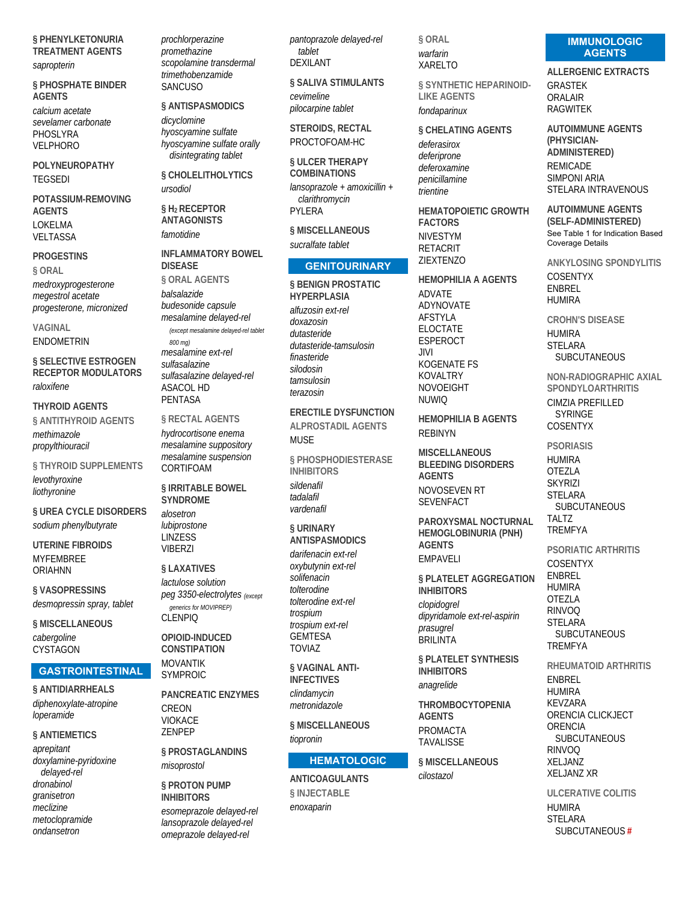**§ PHENYLKETONURIA TREATMENT AGENTS**

*sapropterin*

**§ PHOSPHATE BINDER AGENTS**

*calcium acetate*
*sevelamer carbonate*
PHOSLYRA
VELPHORO

**POLYNEUROPATHY**

TEGSEDI

**POTASSIUM-REMOVING AGENTS**

LOKELMA
VELTASSA

**PROGESTINS**

**§ ORAL**

*medroxyprogesterone*
*megestrol acetate*
*progesterone, micronized*

**VAGINAL**

ENDOMETRIN

**§ SELECTIVE ESTROGEN RECEPTOR MODULATORS**

*raloxifene*

**THYROID AGENTS**

**§ ANTITHYROID AGENTS**

*methimazole*
*propylthiouracil*

**§ THYROID SUPPLEMENTS**

*levothyroxine*
*liothyronine*

**§ UREA CYCLE DISORDERS**

*sodium phenylbutyrate*

**UTERINE FIBROIDS**

MYFEMBREE
ORIAHNN

**§ VASOPRESSINS**

*desmopressin spray, tablet*

**§ MISCELLANEOUS**

*cabergoline*
CYSTAGON

## GASTROINTESTINAL

**§ ANTIDIARRHEALS**

*diphenoxylate-atropine*
*loperamide*

**§ ANTIEMETICS**

*aprepitant*
*doxylamine-pyridoxine delayed-rel*
*dronabinol*
*granisetron*
*meclizine*
*metoclopramide*
*ondansetron*
*prochlorperazine*
*promethazine*
*scopolamine transdermal*
*trimethobenzamide*
SANCUSO

**§ ANTISPASMODICS**

*dicyclomine*
*hyoscyamine sulfate*
*hyoscyamine sulfate orally disintegrating tablet*

**§ CHOLELITHOLYTICS**

*ursodiol*

**§ $H_2$ RECEPTOR ANTAGONISTS**

*famotidine*

**INFLAMMATORY BOWEL DISEASE**

**§ ORAL AGENTS**

*balsalazide*
*budesonide capsule*
*mesalamine delayed-rel* (except mesalamine delayed-rel tablet 800 mg)
*mesalamine ext-rel*
*sulfasalazine*
*sulfasalazine delayed-rel*
ASACOL HD
PENTASA

**§ RECTAL AGENTS**

*hydrocortisone enema*
*mesalamine suppository*
*mesalamine suspension*
CORTIFOAM

**§ IRRITABLE BOWEL SYNDROME**

*alosetron*
*lubiprostone*
LINZESS
VIBERZI

**§ LAXATIVES**

*lactulose solution*
*peg 3350-electrolytes* (except generics for MOVIPREP)
CLENPIQ

**OPIOID-INDUCED CONSTIPATION**

MOVANTIK
SYMPROIC

**PANCREATIC ENZYMES**

CREON
VIOKACE
ZENPEP

**§ PROSTAGLANDINS**

*misoprostol*

**§ PROTON PUMP INHIBITORS**

*esomeprazole delayed-rel*
*lansoprazole delayed-rel*
*omeprazole delayed-rel*
*pantoprazole delayed-rel tablet*
DEXILANT

**§ SALIVA STIMULANTS**

*cevimeline*
*pilocarpine tablet*

**STEROIDS, RECTAL**

PROCTOFOAM-HC

**§ ULCER THERAPY COMBINATIONS**

*lansoprazole + amoxicillin + clarithromycin*
PYLERA

**§ MISCELLANEOUS**

*sucralfate tablet*

## GENITOURINARY

**§ BENIGN PROSTATIC HYPERPLASIA**

*alfuzosin ext-rel*
*doxazosin*
*dutasteride*
*dutasteride-tamsulosin*
*finasteride*
*silodosin*
*tamsulosin*
*terazosin*

**ERECTILE DYSFUNCTION**

**ALPROSTADIL AGENTS**

MUSE

**§ PHOSPHODIESTERASE INHIBITORS**

*sildenafil*
*tadalafil*
*vardenafil*

**§ URINARY ANTISPASMODICS**

*darifenacin ext-rel*
*oxybutynin ext-rel*
*solifenacin*
*tolterodine*
*tolterodine ext-rel*
*trospium*
*trospium ext-rel*
GEMTESA
TOVIAZ

**§ VAGINAL ANTI-INFECTIVES**

*clindamycin*
*metronidazole*

**§ MISCELLANEOUS**

*tiopronin*

## HEMATOLOGIC

**ANTICOAGULANTS**

**§ INJECTABLE**

*enoxaparin*

**§ ORAL**

*warfarin*
XARELTO

**§ SYNTHETIC HEPARINOID-LIKE AGENTS**

*fondaparinux*

**§ CHELATING AGENTS**

*deferasirox*
*deferiprone*
*deferoxamine*
*penicillamine*
*trientine*

**HEMATOPOIETIC GROWTH FACTORS**

NIVESTYM
RETACRIT
ZIEXTENZO

**HEMOPHILIA A AGENTS**

ADVATE
ADYNOVATE
AFSTYLA
ELOCTATE
ESPEROCT
JIVI
KOGENATE FS
KOVALTRY
NOVOEIGHT
NUWIQ

**HEMOPHILIA B AGENTS**

REBINYN

**MISCELLANEOUS BLEEDING DISORDERS AGENTS**

NOVOSEVEN RT
SEVENFACT

**PAROXYSMAL NOCTURNAL HEMOGLOBINURIA (PNH) AGENTS**

EMPAVELI

**§ PLATELET AGGREGATION INHIBITORS**

*clopidogrel*
*dipyridamole ext-rel-aspirin*
*prasugrel*
BRILINTA

**§ PLATELET SYNTHESIS INHIBITORS**

*anagrelide*

**THROMBOCYTOPENIA AGENTS**

PROMACTA
TAVALISSE

**§ MISCELLANEOUS**

*cilostazol*

## IMMUNOLOGIC AGENTS

**ALLERGENIC EXTRACTS**

GRASTEK
ORALAIR
RAGWITEK

**AUTOIMMUNE AGENTS (PHYSICIAN-ADMINISTERED)**

REMICADE
SIMPONI ARIA
STELARA INTRAVENOUS

**AUTOIMMUNE AGENTS (SELF-ADMINISTERED)**

See Table 1 for Indication Based Coverage Details

**ANKYLOSING SPONDYLITIS**

COSENTYX
ENBREL
HUMIRA

**CROHN'S DISEASE**

HUMIRA
STELARA SUBCUTANEOUS

**NON-RADIOGRAPHIC AXIAL SPONDYLOARTHRITIS**

CIMZIA PREFILLED SYRINGE
COSENTYX

**PSORIASIS**

HUMIRA
OTEZLA
SKYRIZI
STELARA SUBCUTANEOUS
TALTZ
TREMFYA

**PSORIATIC ARTHRITIS**

COSENTYX
ENBREL
HUMIRA
OTEZLA
RINVOQ
STELARA SUBCUTANEOUS
TREMFYA

**RHEUMATOID ARTHRITIS**

ENBREL
HUMIRA
KEVZARA
ORENCIA CLICKJECT
ORENCIA SUBCUTANEOUS
RINVOQ
XELJANZ
XELJANZ XR

**ULCERATIVE COLITIS**

HUMIRA
STELARA SUBCUTANEOUS #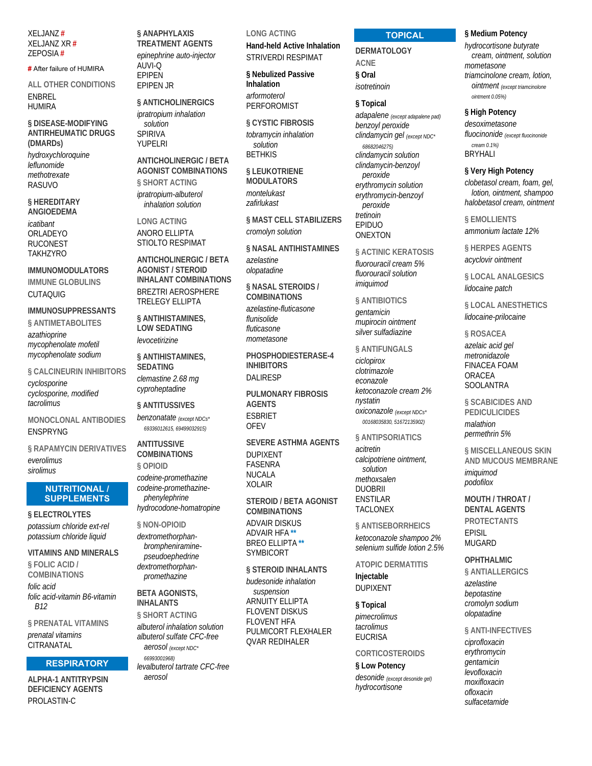XELJANZ #
XELJANZ XR #
ZEPOSIA #

# After failure of HUMIRA

ALL OTHER CONDITIONS

ENBREL
HUMIRA

§ DISEASE-MODIFYING ANTIRHEUMATIC DRUGS (DMARDs)

*hydroxychloroquine*
*leflunomide*
*methotrexate*
RASUVO

§ HEREDITARY ANGIOEDEMA

*icatibant*
ORLADEYO
RUCONEST
TAKHZYRO

IMMUNOMODULATORS

IMMUNE GLOBULINS

CUTAQUIG

IMMUNOSUPPRESSANTS

§ ANTIMETABOLITES

*azathioprine*
*mycophenolate mofetil*
*mycophenolate sodium*

§ CALCINEURIN INHIBITORS

*cyclosporine*
*cyclosporine, modified*
*tacrolimus*

MONOCLONAL ANTIBODIES

ENSPRYNG

§ RAPAMYCIN DERIVATIVES

*everolimus*
*sirolimus*

## NUTRITIONAL / SUPPLEMENTS

§ ELECTROLYTES

*potassium chloride ext-rel*
*potassium chloride liquid*

VITAMINS AND MINERALS

§ FOLIC ACID / COMBINATIONS

*folic acid*
*folic acid-vitamin B6-vitamin B12*

§ PRENATAL VITAMINS

*prenatal vitamins*
CITRANATAL

## RESPIRATORY

ALPHA-1 ANTITRYPSIN DEFICIENCY AGENTS

PROLASTIN-C

§ ANAPHYLAXIS TREATMENT AGENTS

*epinephrine auto-injector*
AUVI-Q
EPIPEN
EPIPEN JR

§ ANTICHOLINERGICS

*ipratropium inhalation solution*
SPIRIVA
YUPELRI

ANTICHOLINERGIC / BETA AGONIST COMBINATIONS

§ SHORT ACTING

*ipratropium-albuterol inhalation solution*

LONG ACTING

ANORO ELLIPTA
STIOLTO RESPIMAT

ANTICHOLINERGIC / BETA AGONIST / STEROID INHALANT COMBINATIONS

BREZTRI AEROSPHERE
TRELEGY ELLIPTA

§ ANTIHISTAMINES, LOW SEDATING

*levocetirizine*

§ ANTIHISTAMINES, SEDATING

*clemastine 2.68 mg*
*cyproheptadine*

§ ANTITUSSIVES

*benzonatate* (except NDCs* 69336012615, 69499032915)

ANTITUSSIVE COMBINATIONS

§ OPIOID

*codeine-promethazine*
*codeine-promethazine-phenylephrine*
*hydrocodone-homatropine*

§ NON-OPIOID

*dextromethorphan-brompheniramine-pseudoephedrine*
*dextromethorphan-promethazine*

BETA AGONISTS, INHALANTS

§ SHORT ACTING

*albuterol inhalation solution*
*albuterol sulfate CFC-free aerosol* (except NDC* 66993001968)
*levalbuterol tartrate CFC-free aerosol*

LONG ACTING

**Hand-held Active Inhalation**

STRIVERDI RESPIMAT

**§ Nebulized Passive Inhalation**

*arformoterol*
PERFOROMIST

§ CYSTIC FIBROSIS

*tobramycin inhalation solution*
BETHKIS

§ LEUKOTRIENE MODULATORS

*montelukast*
*zafirlukast*

§ MAST CELL STABILIZERS

*cromolyn solution*

§ NASAL ANTIHISTAMINES

*azelastine*
*olopatadine*

§ NASAL STEROIDS / COMBINATIONS

*azelastine-fluticasone*
*flunisolide*
*fluticasone*
*mometasone*

PHOSPHODIESTERASE-4 INHIBITORS

DALIRESP

PULMONARY FIBROSIS AGENTS

ESBRIET
OFEV

SEVERE ASTHMA AGENTS

DUPIXENT
FASENRA
NUCALA
XOLAIR

STEROID / BETA AGONIST COMBINATIONS

ADVAIR DISKUS
ADVAIR HFA **
BREO ELLIPTA **
SYMBICORT

§ STEROID INHALANTS

*budesonide inhalation suspension*
ARNUITY ELLIPTA
FLOVENT DISKUS
FLOVENT HFA
PULMICORT FLEXHALER
QVAR REDIHALER

## TOPICAL

DERMATOLOGY

ACNE

**§ Oral**

*isotretinoin*

**§ Topical**

*adapalene* (except adapalene pad)
*benzoyl peroxide*
*clindamycin gel* (except NDC* 68682046275)
*clindamycin solution*
*clindamycin-benzoyl peroxide*
*erythromycin solution*
*erythromycin-benzoyl peroxide*
*tretinoin*
EPIDUO
ONEXTON

§ ACTINIC KERATOSIS

*fluorouracil cream 5%*
*fluorouracil solution*
*imiquimod*

§ ANTIBIOTICS

*gentamicin*
*mupirocin ointment*
*silver sulfadiazine*

§ ANTIFUNGALS

*ciclopirox*
*clotrimazole*
*econazole*
*ketoconazole cream 2%*
*nystatin*
*oxiconazole* (except NDCs* 00168035830, 51672135902)

§ ANTIPSORIATICS

*acitretin*
*calcipotriene ointment, solution*
*methoxsalen*
DUOBRII
ENSTILAR
TACLONEX

§ ANTISEBORRHEICS

*ketoconazole shampoo 2%*
*selenium sulfide lotion 2.5%*

ATOPIC DERMATITIS

**Injectable**

DUPIXENT

**§ Topical**

*pimecrolimus*
*tacrolimus*
EUCRISA

CORTICOSTEROIDS

**§ Low Potency**

*desonide* (except desonide gel)
*hydrocortisone*

**§ Medium Potency**

*hydrocortisone butyrate cream, ointment, solution*
*mometasone*
*triamcinolone cream, lotion, ointment* (except triamcinolone ointment 0.05%)

**§ High Potency**

*desoximetasone*
*fluocinonide* (except fluocinonide cream 0.1%)
BRYHALI

**§ Very High Potency**

*clobetasol cream, foam, gel, lotion, ointment, shampoo*
*halobetasol cream, ointment*

§ EMOLLIENTS

*ammonium lactate 12%*

§ HERPES AGENTS

*acyclovir ointment*

§ LOCAL ANALGESICS

*lidocaine patch*

§ LOCAL ANESTHETICS

*lidocaine-prilocaine*

§ ROSACEA

*azelaic acid gel*
*metronidazole*
FINACEA FOAM
ORACEA
SOOLANTRA

§ SCABICIDES AND PEDICULICIDES

*malathion*
*permethrin 5%*

§ MISCELLANEOUS SKIN AND MUCOUS MEMBRANE

*imiquimod*
*podofilox*

MOUTH / THROAT / DENTAL AGENTS

PROTECTANTS

EPISIL
MUGARD

OPHTHALMIC

§ ANTIALLERGICS

*azelastine*
*bepotastine*
*cromolyn sodium*
*olopatadine*

§ ANTI-INFECTIVES

*ciprofloxacin*
*erythromycin*
*gentamicin*
*levofloxacin*
*moxifloxacin*
*ofloxacin*
*sulfacetamide*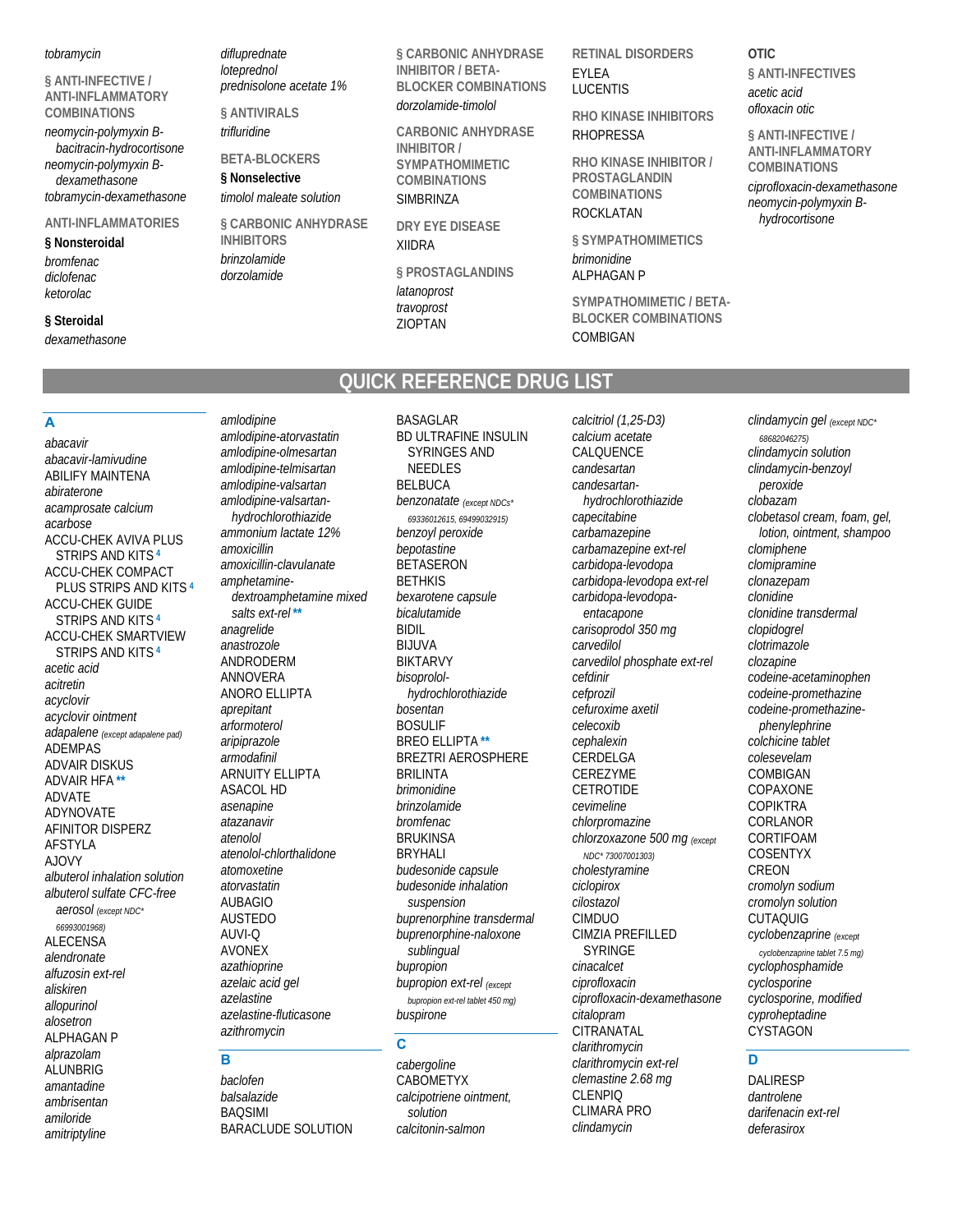*tobramycin*

**§ ANTI-INFECTIVE / ANTI-INFLAMMATORY COMBINATIONS**

*neomycin-polymyxin B-bacitracin-hydrocortisone*
*neomycin-polymyxin B-dexamethasone*
*tobramycin-dexamethasone*

**ANTI-INFLAMMATORIES**

**§ Nonsteroidal**

*bromfenac*
*diclofenac*
*ketorolac*

**§ Steroidal**

*dexamethasone*
*difluprednate*
*loteprednol*
*prednisolone acetate 1%*

**§ ANTIVIRALS**

*trifluridine*

**BETA-BLOCKERS**

**§ Nonselective**

*timolol maleate solution*

**§ CARBONIC ANHYDRASE INHIBITORS**

*brinzolamide*
*dorzolamide*

**§ CARBONIC ANHYDRASE INHIBITOR / BETA-BLOCKER COMBINATIONS**

*dorzolamide-timolol*

**CARBONIC ANHYDRASE INHIBITOR / SYMPATHOMIMETIC COMBINATIONS**

SIMBRINZA

**DRY EYE DISEASE**

XIIDRA

**§ PROSTAGLANDINS**

*latanoprost*
*travoprost*
ZIOPTAN

**RETINAL DISORDERS**

EYLEA
LUCENTIS

**RHO KINASE INHIBITORS**

RHOPRESSA

**RHO KINASE INHIBITOR / PROSTAGLANDIN COMBINATIONS**

ROCKLATAN

**§ SYMPATHOMIMETICS**

*brimonidine*
ALPHAGAN P

**SYMPATHOMIMETIC / BETA-BLOCKER COMBINATIONS**

COMBIGAN

**OTIC**

**§ ANTI-INFECTIVES**

*acetic acid*
*ofloxacin otic*

**§ ANTI-INFECTIVE / ANTI-INFLAMMATORY COMBINATIONS**

*ciprofloxacin-dexamethasone*
*neomycin-polymyxin B-hydrocortisone*

# QUICK REFERENCE DRUG LIST

## A

*abacavir*
*abacavir-lamivudine*
ABILIFY MAINTENA
*abiraterone*
*acamprosate calcium*
*acarbose*
ACCU-CHEK AVIVA PLUS STRIPS AND KITS [4]
ACCU-CHEK COMPACT PLUS STRIPS AND KITS [4]
ACCU-CHEK GUIDE STRIPS AND KITS [4]
ACCU-CHEK SMARTVIEW STRIPS AND KITS [4]
*acetic acid*
*acitretin*
*acyclovir*
*acyclovir ointment*
*adapalene* *(except adapalene pad)*
ADEMPAS
ADVAIR DISKUS
ADVAIR HFA **
ADVATE
ADYNOVATE
AFINITOR DISPERZ
AFSTYLA
AJOVY
*albuterol inhalation solution*
*albuterol sulfate CFC-free aerosol* *(except NDC* 66993001968)*
ALECENSA
*alendronate*
*alfuzosin ext-rel*
*aliskiren*
*allopurinol*
*alosetron*
ALPHAGAN P
*alprazolam*
ALUNBRIG
*amantadine*
*ambrisentan*
*amiloride*
*amitriptyline*
*amlodipine*
*amlodipine-atorvastatin*
*amlodipine-olmesartan*
*amlodipine-telmisartan*
*amlodipine-valsartan*
*amlodipine-valsartan-hydrochlorothiazide*
*ammonium lactate 12%*
*amoxicillin*
*amoxicillin-clavulanate*
*amphetamine-dextroamphetamine mixed salts ext-rel* **
*anagrelide*
*anastrozole*
ANDRODERM
ANNOVERA
ANORO ELLIPTA
*aprepitant*
*arformoterol*
*aripiprazole*
*armodafinil*
ARNUITY ELLIPTA
ASACOL HD
*asenapine*
*atazanavir*
*atenolol*
*atenolol-chlorthalidone*
*atomoxetine*
*atorvastatin*
AUBAGIO
AUSTEDO
AUVI-Q
AVONEX
*azathioprine*
*azelaic acid gel*
*azelastine*
*azelastine-fluticasone*
*azithromycin*

## B

*baclofen*
*balsalazide*
BAQSIMI
BARACLUDE SOLUTION
BASAGLAR
BD ULTRAFINE INSULIN SYRINGES AND NEEDLES
BELBUCA
*benzonatate* *(except NDCs* 69336012615, 69499032915)*
*benzoyl peroxide*
*bepotastine*
BETASERON
BETHKIS
BIDIL
BIJUVA
BIKTARVY
*bisoprolol-hydrochlorothiazide*
*bosentan*
BOSULIF
BREO ELLIPTA **
BREZTRI AEROSPHERE
BRILINTA
*brimonidine*
*brinzolamide*
*bromfenac*
BRUKINSA
BRYHALI
*budesonide capsule*
*budesonide inhalation suspension*
*buprenorphine transdermal*
*buprenorphine-naloxone sublingual*
*bupropion*
*bupropion ext-rel* *(except bupropion ext-rel tablet 450 mg)*
*buspirone*

## C

*cabergoline*
CABOMETYX
*calcipotriene ointment, solution*
*calcitonin-salmon*
*calcitriol (1,25-D3)*
*calcium acetate*
CALQUENCE
*candesartan*
*candesartan-hydrochlorothiazide*
*capecitabine*
*carbamazepine*
*carbamazepine ext-rel*
*carbidopa-levodopa*
*carbidopa-levodopa ext-rel*
*carbidopa-levodopa-entacapone*
*carisoprodol 350 mg*
*carvedilol*
*carvedilol phosphate ext-rel*
*cefdinir*
*cefprozil*
*cefuroxime axetil*
*celecoxib*
*cephalexin*
CERDELGA
CEREZYME
CETROTIDE
*cevimeline*
*chlorpromazine*
*chlorzoxazone 500 mg* *(except NDC* 73007001303)*
*cholestyramine*
*ciclopirox*
*cilostazol*
CIMDUO
CIMZIA PREFILLED SYRINGE
*cinacalcet*
*ciprofloxacin*
*ciprofloxacin-dexamethasone*
*citalopram*
CITRANATAL
*clarithromycin*
*clarithromycin ext-rel*
*clemastine 2.68 mg*
CLENPIQ
CLIMARA PRO
*clindamycin*
*clindamycin gel* *(except NDC* 68682046275)*
*clindamycin solution*
*clindamycin-benzoyl peroxide*
*clobazam*
*clobetasol cream, foam, gel, lotion, ointment, shampoo*
*clomiphene*
*clomipramine*
*clonazepam*
*clonidine*
*clonidine transdermal*
*clopidogrel*
*clotrimazole*
*clozapine*
*codeine-acetaminophen*
*codeine-promethazine*
*codeine-promethazine-phenylephrine*
*colchicine tablet*
*colesevelam*
COMBIGAN
COPAXONE
COPIKTRA
CORLANOR
CORTIFOAM
COSENTYX
CREON
*cromolyn sodium*
*cromolyn solution*
CUTAQUIG
*cyclobenzaprine* *(except cyclobenzaprine tablet 7.5 mg)*
*cyclophosphamide*
*cyclosporine*
*cyclosporine, modified*
*cyproheptadine*
CYSTAGON

## D

DALIRESP
*dantrolene*
*darifenacin ext-rel*
*deferasirox*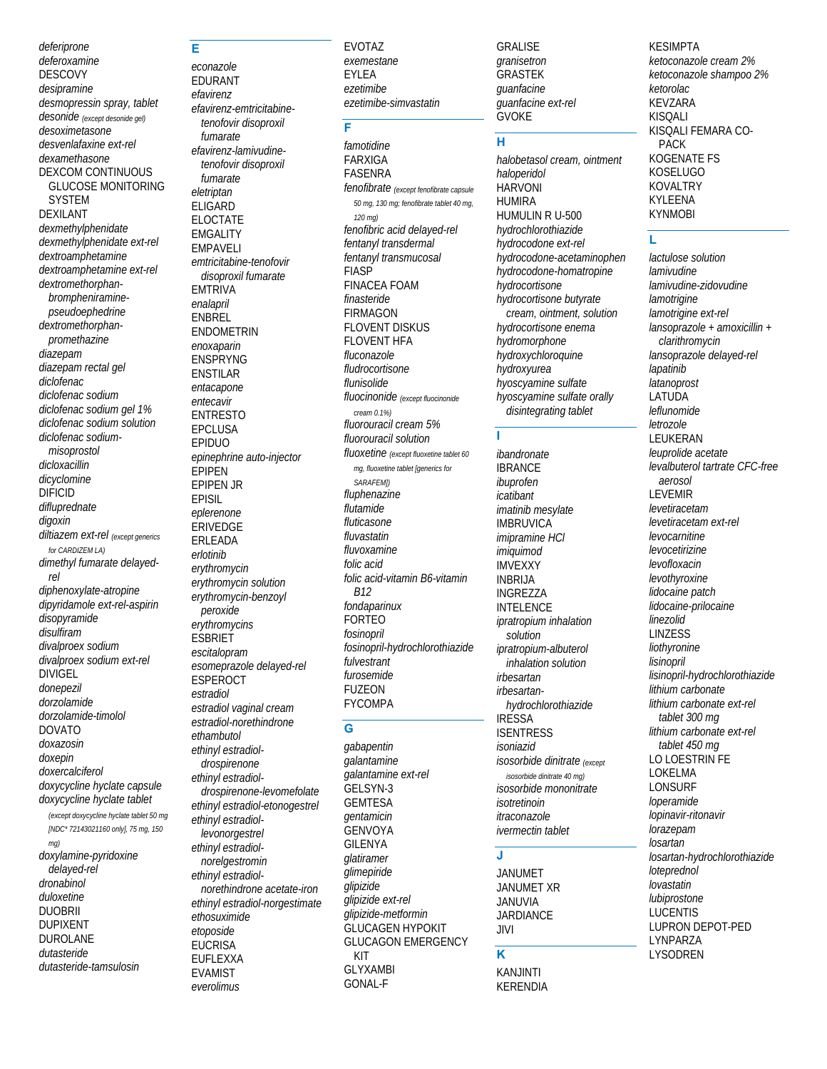*deferiprone*
*deferoxamine*
DESCOVY
*desipramine*
*desmopressin spray, tablet*
*desonide* *(except desonide gel)*
*desoximetasone*
*desvenlafaxine ext-rel*
*dexamethasone*
DEXCOM CONTINUOUS GLUCOSE MONITORING SYSTEM
DEXILANT
*dexmethylphenidate*
*dexmethylphenidate ext-rel*
*dextroamphetamine*
*dextroamphetamine ext-rel*
*dextromethorphan-brompheniramine-pseudoephedrine*
*dextromethorphan-promethazine*
*diazepam*
*diazepam rectal gel*
*diclofenac*
*diclofenac sodium*
*diclofenac sodium gel 1%*
*diclofenac sodium solution*
*diclofenac sodium-misoprostol*
*dicloxacillin*
*dicyclomine*
DIFICID
*difluprednate*
*digoxin*
*diltiazem ext-rel* *(except generics for CARDIZEM LA)*
*dimethyl fumarate delayed-rel*
*diphenoxylate-atropine*
*dipyridamole ext-rel-aspirin*
*disopyramide*
*disulfiram*
*divalproex sodium*
*divalproex sodium ext-rel*
DIVIGEL
*donepezil*
*dorzolamide*
*dorzolamide-timolol*
DOVATO
*doxazosin*
*doxepin*
*doxercalciferol*
*doxycycline hyclate capsule*
*doxycycline hyclate tablet* *(except doxycycline hyclate tablet 50 mg [NDC* 72143021160 only], 75 mg, 150 mg)*
*doxylamine-pyridoxine delayed-rel*
*dronabinol*
*duloxetine*
DUOBRII
DUPIXENT
DUROLANE
*dutasteride*
*dutasteride-tamsulosin*

## E

*econazole*
EDURANT
*efavirenz*
*efavirenz-emtricitabine-tenofovir disoproxil fumarate*
*efavirenz-lamivudine-tenofovir disoproxil fumarate*
*eletriptan*
ELIGARD
ELOCTATE
EMGALITY
EMPAVELI
*emtricitabine-tenofovir disoproxil fumarate*
EMTRIVA
*enalapril*
ENBREL
ENDOMETRIN
*enoxaparin*
ENSPRYNG
ENSTILAR
*entacapone*
*entecavir*
ENTRESTO
EPCLUSA
EPIDUO
*epinephrine auto-injector*
EPIPEN
EPIPEN JR
EPISIL
*eplerenone*
ERIVEDGE
ERLEADA
*erlotinib*
*erythromycin*
*erythromycin solution*
*erythromycin-benzoyl peroxide*
*erythromycins*
ESBRIET
*escitalopram*
*esomeprazole delayed-rel*
ESPEROCT
*estradiol*
*estradiol vaginal cream*
*estradiol-norethindrone*
*ethambutol*
*ethinyl estradiol-drospirenone*
*ethinyl estradiol-drospirenone-levomefolate*
*ethinyl estradiol-etonogestrel*
*ethinyl estradiol-levonorgestrel*
*ethinyl estradiol-norelgestromin*
*ethinyl estradiol-norethindrone acetate-iron*
*ethinyl estradiol-norgestimate*
*ethosuximide*
*etoposide*
EUCRISA
EUFLEXXA
EVAMIST
*everolimus*
EVOTAZ
*exemestane*
EYLEA
*ezetimibe*
*ezetimibe-simvastatin*

## F

*famotidine*
FARXIGA
FASENRA
*fenofibrate* *(except fenofibrate capsule 50 mg, 130 mg; fenofibrate tablet 40 mg, 120 mg)*
*fenofibric acid delayed-rel*
*fentanyl transdermal*
*fentanyl transmucosal*
FIASP
FINACEA FOAM
*finasteride*
FIRMAGON
FLOVENT DISKUS
FLOVENT HFA
*fluconazole*
*fludrocortisone*
*flunisolide*
*fluocinonide* *(except fluocinonide cream 0.1%)*
*fluorouracil cream 5%*
*fluorouracil solution*
*fluoxetine* *(except fluoxetine tablet 60 mg, fluoxetine tablet [generics for SARAFEM])*
*fluphenazine*
*flutamide*
*fluticasone*
*fluvastatin*
*fluvoxamine*
*folic acid*
*folic acid-vitamin B6-vitamin B12*
*fondaparinux*
FORTEO
*fosinopril*
*fosinopril-hydrochlorothiazide*
*fulvestrant*
*furosemide*
FUZEON
FYCOMPA

## G

*gabapentin*
*galantamine*
*galantamine ext-rel*
GELSYN-3
GEMTESA
*gentamicin*
GENVOYA
GILENYA
*glatiramer*
*glimepiride*
*glipizide*
*glipizide ext-rel*
*glipizide-metformin*
GLUCAGEN HYPOKIT
GLUCAGON EMERGENCY KIT
GLYXAMBI
GONAL-F
GRALISE
*granisetron*
GRASTEK
*guanfacine*
*guanfacine ext-rel*
GVOKE

## H

*halobetasol cream, ointment*
*haloperidol*
HARVONI
HUMIRA
HUMULIN R U-500
*hydrochlorothiazide*
*hydrocodone ext-rel*
*hydrocodone-acetaminophen*
*hydrocodone-homatropine*
*hydrocortisone*
*hydrocortisone butyrate cream, ointment, solution*
*hydrocortisone enema*
*hydromorphone*
*hydroxychloroquine*
*hydroxyurea*
*hyoscyamine sulfate*
*hyoscyamine sulfate orally disintegrating tablet*

## I

*ibandronate*
IBRANCE
*ibuprofen*
*icatibant*
*imatinib mesylate*
IMBRUVICA
*imipramine HCl*
*imiquimod*
IMVEXXY
INBRIJA
INGREZZA
INTELENCE
*ipratropium inhalation solution*
*ipratropium-albuterol inhalation solution*
*irbesartan*
*irbesartan-hydrochlorothiazide*
IRESSA
ISENTRESS
*isoniazid*
*isosorbide dinitrate* *(except isosorbide dinitrate 40 mg)*
*isosorbide mononitrate*
*isotretinoin*
*itraconazole*
*ivermectin tablet*

## J

JANUMET
JANUMET XR
JANUVIA
JARDIANCE
JIVI

## K

KANJINTI
KERENDIA
KESIMPTA
*ketoconazole cream 2%*
*ketoconazole shampoo 2%*
*ketorolac*
KEVZARA
KISQALI
KISQALI FEMARA CO-PACK
KOGENATE FS
KOSELUGO
KOVALTRY
KYLEENA
KYNMOBI

## L

*lactulose solution*
*lamivudine*
*lamivudine-zidovudine*
*lamotrigine*
*lamotrigine ext-rel*
*lansoprazole + amoxicillin + clarithromycin*
*lansoprazole delayed-rel*
*lapatinib*
*latanoprost*
LATUDA
*leflunomide*
*letrozole*
LEUKERAN
*leuprolide acetate*
*levalbuterol tartrate CFC-free aerosol*
LEVEMIR
*levetiracetam*
*levetiracetam ext-rel*
*levocarnitine*
*levocetirizine*
*levofloxacin*
*levothyroxine*
*lidocaine patch*
*lidocaine-prilocaine*
*linezolid*
LINZESS
*liothyronine*
*lisinopril*
*lisinopril-hydrochlorothiazide*
*lithium carbonate*
*lithium carbonate ext-rel tablet 300 mg*
*lithium carbonate ext-rel tablet 450 mg*
LO LOESTRIN FE
LOKELMA
LONSURF
*loperamide*
*lopinavir-ritonavir*
*lorazepam*
*losartan*
*losartan-hydrochlorothiazide*
*loteprednol*
*lovastatin*
*lubiprostone*
LUCENTIS
LUPRON DEPOT-PED
LYNPARZA
LYSODREN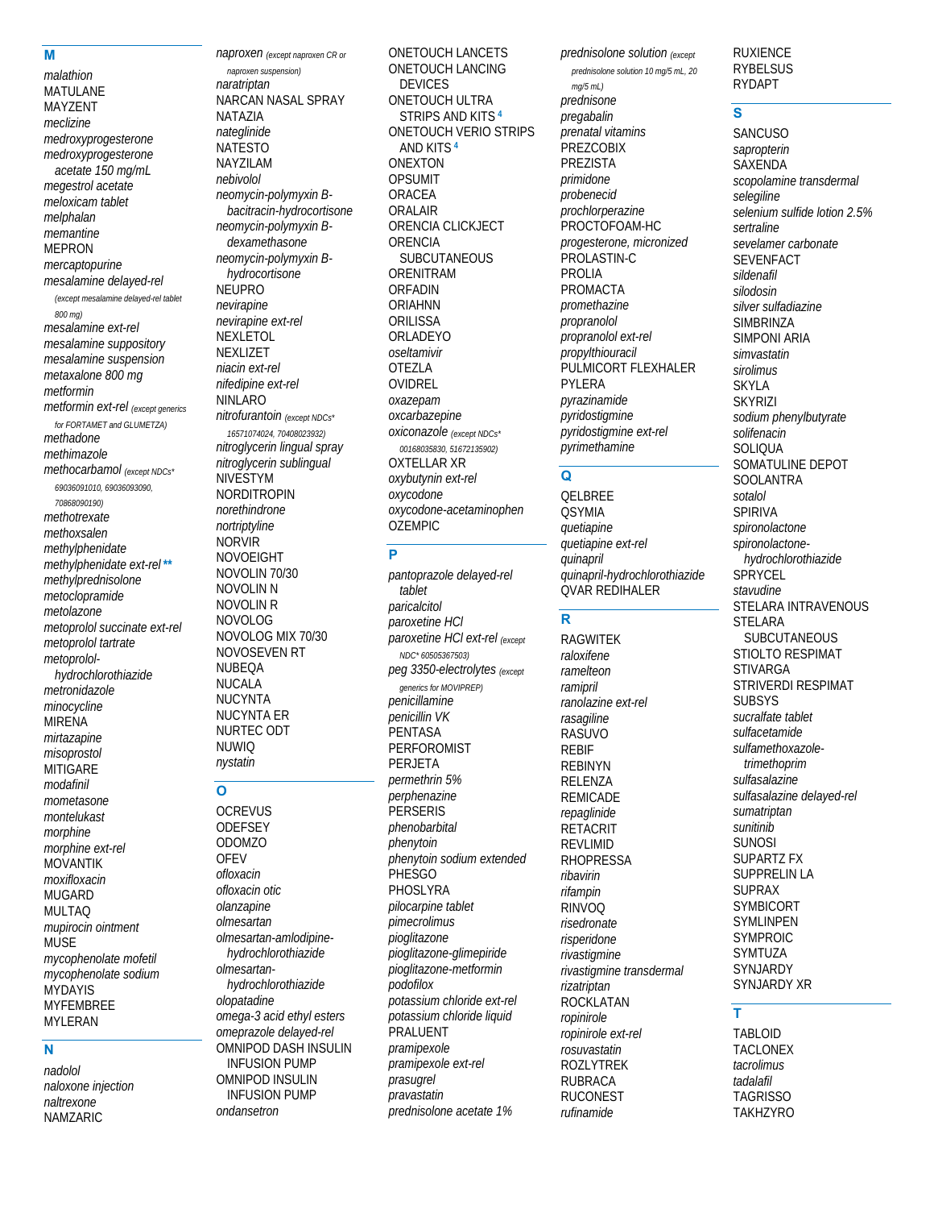## M

*malathion*
MATULANE
MAYZENT
*meclizine*
*medroxyprogesterone*
*medroxyprogesterone acetate 150 mg/mL*
*megestrol acetate*
*meloxicam tablet*
*melphalan*
*memantine*
MEPRON
*mercaptopurine*
*mesalamine delayed-rel* *(except mesalamine delayed-rel tablet 800 mg)*
*mesalamine ext-rel*
*mesalamine suppository*
*mesalamine suspension*
*metaxalone 800 mg*
*metformin*
*metformin ext-rel* *(except generics for FORTAMET and GLUMETZA)*
*methadone*
*methimazole*
*methocarbamol* *(except NDCs* 69036091010, 69036093090, 70868090190)*
*methotrexate*
*methoxsalen*
*methylphenidate*
*methylphenidate ext-rel* **
*methylprednisolone*
*metoclopramide*
*metolazone*
*metoprolol succinate ext-rel*
*metoprolol tartrate*
*metoprolol-hydrochlorothiazide*
*metronidazole*
*minocycline*
MIRENA
*mirtazapine*
*misoprostol*
MITIGARE
*modafinil*
*mometasone*
*montelukast*
*morphine*
*morphine ext-rel*
MOVANTIK
*moxifloxacin*
MUGARD
MULTAQ
*mupirocin ointment*
MUSE
*mycophenolate mofetil*
*mycophenolate sodium*
MYDAYIS
MYFEMBREE
MYLERAN

## N

*nadolol*
*naloxone injection*
*naltrexone*
NAMZARIC
*naproxen* *(except naproxen CR or naproxen suspension)*
*naratriptan*
NARCAN NASAL SPRAY
NATAZIA
*nateglinide*
NATESTO
NAYZILAM
*nebivolol*
*neomycin-polymyxin B-bacitracin-hydrocortisone*
*neomycin-polymyxin B-dexamethasone*
*neomycin-polymyxin B-hydrocortisone*
NEUPRO
*nevirapine*
*nevirapine ext-rel*
NEXLETOL
NEXLIZET
*niacin ext-rel*
*nifedipine ext-rel*
NINLARO
*nitrofurantoin* *(except NDCs* 16571074024, 70408023932)*
*nitroglycerin lingual spray*
*nitroglycerin sublingual*
NIVESTYM
NORDITROPIN
*norethindrone*
*nortriptyline*
NORVIR
NOVOEIGHT
NOVOLIN 70/30
NOVOLIN N
NOVOLIN R
NOVOLOG
NOVOLOG MIX 70/30
NOVOSEVEN RT
NUBEQA
NUCALA
NUCYNTA
NUCYNTA ER
NURTEC ODT
NUWIQ
*nystatin*

## O

OCREVUS
ODEFSEY
ODOMZO
OFEV
*ofloxacin*
*ofloxacin otic*
*olanzapine*
*olmesartan*
*olmesartan-amlodipine-hydrochlorothiazide*
*olmesartan-hydrochlorothiazide*
*olopatadine*
*omega-3 acid ethyl esters*
*omeprazole delayed-rel*
OMNIPOD DASH INSULIN INFUSION PUMP
OMNIPOD INSULIN INFUSION PUMP
*ondansetron*
ONETOUCH LANCETS
ONETOUCH LANCING DEVICES
ONETOUCH ULTRA STRIPS AND KITS [4]
ONETOUCH VERIO STRIPS AND KITS [4]
ONEXTON
OPSUMIT
ORACEA
ORALAIR
ORENCIA CLICKJECT
ORENCIA SUBCUTANEOUS
ORENITRAM
ORFADIN
ORIAHNN
ORILISSA
ORLADEYO
*oseltamivir*
OTEZLA
OVIDREL
*oxazepam*
*oxcarbazepine*
*oxiconazole* *(except NDCs* 00168035830, 51672135902)*
OXTELLAR XR
*oxybutynin ext-rel*
*oxycodone*
*oxycodone-acetaminophen*
OZEMPIC

## P

*pantoprazole delayed-rel tablet*
*paricalcitol*
*paroxetine HCl*
*paroxetine HCl ext-rel* *(except NDC* 60505367503)*
*peg 3350-electrolytes* *(except generics for MOVIPREP)*
*penicillamine*
*penicillin VK*
PENTASA
PERFOROMIST
PERJETA
*permethrin 5%*
*perphenazine*
PERSERIS
*phenobarbital*
*phenytoin*
*phenytoin sodium extended*
PHESGO
PHOSLYRA
*pilocarpine tablet*
*pimecrolimus*
*pioglitazone*
*pioglitazone-glimepiride*
*pioglitazone-metformin*
*podofilox*
*potassium chloride ext-rel*
*potassium chloride liquid*
PRALUENT
*pramipexole*
*pramipexole ext-rel*
*prasugrel*
*pravastatin*
*prednisolone acetate 1%*
*prednisolone solution* *(except prednisolone solution 10 mg/5 mL, 20 mg/5 mL)*
*prednisone*
*pregabalin*
*prenatal vitamins*
PREZCOBIX
PREZISTA
*primidone*
*probenecid*
*prochlorperazine*
PROCTOFOAM-HC
*progesterone, micronized*
PROLASTIN-C
PROLIA
PROMACTA
*promethazine*
*propranolol*
*propranolol ext-rel*
*propylthiouracil*
PULMICORT FLEXHALER
PYLERA
*pyrazinamide*
*pyridostigmine*
*pyridostigmine ext-rel*
*pyrimethamine*

## Q

QELBREE
QSYMIA
*quetiapine*
*quetiapine ext-rel*
*quinapril*
*quinapril-hydrochlorothiazide*
QVAR REDIHALER

## R

RAGWITEK
*raloxifene*
*ramelteon*
*ramipril*
*ranolazine ext-rel*
*rasagiline*
RASUVO
REBIF
REBINYN
RELENZA
REMICADE
*repaglinide*
RETACRIT
REVLIMID
RHOPRESSA
*ribavirin*
*rifampin*
RINVOQ
*risedronate*
*risperidone*
*rivastigmine*
*rivastigmine transdermal*
*rizatriptan*
ROCKLATAN
*ropinirole*
*ropinirole ext-rel*
*rosuvastatin*
ROZLYTREK
RUBRACA
RUCONEST
*rufinamide*
RUXIENCE
RYBELSUS
RYDAPT

## S

SANCUSO
*sapropterin*
SAXENDA
*scopolamine transdermal*
*selegiline*
*selenium sulfide lotion 2.5%*
*sertraline*
*sevelamer carbonate*
SEVENFACT
*sildenafil*
*silodosin*
*silver sulfadiazine*
SIMBRINZA
SIMPONI ARIA
*simvastatin*
*sirolimus*
SKYLA
SKYRIZI
*sodium phenylbutyrate*
*solifenacin*
SOLIQUA
SOMATULINE DEPOT
SOOLANTRA
*sotalol*
SPIRIVA
*spironolactone*
*spironolactone-hydrochlorothiazide*
SPRYCEL
*stavudine*
STELARA INTRAVENOUS
STELARA SUBCUTANEOUS
STIOLTO RESPIMAT
STIVARGA
STRIVERDI RESPIMAT
SUBSYS
*sucralfate tablet*
*sulfacetamide*
*sulfamethoxazole-trimethoprim*
*sulfasalazine*
*sulfasalazine delayed-rel*
*sumatriptan*
*sunitinib*
SUNOSI
SUPARTZ FX
SUPPRELIN LA
SUPRAX
SYMBICORT
SYMLINPEN
SYMPROIC
SYMTUZA
SYNJARDY
SYNJARDY XR

## T

TABLOID
TACLONEX
*tacrolimus*
*tadalafil*
TAGRISSO
TAKHZYRO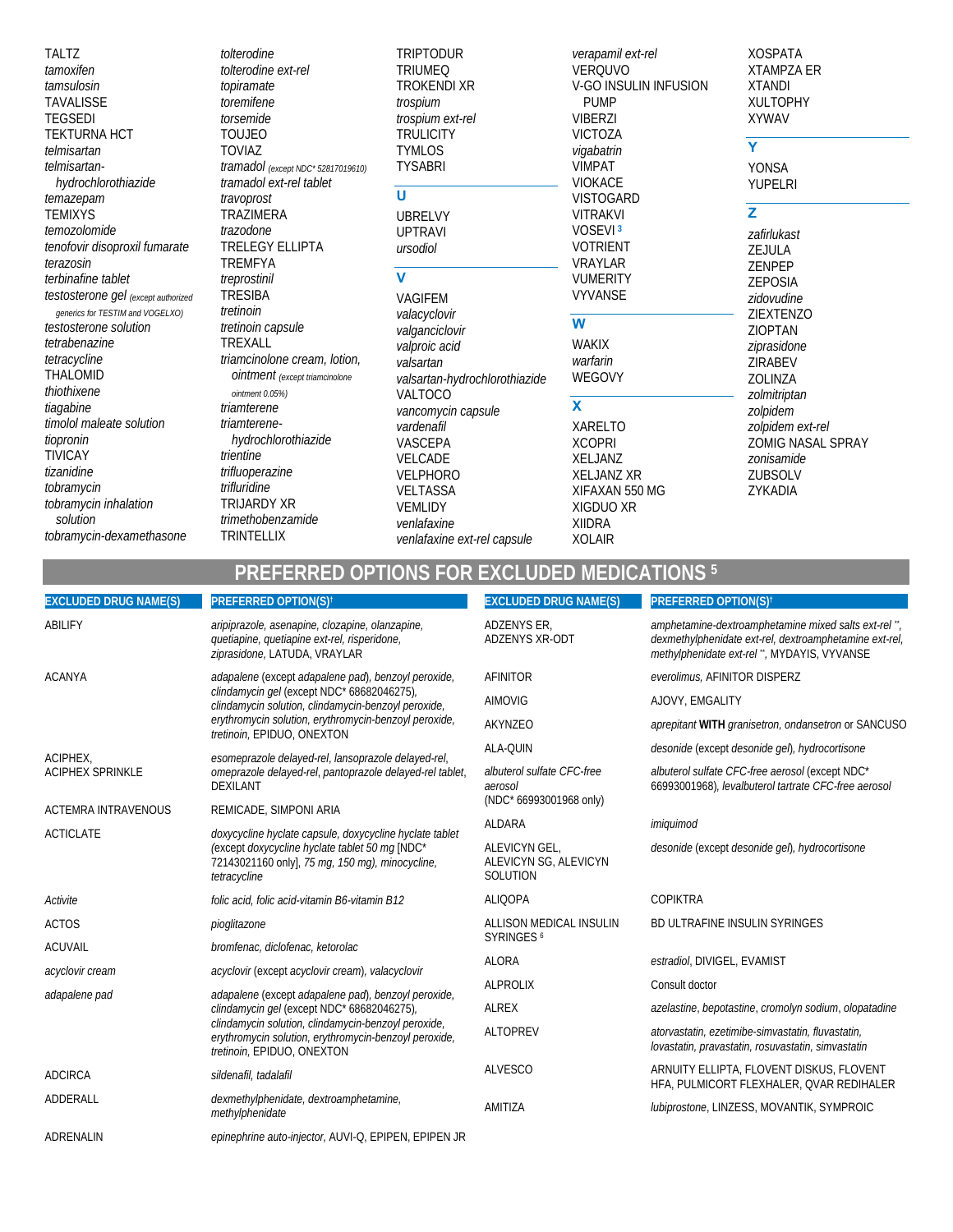TALTZ
*tamoxifen*
*tamsulosin*
TAVALISSE
TEGSEDI
TEKTURNA HCT
*telmisartan*
*telmisartan-hydrochlorothiazide*
*temazepam*
TEMIXYS
*temozolomide*
*tenofovir disoproxil fumarate*
*terazosin*
*terbinafine tablet*
*testosterone gel* (except authorized generics for TESTIM and VOGELXO)
*testosterone solution*
*tetrabenazine*
*tetracycline*
THALOMID
*thiothixene*
*tiagabine*
*timolol maleate solution*
*tiopronin*
TIVICAY
*tizanidine*
*tobramycin*
*tobramycin inhalation solution*
*tobramycin-dexamethasone*
*tolterodine*
*tolterodine ext-rel*
*topiramate*
*toremifene*
*torsemide*
TOUJEO
TOVIAZ
*tramadol* (except NDC* 52817019610)
*tramadol ext-rel tablet*
*travoprost*
TRAZIMERA
*trazodone*
TRELEGY ELLIPTA
TREMFYA
*treprostinil*
TRESIBA
*tretinoin*
*tretinoin capsule*
TREXALL
*triamcinolone cream, lotion, ointment* (except triamcinolone ointment 0.05%)
*triamterene*
*triamterene-hydrochlorothiazide*
*trientine*
*trifluoperazine*
*trifluridine*
TRIJARDY XR
*trimethobenzamide*
TRINTELLIX
TRIPTODUR
TRIUMEQ
TROKENDI XR
*trospium*
*trospium ext-rel*
TRULICITY
TYMLOS
TYSABRI

## U

UBRELVY
UPTRAVI
*ursodiol*

## V

VAGIFEM
*valacyclovir*
*valganciclovir*
*valproic acid*
*valsartan*
*valsartan-hydrochlorothiazide*
VALTOCO
*vancomycin capsule*
*vardenafil*
VASCEPA
VELCADE
VELPHORO
VELTASSA
VEMLIDY
*venlafaxine*
*venlafaxine ext-rel capsule*
*verapamil ext-rel*
VERQUVO
V-GO INSULIN INFUSION PUMP
VIBERZI
VICTOZA
*vigabatrin*
VIMPAT
VIOKACE
VISTOGARD
VITRAKVI
VOSEVI [3]
VOTRIENT
VRAYLAR
VUMERITY
VYVANSE

## W

WAKIX
*warfarin*
WEGOVY

## X

XARELTO
XCOPRI
XELJANZ
XELJANZ XR
XIFAXAN 550 MG
XIGDUO XR
XIIDRA
XOLAIR
XOSPATA
XTAMPZA ER
XTANDI
XULTOPHY
XYWAV

## Y

YONSA
YUPELRI

## Z

*zafirlukast*
ZEJULA
ZENPEP
ZEPOSIA
*zidovudine*
ZIEXTENZO
ZIOPTAN
*ziprasidone*
ZIRABEV
ZOLINZA
*zolmitriptan*
*zolpidem*
*zolpidem ext-rel*
ZOMIG NASAL SPRAY
*zonisamide*
ZUBSOLV
ZYKADIA

# PREFERRED OPTIONS FOR EXCLUDED MEDICATIONS [5]

| EXCLUDED DRUG NAME(S) | PREFERRED OPTION(S)† |
|---|---|
| ABILIFY | *aripiprazole, asenapine, clozapine, olanzapine, quetiapine, quetiapine ext-rel, risperidone, ziprasidone,* LATUDA, VRAYLAR |
| ACANYA | *adapalene* (except *adapalene pad*), *benzoyl peroxide, clindamycin gel* (except NDC* 68682046275), *clindamycin solution, clindamycin-benzoyl peroxide, erythromycin solution, erythromycin-benzoyl peroxide, tretinoin,* EPIDUO, ONEXTON |
| ACIPHEX, ACIPHEX SPRINKLE | *esomeprazole delayed-rel, lansoprazole delayed-rel, omeprazole delayed-rel, pantoprazole delayed-rel tablet,* DEXILANT |
| ACTEMRA INTRAVENOUS | REMICADE, SIMPONI ARIA |
| ACTICLATE | *doxycycline hyclate capsule, doxycycline hyclate tablet* (except *doxycycline hyclate tablet 50 mg* [NDC* 72143021160 only], *75 mg, 150 mg*), *minocycline, tetracycline* |
| *Activite* | *folic acid, folic acid-vitamin B6-vitamin B12* |
| ACTOS | *pioglitazone* |
| ACUVAIL | *bromfenac, diclofenac, ketorolac* |
| *acyclovir cream* | *acyclovir* (except *acyclovir cream*), *valacyclovir* |
| *adapalene pad* | *adapalene* (except *adapalene pad*), *benzoyl peroxide, clindamycin gel* (except NDC* 68682046275), *clindamycin solution, clindamycin-benzoyl peroxide, erythromycin solution, erythromycin-benzoyl peroxide, tretinoin,* EPIDUO, ONEXTON |
| ADCIRCA | *sildenafil, tadalafil* |
| ADDERALL | *dexmethylphenidate, dextroamphetamine, methylphenidate* |
| ADRENALIN | *epinephrine auto-injector,* AUVI-Q, EPIPEN, EPIPEN JR |
| ADZENYS ER, ADZENYS XR-ODT | *amphetamine-dextroamphetamine mixed salts ext-rel* **, *dexmethylphenidate ext-rel, dextroamphetamine ext-rel, methylphenidate ext-rel* **, MYDAYIS, VYVANSE |
| AFINITOR | *everolimus,* AFINITOR DISPERZ |
| AIMOVIG | AJOVY, EMGALITY |
| AKYNZEO | *aprepitant* **WITH** *granisetron, ondansetron* or SANCUSO |
| ALA-QUIN | *desonide* (except *desonide gel*), *hydrocortisone* |
| *albuterol sulfate CFC-free aerosol* (NDC* 66993001968 only) | *albuterol sulfate CFC-free aerosol* (except NDC* 66993001968), *levalbuterol tartrate CFC-free aerosol* |
| ALDARA | *imiquimod* |
| ALEVICYN GEL, ALEVICYN SG, ALEVICYN SOLUTION | *desonide* (except *desonide gel*), *hydrocortisone* |
| ALIQOPA | COPIKTRA |
| ALLISON MEDICAL INSULIN SYRINGES [6] | BD ULTRAFINE INSULIN SYRINGES |
| ALORA | *estradiol,* DIVIGEL, EVAMIST |
| ALPROLIX | Consult doctor |
| ALREX | *azelastine, bepotastine, cromolyn sodium, olopatadine* |
| ALTOPREV | *atorvastatin, ezetimibe-simvastatin, fluvastatin, lovastatin, pravastatin, rosuvastatin, simvastatin* |
| ALVESCO | ARNUITY ELLIPTA, FLOVENT DISKUS, FLOVENT HFA, PULMICORT FLEXHALER, QVAR REDIHALER |
| AMITIZA | *lubiprostone,* LINZESS, MOVANTIK, SYMPROIC |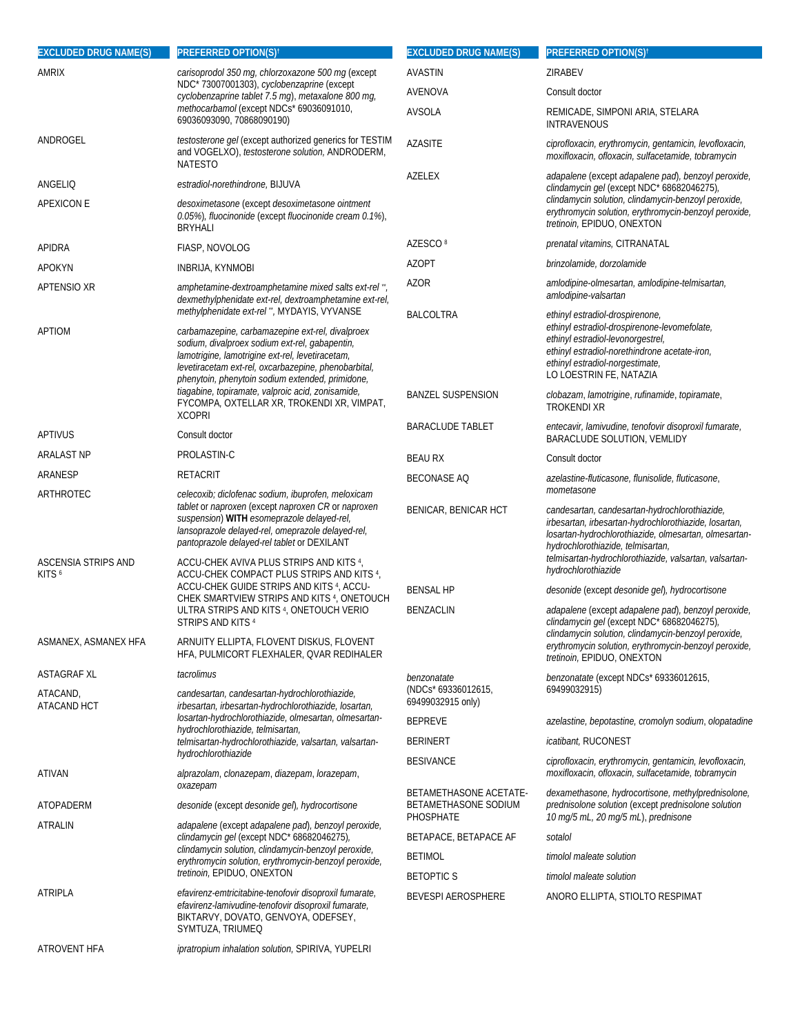| EXCLUDED DRUG NAME(S) | PREFERRED OPTION(S)† |
|---|---|
| AMRIX | *carisoprodol 350 mg, chlorzoxazone 500 mg* (except NDC* 73007001303), *cyclobenzaprine* (except *cyclobenzaprine tablet 7.5 mg*), *metaxalone 800 mg, methocarbamol* (except NDCs* 69036091010, 69036093090, 70868090190) |
| ANDROGEL | *testosterone gel* (except authorized generics for TESTIM and VOGELXO), *testosterone solution*, ANDRODERM, NATESTO |
| ANGELIQ | *estradiol-norethindrone*, BIJUVA |
| APEXICON E | *desoximetasone* (except *desoximetasone ointment 0.05%*), *fluocinonide* (except *fluocinonide cream 0.1%*), BRYHALI |
| APIDRA | FIASP, NOVOLOG |
| APOKYN | INBRIJA, KYNMOBI |
| APTENSIO XR | *amphetamine-dextroamphetamine mixed salts ext-rel* **, *dexmethylphenidate ext-rel, dextroamphetamine ext-rel, methylphenidate ext-rel* **, MYDAYIS, VYVANSE |
| APTIOM | *carbamazepine, carbamazepine ext-rel, divalproex sodium, divalproex sodium ext-rel, gabapentin, lamotrigine, lamotrigine ext-rel, levetiracetam, levetiracetam ext-rel, oxcarbazepine, phenobarbital, phenytoin, phenytoin sodium extended, primidone, tiagabine, topiramate, valproic acid, zonisamide*, FYCOMPA, OXTELLAR XR, TROKENDI XR, VIMPAT, XCOPRI |
| APTIVUS | Consult doctor |
| ARALAST NP | PROLASTIN-C |
| ARANESP | RETACRIT |
| ARTHROTEC | *celecoxib; diclofenac sodium, ibuprofen, meloxicam tablet* or *naproxen* (except *naproxen CR* or *naproxen suspension*) **WITH** *esomeprazole delayed-rel, lansoprazole delayed-rel, omeprazole delayed-rel, pantoprazole delayed-rel tablet* or DEXILANT |
| ASCENSIA STRIPS AND KITS [6] | ACCU-CHEK AVIVA PLUS STRIPS AND KITS [4], ACCU-CHEK COMPACT PLUS STRIPS AND KITS [4], ACCU-CHEK GUIDE STRIPS AND KITS [4], ACCU-CHEK SMARTVIEW STRIPS AND KITS [4], ONETOUCH ULTRA STRIPS AND KITS [4], ONETOUCH VERIO STRIPS AND KITS [4] |
| ASMANEX, ASMANEX HFA | ARNUITY ELLIPTA, FLOVENT DISKUS, FLOVENT HFA, PULMICORT FLEXHALER, QVAR REDIHALER |
| ASTAGRAF XL | *tacrolimus* |
| ATACAND, ATACAND HCT | *candesartan, candesartan-hydrochlorothiazide, irbesartan, irbesartan-hydrochlorothiazide, losartan, losartan-hydrochlorothiazide, olmesartan, olmesartan-hydrochlorothiazide, telmisartan, telmisartan-hydrochlorothiazide, valsartan, valsartan-hydrochlorothiazide* |
| ATIVAN | *alprazolam, clonazepam, diazepam, lorazepam, oxazepam* |
| ATOPADERM | *desonide* (except *desonide gel*), *hydrocortisone* |
| ATRALIN | *adapalene* (except *adapalene pad*), *benzoyl peroxide, clindamycin gel* (except NDC* 68682046275), *clindamycin solution, clindamycin-benzoyl peroxide, erythromycin solution, erythromycin-benzoyl peroxide, tretinoin*, EPIDUO, ONEXTON |
| ATRIPLA | *efavirenz-emtricitabine-tenofovir disoproxil fumarate, efavirenz-lamivudine-tenofovir disoproxil fumarate*, BIKTARVY, DOVATO, GENVOYA, ODEFSEY, SYMTUZA, TRIUMEQ |
| ATROVENT HFA | *ipratropium inhalation solution*, SPIRIVA, YUPELRI |
| AVASTIN | ZIRABEV |
| AVENOVA | Consult doctor |
| AVSOLA | REMICADE, SIMPONI ARIA, STELARA INTRAVENOUS |
| AZASITE | *ciprofloxacin, erythromycin, gentamicin, levofloxacin, moxifloxacin, ofloxacin, sulfacetamide, tobramycin* |
| AZELEX | *adapalene* (except *adapalene pad*), *benzoyl peroxide, clindamycin gel* (except NDC* 68682046275), *clindamycin solution, clindamycin-benzoyl peroxide, erythromycin solution, erythromycin-benzoyl peroxide, tretinoin*, EPIDUO, ONEXTON |
| AZESCO [8] | *prenatal vitamins*, CITRANATAL |
| AZOPT | *brinzolamide, dorzolamide* |
| AZOR | *amlodipine-olmesartan, amlodipine-telmisartan, amlodipine-valsartan* |
| BALCOLTRA | *ethinyl estradiol-drospirenone, ethinyl estradiol-drospirenone-levomefolate, ethinyl estradiol-levonorgestrel, ethinyl estradiol-norethindrone acetate-iron, ethinyl estradiol-norgestimate*, LO LOESTRIN FE, NATAZIA |
| BANZEL SUSPENSION | *clobazam, lamotrigine, rufinamide, topiramate*, TROKENDI XR |
| BARACLUDE TABLET | *entecavir, lamivudine, tenofovir disoproxil fumarate*, BARACLUDE SOLUTION, VEMLIDY |
| BEAU RX | Consult doctor |
| BECONASE AQ | *azelastine-fluticasone, flunisolide, fluticasone, mometasone* |
| BENICAR, BENICAR HCT | *candesartan, candesartan-hydrochlorothiazide, irbesartan, irbesartan-hydrochlorothiazide, losartan, losartan-hydrochlorothiazide, olmesartan, olmesartan-hydrochlorothiazide, telmisartan, telmisartan-hydrochlorothiazide, valsartan, valsartan-hydrochlorothiazide* |
| BENSAL HP | *desonide* (except *desonide gel*), *hydrocortisone* |
| BENZACLIN | *adapalene* (except *adapalene pad*), *benzoyl peroxide, clindamycin gel* (except NDC* 68682046275), *clindamycin solution, clindamycin-benzoyl peroxide, erythromycin solution, erythromycin-benzoyl peroxide, tretinoin*, EPIDUO, ONEXTON |
| *benzonatate* (NDCs* 69336012615, 69499032915 only) | *benzonatate* (except NDCs* 69336012615, 69499032915) |
| BEPREVE | *azelastine, bepotastine, cromolyn sodium, olopatadine* |
| BERINERT | *icatibant*, RUCONEST |
| BESIVANCE | *ciprofloxacin, erythromycin, gentamicin, levofloxacin, moxifloxacin, ofloxacin, sulfacetamide, tobramycin* |
| BETAMETHASONE ACETATE-BETAMETHASONE SODIUM PHOSPHATE | *dexamethasone, hydrocortisone, methylprednisolone, prednisolone solution* (except *prednisolone solution 10 mg/5 mL, 20 mg/5 mL*), *prednisone* |
| BETAPACE, BETAPACE AF | *sotalol* |
| BETIMOL | *timolol maleate solution* |
| BETOPTIC S | *timolol maleate solution* |
| BEVESPI AEROSPHERE | ANORO ELLIPTA, STIOLTO RESPIMAT |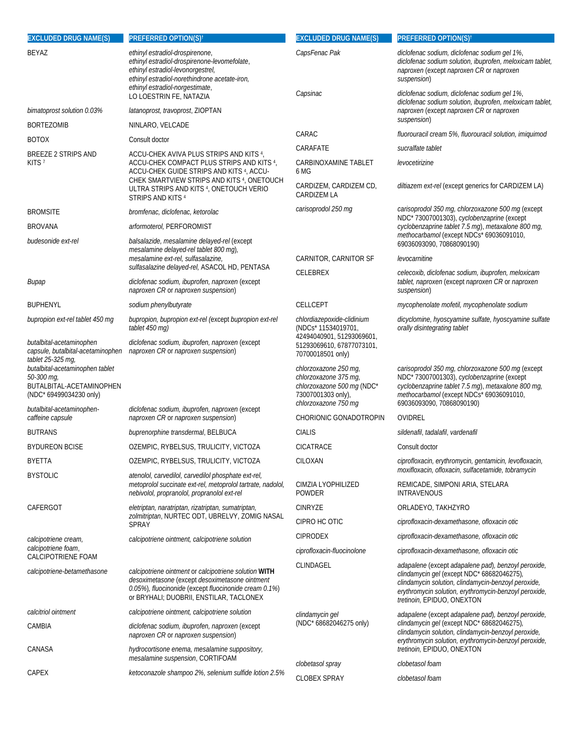| EXCLUDED DRUG NAME(S) | PREFERRED OPTION(S)† |
|---|---|
| BEYAZ | *ethinyl estradiol-drospirenone*, *ethinyl estradiol-drospirenone-levomefolate*, *ethinyl estradiol-levonorgestrel*, *ethinyl estradiol-norethindrone acetate-iron*, *ethinyl estradiol-norgestimate*, LO LOESTRIN FE, NATAZIA |
| *bimatoprost solution 0.03%* | *latanoprost*, *travoprost*, ZIOPTAN |
| BORTEZOMIB | NINLARO, VELCADE |
| BOTOX | Consult doctor |
| BREEZE 2 STRIPS AND KITS [7] | ACCU-CHEK AVIVA PLUS STRIPS AND KITS [4], ACCU-CHEK COMPACT PLUS STRIPS AND KITS [4], ACCU-CHEK GUIDE STRIPS AND KITS [4], ACCU-CHEK SMARTVIEW STRIPS AND KITS [4], ONETOUCH ULTRA STRIPS AND KITS [4], ONETOUCH VERIO STRIPS AND KITS [4] |
| BROMSITE | *bromfenac*, *diclofenac*, *ketorolac* |
| BROVANA | *arformoterol*, PERFOROMIST |
| *budesonide ext-rel* | *balsalazide*, *mesalamine delayed-rel* (except *mesalamine delayed-rel tablet 800 mg*), *mesalamine ext-rel*, *sulfasalazine*, *sulfasalazine delayed-rel*, ASACOL HD, PENTASA |
| *Bupap* | *diclofenac sodium*, *ibuprofen*, *naproxen* (except *naproxen CR* or *naproxen suspension*) |
| BUPHENYL | *sodium phenylbutyrate* |
| *bupropion ext-rel tablet 450 mg* | *bupropion*, *bupropion ext-rel* (except *bupropion ext-rel tablet 450 mg*) |
| *butalbital-acetaminophen capsule*, *butalbital-acetaminophen tablet 25-325 mg*, *butalbital-acetaminophen tablet 50-300 mg*, BUTALBITAL-ACETAMINOPHEN (NDC* 69499034230 only) | *diclofenac sodium*, *ibuprofen*, *naproxen* (except *naproxen CR* or *naproxen suspension*) |
| *butalbital-acetaminophen-caffeine capsule* | *diclofenac sodium*, *ibuprofen*, *naproxen* (except *naproxen CR* or *naproxen suspension*) |
| BUTRANS | *buprenorphine transdermal*, BELBUCA |
| BYDUREON BCISE | OZEMPIC, RYBELSUS, TRULICITY, VICTOZA |
| BYETTA | OZEMPIC, RYBELSUS, TRULICITY, VICTOZA |
| BYSTOLIC | *atenolol*, *carvedilol*, *carvedilol phosphate ext-rel*, *metoprolol succinate ext-rel*, *metoprolol tartrate*, *nadolol*, *nebivolol*, *propranolol*, *propranolol ext-rel* |
| CAFERGOT | *eletriptan*, *naratriptan*, *rizatriptan*, *sumatriptan*, *zolmitriptan*, NURTEC ODT, UBRELVY, ZOMIG NASAL SPRAY |
| *calcipotriene cream*, *calcipotriene foam*, CALCIPOTRIENE FOAM | *calcipotriene ointment*, *calcipotriene solution* |
| *calcipotriene-betamethasone* | *calcipotriene ointment* or *calcipotriene solution* **WITH** *desoximetasone* (except *desoximetasone ointment 0.05%*), *fluocinonide* (except *fluocinonide cream 0.1%*) or BRYHALI; DUOBRII, ENSTILAR, TACLONEX |
| *calcitriol ointment* | *calcipotriene ointment*, *calcipotriene solution* |
| CAMBIA | *diclofenac sodium*, *ibuprofen*, *naproxen* (except *naproxen CR* or *naproxen suspension*) |
| CANASA | *hydrocortisone enema*, *mesalamine suppository*, *mesalamine suspension*, CORTIFOAM |
| CAPEX | *ketoconazole shampoo 2%*, *selenium sulfide lotion 2.5%* |
| *CapsFenac Pak* | *diclofenac sodium*, *diclofenac sodium gel 1%*, *diclofenac sodium solution*, *ibuprofen*, *meloxicam tablet*, *naproxen* (except *naproxen CR* or *naproxen suspension*) |
| *Capsinac* | *diclofenac sodium*, *diclofenac sodium gel 1%*, *diclofenac sodium solution*, *ibuprofen*, *meloxicam tablet*, *naproxen* (except *naproxen CR* or *naproxen suspension*) |
| CARAC | *fluorouracil cream 5%*, *fluorouracil solution*, *imiquimod* |
| CARAFATE | *sucralfate tablet* |
| CARBINOXAMINE TABLET 6 MG | *levocetirizine* |
| CARDIZEM, CARDIZEM CD, CARDIZEM LA | *diltiazem ext-rel* (except generics for CARDIZEM LA) |
| *carisoprodol 250 mg* | *carisoprodol 350 mg*, *chlorzoxazone 500 mg* (except NDC* 73007001303), *cyclobenzaprine* (except *cyclobenzaprine tablet 7.5 mg*), *metaxalone 800 mg*, *methocarbamol* (except NDCs* 69036091010, 69036093090, 70868090190) |
| CARNITOR, CARNITOR SF | *levocarnitine* |
| CELEBREX | *celecoxib*, *diclofenac sodium*, *ibuprofen*, *meloxicam tablet*, *naproxen* (except *naproxen CR* or *naproxen suspension*) |
| CELLCEPT | *mycophenolate mofetil*, *mycophenolate sodium* |
| *chlordiazepoxide-clidinium* (NDCs* 11534019701, 42494040901, 51293069601, 51293069610, 67877073101, 70700018501 only) | *dicyclomine*, *hyoscyamine sulfate*, *hyoscyamine sulfate orally disintegrating tablet* |
| *chlorzoxazone 250 mg*, *chlorzoxazone 375 mg*, *chlorzoxazone 500 mg* (NDC* 73007001303 only), *chlorzoxazone 750 mg* | *carisoprodol 350 mg*, *chlorzoxazone 500 mg* (except NDC* 73007001303), *cyclobenzaprine* (except *cyclobenzaprine tablet 7.5 mg*), *metaxalone 800 mg*, *methocarbamol* (except NDCs* 69036091010, 69036093090, 70868090190) |
| CHORIONIC GONADOTROPIN | OVIDREL |
| CIALIS | *sildenafil*, *tadalafil*, *vardenafil* |
| CICATRACE | Consult doctor |
| CILOXAN | *ciprofloxacin*, *erythromycin*, *gentamicin*, *levofloxacin*, *moxifloxacin*, *ofloxacin*, *sulfacetamide*, *tobramycin* |
| CIMZIA LYOPHILIZED POWDER | REMICADE, SIMPONI ARIA, STELARA INTRAVENOUS |
| CINRYZE | ORLADEYO, TAKHZYRO |
| CIPRO HC OTIC | *ciprofloxacin-dexamethasone*, *ofloxacin otic* |
| CIPRODEX | *ciprofloxacin-dexamethasone*, *ofloxacin otic* |
| *ciprofloxacin-fluocinolone* | *ciprofloxacin-dexamethasone*, *ofloxacin otic* |
| CLINDAGEL | *adapalene* (except *adapalene pad*), *benzoyl peroxide*, *clindamycin gel* (except NDC* 68682046275), *clindamycin solution*, *clindamycin-benzoyl peroxide*, *erythromycin solution*, *erythromycin-benzoyl peroxide*, *tretinoin*, EPIDUO, ONEXTON |
| *clindamycin gel* (NDC* 68682046275 only) | *adapalene* (except *adapalene pad*), *benzoyl peroxide*, *clindamycin gel* (except NDC* 68682046275), *clindamycin solution*, *clindamycin-benzoyl peroxide*, *erythromycin solution*, *erythromycin-benzoyl peroxide*, *tretinoin*, EPIDUO, ONEXTON |
| *clobetasol spray* | *clobetasol foam* |
| CLOBEX SPRAY | *clobetasol foam* |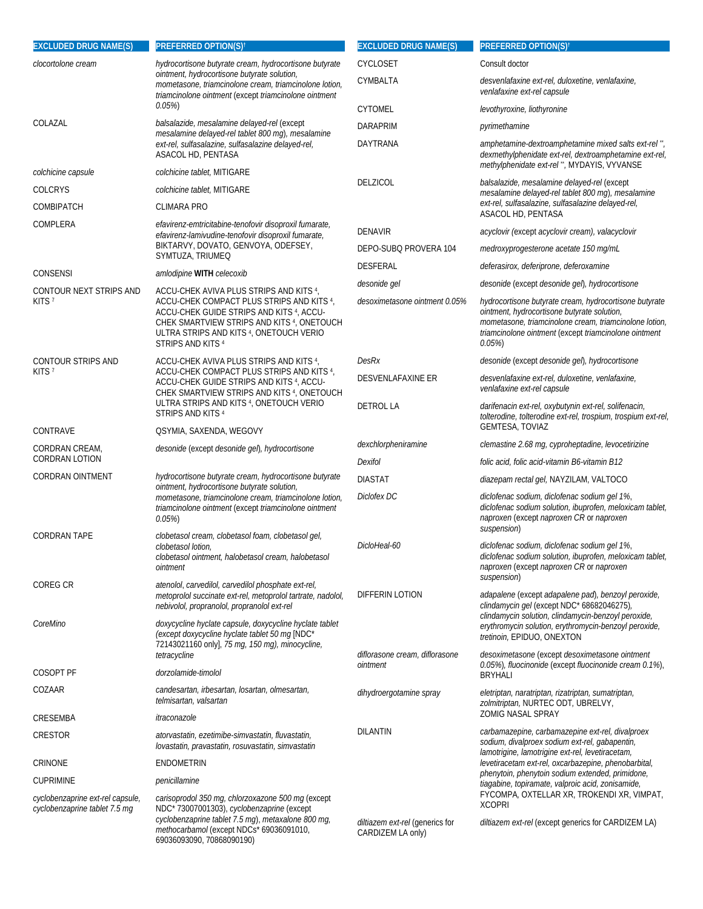| EXCLUDED DRUG NAME(S) | PREFERRED OPTION(S)[†] |
|---|---|
| *clocortolone cream* | *hydrocortisone butyrate cream, hydrocortisone butyrate ointment, hydrocortisone butyrate solution, mometasone, triamcinolone cream, triamcinolone lotion, triamcinolone ointment* (except *triamcinolone ointment 0.05%*) |
| COLAZAL | *balsalazide, mesalamine delayed-rel* (except *mesalamine delayed-rel tablet 800 mg*), *mesalamine ext-rel, sulfasalazine, sulfasalazine delayed-rel,* ASACOL HD, PENTASA |
| *colchicine capsule* | *colchicine tablet,* MITIGARE |
| COLCRYS | *colchicine tablet,* MITIGARE |
| COMBIPATCH | CLIMARA PRO |
| COMPLERA | *efavirenz-emtricitabine-tenofovir disoproxil fumarate, efavirenz-lamivudine-tenofovir disoproxil fumarate,* BIKTARVY, DOVATO, GENVOYA, ODEFSEY, SYMTUZA, TRIUMEQ |
| CONSENSI | *amlodipine* **WITH** *celecoxib* |
| CONTOUR NEXT STRIPS AND KITS [7] | ACCU-CHEK AVIVA PLUS STRIPS AND KITS [4], ACCU-CHEK COMPACT PLUS STRIPS AND KITS [4], ACCU-CHEK GUIDE STRIPS AND KITS [4], ACCU-CHEK SMARTVIEW STRIPS AND KITS [4], ONETOUCH ULTRA STRIPS AND KITS [4], ONETOUCH VERIO STRIPS AND KITS [4] |
| CONTOUR STRIPS AND KITS [7] | ACCU-CHEK AVIVA PLUS STRIPS AND KITS [4], ACCU-CHEK COMPACT PLUS STRIPS AND KITS [4], ACCU-CHEK GUIDE STRIPS AND KITS [4], ACCU-CHEK SMARTVIEW STRIPS AND KITS [4], ONETOUCH ULTRA STRIPS AND KITS [4], ONETOUCH VERIO STRIPS AND KITS [4] |
| CONTRAVE | QSYMIA, SAXENDA, WEGOVY |
| CORDRAN CREAM, CORDRAN LOTION | *desonide* (except *desonide gel*), *hydrocortisone* |
| CORDRAN OINTMENT | *hydrocortisone butyrate cream, hydrocortisone butyrate ointment, hydrocortisone butyrate solution, mometasone, triamcinolone cream, triamcinolone lotion, triamcinolone ointment* (except *triamcinolone ointment 0.05%*) |
| CORDRAN TAPE | *clobetasol cream, clobetasol foam, clobetasol gel, clobetasol lotion, clobetasol ointment, halobetasol cream, halobetasol ointment* |
| COREG CR | *atenolol, carvedilol, carvedilol phosphate ext-rel, metoprolol succinate ext-rel, metoprolol tartrate, nadolol, nebivolol, propranolol, propranolol ext-rel* |
| *CoreMino* | *doxycycline hyclate capsule, doxycycline hyclate tablet (except doxycycline hyclate tablet 50 mg* [NDC* 72143021160 only], *75 mg, 150 mg), minocycline, tetracycline* |
| COSOPT PF | *dorzolamide-timolol* |
| COZAAR | *candesartan, irbesartan, losartan, olmesartan, telmisartan, valsartan* |
| CRESEMBA | *itraconazole* |
| CRESTOR | *atorvastatin, ezetimibe-simvastatin, fluvastatin, lovastatin, pravastatin, rosuvastatin, simvastatin* |
| CRINONE | ENDOMETRIN |
| CUPRIMINE | *penicillamine* |
| *cyclobenzaprine ext-rel capsule, cyclobenzaprine tablet 7.5 mg* | *carisoprodol 350 mg, chlorzoxazone 500 mg* (except NDC* 73007001303), *cyclobenzaprine* (except *cyclobenzaprine tablet 7.5 mg*), *metaxalone 800 mg, methocarbamol* (except NDCs* 69036091010, 69036093090, 70868090190) |
| CYCLOSET | Consult doctor |
| CYMBALTA | *desvenlafaxine ext-rel, duloxetine, venlafaxine, venlafaxine ext-rel capsule* |
| CYTOMEL | *levothyroxine, liothyronine* |
| DARAPRIM | *pyrimethamine* |
| DAYTRANA | *amphetamine-dextroamphetamine mixed salts ext-rel \*\*, dexmethylphenidate ext-rel, dextroamphetamine ext-rel, methylphenidate ext-rel \*\*,* MYDAYIS, VYVANSE |
| DELZICOL | *balsalazide, mesalamine delayed-rel* (except *mesalamine delayed-rel tablet 800 mg*), *mesalamine ext-rel, sulfasalazine, sulfasalazine delayed-rel,* ASACOL HD, PENTASA |
| DENAVIR | *acyclovir* (except *acyclovir cream*), *valacyclovir* |
| DEPO-SUBQ PROVERA 104 | *medroxyprogesterone acetate 150 mg/mL* |
| DESFERAL | *deferasirox, deferiprone, deferoxamine* |
| *desonide gel* | *desonide* (except *desonide gel*), *hydrocortisone* |
| *desoximetasone ointment 0.05%* | *hydrocortisone butyrate cream, hydrocortisone butyrate ointment, hydrocortisone butyrate solution, mometasone, triamcinolone cream, triamcinolone lotion, triamcinolone ointment* (except *triamcinolone ointment 0.05%*) |
| *DesRx* | *desonide* (except *desonide gel*), *hydrocortisone* |
| DESVENLAFAXINE ER | *desvenlafaxine ext-rel, duloxetine, venlafaxine, venlafaxine ext-rel capsule* |
| DETROL LA | *darifenacin ext-rel, oxybutynin ext-rel, solifenacin, tolterodine, tolterodine ext-rel, trospium, trospium ext-rel,* GEMTESA, TOVIAZ |
| *dexchlorpheniramine* | *clemastine 2.68 mg, cyproheptadine, levocetirizine* |
| *Dexifol* | *folic acid, folic acid-vitamin B6-vitamin B12* |
| DIASTAT | *diazepam rectal gel,* NAYZILAM, VALTOCO |
| *Diclofex DC* | *diclofenac sodium, diclofenac sodium gel 1%, diclofenac sodium solution, ibuprofen, meloxicam tablet, naproxen* (except *naproxen CR* or *naproxen suspension*) |
| *DicloHeal-60* | *diclofenac sodium, diclofenac sodium gel 1%, diclofenac sodium solution, ibuprofen, meloxicam tablet, naproxen* (except *naproxen CR* or *naproxen suspension*) |
| DIFFERIN LOTION | *adapalene* (except *adapalene pad*), *benzoyl peroxide, clindamycin gel* (except NDC* 68682046275), *clindamycin solution, clindamycin-benzoyl peroxide, erythromycin solution, erythromycin-benzoyl peroxide, tretinoin,* EPIDUO, ONEXTON |
| *diflorasone cream, diflorasone ointment* | *desoximetasone* (except *desoximetasone ointment 0.05%*), *fluocinonide* (except *fluocinonide cream 0.1%*), BRYHALI |
| *dihydroergotamine spray* | *eletriptan, naratriptan, rizatriptan, sumatriptan, zolmitriptan,* NURTEC ODT, UBRELVY, ZOMIG NASAL SPRAY |
| DILANTIN | *carbamazepine, carbamazepine ext-rel, divalproex sodium, divalproex sodium ext-rel, gabapentin, lamotrigine, lamotrigine ext-rel, levetiracetam, levetiracetam ext-rel, oxcarbazepine, phenobarbital, phenytoin, phenytoin sodium extended, primidone, tiagabine, topiramate, valproic acid, zonisamide,* FYCOMPA, OXTELLAR XR, TROKENDI XR, VIMPAT, XCOPRI |
| *diltiazem ext-rel* (generics for CARDIZEM LA only) | *diltiazem ext-rel* (except generics for CARDIZEM LA) |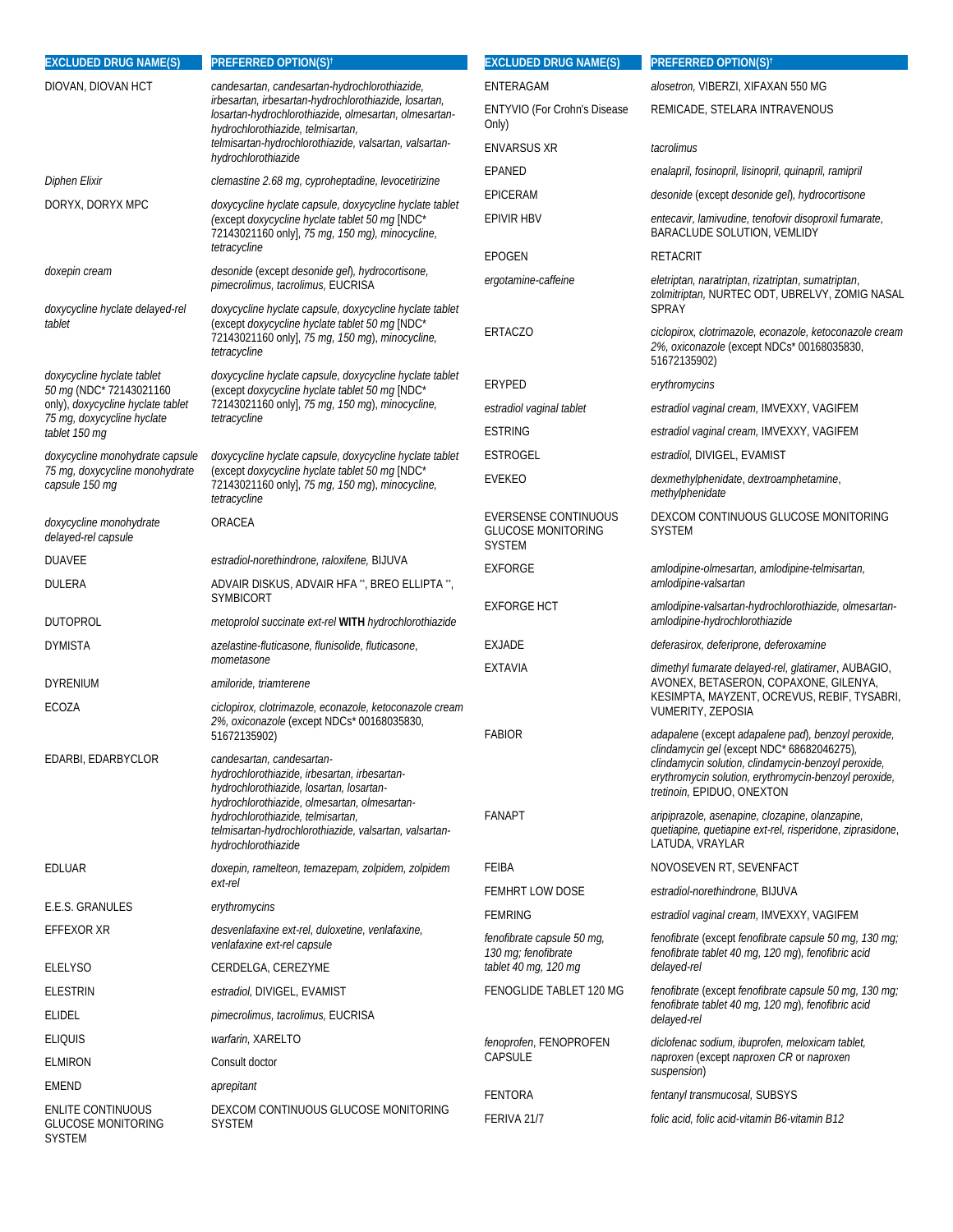| EXCLUDED DRUG NAME(S) | PREFERRED OPTION(S)† |
|---|---|
| DIOVAN, DIOVAN HCT | *candesartan, candesartan-hydrochlorothiazide, irbesartan, irbesartan-hydrochlorothiazide, losartan, losartan-hydrochlorothiazide, olmesartan, olmesartan-hydrochlorothiazide, telmisartan, telmisartan-hydrochlorothiazide, valsartan, valsartan-hydrochlorothiazide* |
| *Diphen Elixir* | *clemastine 2.68 mg, cyproheptadine, levocetirizine* |
| DORYX, DORYX MPC | *doxycycline hyclate capsule, doxycycline hyclate tablet (except doxycycline hyclate tablet 50 mg* [NDC* 72143021160 only], *75 mg, 150 mg), minocycline, tetracycline* |
| *doxepin cream* | *desonide* (except *desonide gel*), *hydrocortisone, pimecrolimus, tacrolimus,* EUCRISA |
| *doxycycline hyclate delayed-rel tablet* | *doxycycline hyclate capsule, doxycycline hyclate tablet (except doxycycline hyclate tablet 50 mg* [NDC* 72143021160 only], *75 mg, 150 mg), minocycline, tetracycline* |
| *doxycycline hyclate tablet 50 mg* (NDC* 72143021160 only), *doxycycline hyclate tablet 75 mg, doxycycline hyclate tablet 150 mg* | *doxycycline hyclate capsule, doxycycline hyclate tablet (except doxycycline hyclate tablet 50 mg* [NDC* 72143021160 only], *75 mg, 150 mg), minocycline, tetracycline* |
| *doxycycline monohydrate capsule 75 mg, doxycycline monohydrate capsule 150 mg* | *doxycycline hyclate capsule, doxycycline hyclate tablet (except doxycycline hyclate tablet 50 mg* [NDC* 72143021160 only], *75 mg, 150 mg), minocycline, tetracycline* |
| *doxycycline monohydrate delayed-rel capsule* | ORACEA |
| DUAVEE | *estradiol-norethindrone, raloxifene,* BIJUVA |
| DULERA | ADVAIR DISKUS, ADVAIR HFA **, BREO ELLIPTA **, SYMBICORT |
| DUTOPROL | *metoprolol succinate ext-rel* **WITH** *hydrochlorothiazide* |
| DYMISTA | *azelastine-fluticasone, flunisolide, fluticasone, mometasone* |
| DYRENIUM | *amiloride, triamterene* |
| ECOZA | *ciclopirox, clotrimazole, econazole, ketoconazole cream 2%, oxiconazole* (except NDCs* 00168035830, 51672135902) |
| EDARBI, EDARBYCLOR | *candesartan, candesartan-hydrochlorothiazide, irbesartan, irbesartan-hydrochlorothiazide, losartan, losartan-hydrochlorothiazide, olmesartan, olmesartan-hydrochlorothiazide, telmisartan, telmisartan-hydrochlorothiazide, valsartan, valsartan-hydrochlorothiazide* |
| EDLUAR | *doxepin, ramelteon, temazepam, zolpidem, zolpidem ext-rel* |
| E.E.S. GRANULES | *erythromycins* |
| EFFEXOR XR | *desvenlafaxine ext-rel, duloxetine, venlafaxine, venlafaxine ext-rel capsule* |
| ELELYSO | CERDELGA, CEREZYME |
| ELESTRIN | *estradiol,* DIVIGEL, EVAMIST |
| ELIDEL | *pimecrolimus, tacrolimus,* EUCRISA |
| ELIQUIS | *warfarin,* XARELTO |
| ELMIRON | Consult doctor |
| EMEND | *aprepitant* |
| ENLITE CONTINUOUS GLUCOSE MONITORING SYSTEM | DEXCOM CONTINUOUS GLUCOSE MONITORING SYSTEM |
| ENTERAGAM | *alosetron,* VIBERZI, XIFAXAN 550 MG |
| ENTYVIO (For Crohn's Disease Only) | REMICADE, STELARA INTRAVENOUS |
| ENVARSUS XR | *tacrolimus* |
| EPANED | *enalapril, fosinopril, lisinopril, quinapril, ramipril* |
| EPICERAM | *desonide* (except *desonide gel*), *hydrocortisone* |
| EPIVIR HBV | *entecavir, lamivudine, tenofovir disoproxil fumarate,* BARACLUDE SOLUTION, VEMLIDY |
| EPOGEN | RETACRIT |
| *ergotamine-caffeine* | *eletriptan, naratriptan, rizatriptan, sumatriptan, zolmitriptan,* NURTEC ODT, UBRELVY, ZOMIG NASAL SPRAY |
| ERTACZO | *ciclopirox, clotrimazole, econazole, ketoconazole cream 2%, oxiconazole* (except NDCs* 00168035830, 51672135902) |
| ERYPED | *erythromycins* |
| *estradiol vaginal tablet* | *estradiol vaginal cream,* IMVEXXY, VAGIFEM |
| ESTRING | *estradiol vaginal cream,* IMVEXXY, VAGIFEM |
| ESTROGEL | *estradiol,* DIVIGEL, EVAMIST |
| EVEKEO | *dexmethylphenidate, dextroamphetamine, methylphenidate* |
| EVERSENSE CONTINUOUS GLUCOSE MONITORING SYSTEM | DEXCOM CONTINUOUS GLUCOSE MONITORING SYSTEM |
| EXFORGE | *amlodipine-olmesartan, amlodipine-telmisartan, amlodipine-valsartan* |
| EXFORGE HCT | *amlodipine-valsartan-hydrochlorothiazide, olmesartan-amlodipine-hydrochlorothiazide* |
| EXJADE | *deferasirox, deferiprone, deferoxamine* |
| EXTAVIA | *dimethyl fumarate delayed-rel, glatiramer,* AUBAGIO, AVONEX, BETASERON, COPAXONE, GILENYA, KESIMPTA, MAYZENT, OCREVUS, REBIF, TYSABRI, VUMERITY, ZEPOSIA |
| FABIOR | *adapalene* (except *adapalene pad*), *benzoyl peroxide, clindamycin gel* (except NDC* 68682046275), *clindamycin solution, clindamycin-benzoyl peroxide, erythromycin solution, erythromycin-benzoyl peroxide, tretinoin,* EPIDUO, ONEXTON |
| FANAPT | *aripiprazole, asenapine, clozapine, olanzapine, quetiapine, quetiapine ext-rel, risperidone, ziprasidone,* LATUDA, VRAYLAR |
| FEIBA | NOVOSEVEN RT, SEVENFACT |
| FEMHRT LOW DOSE | *estradiol-norethindrone,* BIJUVA |
| FEMRING | *estradiol vaginal cream,* IMVEXXY, VAGIFEM |
| *fenofibrate capsule 50 mg, 130 mg; fenofibrate tablet 40 mg, 120 mg* | *fenofibrate* (except *fenofibrate capsule 50 mg, 130 mg; fenofibrate tablet 40 mg, 120 mg*), *fenofibric acid delayed-rel* |
| FENOGLIDE TABLET 120 MG | *fenofibrate* (except *fenofibrate capsule 50 mg, 130 mg; fenofibrate tablet 40 mg, 120 mg*), *fenofibric acid delayed-rel* |
| *fenoprofen,* FENOPROFEN CAPSULE | *diclofenac sodium, ibuprofen, meloxicam tablet, naproxen* (except *naproxen CR* or *naproxen suspension*) |
| FENTORA | *fentanyl transmucosal,* SUBSYS |
| FERIVA 21/7 | *folic acid, folic acid-vitamin B6-vitamin B12* |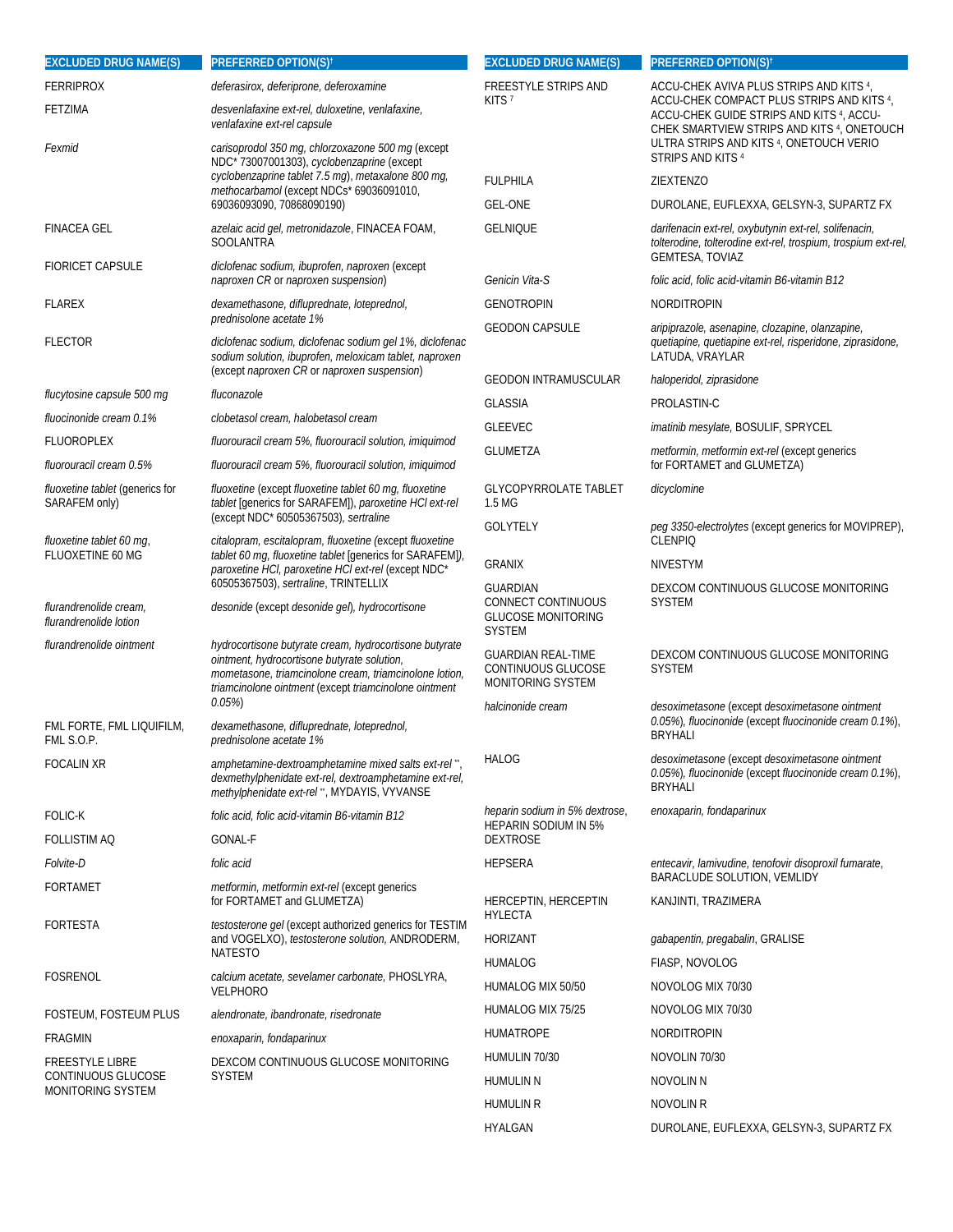| EXCLUDED DRUG NAME(S) | PREFERRED OPTION(S)† |
|---|---|
| FERRIPROX | *deferasirox, deferiprone, deferoxamine* |
| FETZIMA | *desvenlafaxine ext-rel, duloxetine, venlafaxine, venlafaxine ext-rel capsule* |
| *Fexmid* | *carisoprodol 350 mg, chlorzoxazone 500 mg* (except NDC* 73007001303), *cyclobenzaprine* (except *cyclobenzaprine tablet 7.5 mg*), *metaxalone 800 mg, methocarbamol* (except NDCs* 69036091010, 69036093090, 70868090190) |
| FINACEA GEL | *azelaic acid gel, metronidazole*, FINACEA FOAM, SOOLANTRA |
| FIORICET CAPSULE | *diclofenac sodium, ibuprofen, naproxen* (except *naproxen CR* or *naproxen suspension*) |
| FLAREX | *dexamethasone, difluprednate, loteprednol, prednisolone acetate 1%* |
| FLECTOR | *diclofenac sodium, diclofenac sodium gel 1%, diclofenac sodium solution, ibuprofen, meloxicam tablet, naproxen* (except *naproxen CR* or *naproxen suspension*) |
| *flucytosine capsule 500 mg* | *fluconazole* |
| *fluocinonide cream 0.1%* | *clobetasol cream, halobetasol cream* |
| FLUOROPLEX | *fluorouracil cream 5%, fluorouracil solution, imiquimod* |
| *fluorouracil cream 0.5%* | *fluorouracil cream 5%, fluorouracil solution, imiquimod* |
| *fluoxetine tablet* (generics for SARAFEM only) | *fluoxetine* (except *fluoxetine tablet 60 mg, fluoxetine tablet* [generics for SARAFEM]), *paroxetine HCl ext-rel* (except NDC* 60505367503), *sertraline* |
| *fluoxetine tablet 60 mg*, FLUOXETINE 60 MG | *citalopram, escitalopram, fluoxetine* (except *fluoxetine tablet 60 mg, fluoxetine tablet* [generics for SARAFEM]), *paroxetine HCl, paroxetine HCl ext-rel* (except NDC* 60505367503), *sertraline*, TRINTELLIX |
| *flurandrenolide cream, flurandrenolide lotion* | *desonide* (except *desonide gel*), *hydrocortisone* |
| *flurandrenolide ointment* | *hydrocortisone butyrate cream, hydrocortisone butyrate ointment, hydrocortisone butyrate solution, mometasone, triamcinolone cream, triamcinolone lotion, triamcinolone ointment* (except *triamcinolone ointment 0.05%*) |
| FML FORTE, FML LIQUIFILM, FML S.O.P. | *dexamethasone, difluprednate, loteprednol, prednisolone acetate 1%* |
| FOCALIN XR | *amphetamine-dextroamphetamine mixed salts ext-rel* **, *dexmethylphenidate ext-rel, dextroamphetamine ext-rel, methylphenidate ext-rel* **, MYDAYIS, VYVANSE |
| FOLIC-K | *folic acid, folic acid-vitamin B6-vitamin B12* |
| FOLLISTIM AQ | GONAL-F |
| *Folvite-D* | *folic acid* |
| FORTAMET | *metformin, metformin ext-rel* (except generics for FORTAMET and GLUMETZA) |
| FORTESTA | *testosterone gel* (except authorized generics for TESTIM and VOGELXO), *testosterone solution*, ANDRODERM, NATESTO |
| FOSRENOL | *calcium acetate, sevelamer carbonate*, PHOSLYRA, VELPHORO |
| FOSTEUM, FOSTEUM PLUS | *alendronate, ibandronate, risedronate* |
| FRAGMIN | *enoxaparin, fondaparinux* |
| FREESTYLE LIBRE CONTINUOUS GLUCOSE MONITORING SYSTEM | DEXCOM CONTINUOUS GLUCOSE MONITORING SYSTEM |
| FREESTYLE STRIPS AND KITS [7] | ACCU-CHEK AVIVA PLUS STRIPS AND KITS [4], ACCU-CHEK COMPACT PLUS STRIPS AND KITS [4], ACCU-CHEK GUIDE STRIPS AND KITS [4], ACCU-CHEK SMARTVIEW STRIPS AND KITS [4], ONETOUCH ULTRA STRIPS AND KITS [4], ONETOUCH VERIO STRIPS AND KITS [4] |
| FULPHILA | ZIEXTENZO |
| GEL-ONE | DUROLANE, EUFLEXXA, GELSYN-3, SUPARTZ FX |
| GELNIQUE | *darifenacin ext-rel, oxybutynin ext-rel, solifenacin, tolterodine, tolterodine ext-rel, trospium, trospium ext-rel*, GEMTESA, TOVIAZ |
| *Genicin Vita-S* | *folic acid, folic acid-vitamin B6-vitamin B12* |
| GENOTROPIN | NORDITROPIN |
| GEODON CAPSULE | *aripiprazole, asenapine, clozapine, olanzapine, quetiapine, quetiapine ext-rel, risperidone, ziprasidone*, LATUDA, VRAYLAR |
| GEODON INTRAMUSCULAR | *haloperidol, ziprasidone* |
| GLASSIA | PROLASTIN-C |
| GLEEVEC | *imatinib mesylate*, BOSULIF, SPRYCEL |
| GLUMETZA | *metformin, metformin ext-rel* (except generics for FORTAMET and GLUMETZA) |
| GLYCOPYRROLATE TABLET 1.5 MG | *dicyclomine* |
| GOLYTELY | *peg 3350-electrolytes* (except generics for MOVIPREP), CLENPIQ |
| GRANIX | NIVESTYM |
| GUARDIAN CONNECT CONTINUOUS GLUCOSE MONITORING SYSTEM | DEXCOM CONTINUOUS GLUCOSE MONITORING SYSTEM |
| GUARDIAN REAL-TIME CONTINUOUS GLUCOSE MONITORING SYSTEM | DEXCOM CONTINUOUS GLUCOSE MONITORING SYSTEM |
| *halcinonide cream* | *desoximetasone* (except *desoximetasone ointment 0.05%*), *fluocinonide* (except *fluocinonide cream 0.1%*), BRYHALI |
| HALOG | *desoximetasone* (except *desoximetasone ointment 0.05%*), *fluocinonide* (except *fluocinonide cream 0.1%*), BRYHALI |
| *heparin sodium in 5% dextrose*, HEPARIN SODIUM IN 5% DEXTROSE | *enoxaparin, fondaparinux* |
| HEPSERA | *entecavir, lamivudine, tenofovir disoproxil fumarate*, BARACLUDE SOLUTION, VEMLIDY |
| HERCEPTIN, HERCEPTIN HYLECTA | KANJINTI, TRAZIMERA |
| HORIZANT | *gabapentin, pregabalin*, GRALISE |
| HUMALOG | FIASP, NOVOLOG |
| HUMALOG MIX 50/50 | NOVOLOG MIX 70/30 |
| HUMALOG MIX 75/25 | NOVOLOG MIX 70/30 |
| HUMATROPE | NORDITROPIN |
| HUMULIN 70/30 | NOVOLIN 70/30 |
| HUMULIN N | NOVOLIN N |
| HUMULIN R | NOVOLIN R |
| HYALGAN | DUROLANE, EUFLEXXA, GELSYN-3, SUPARTZ FX |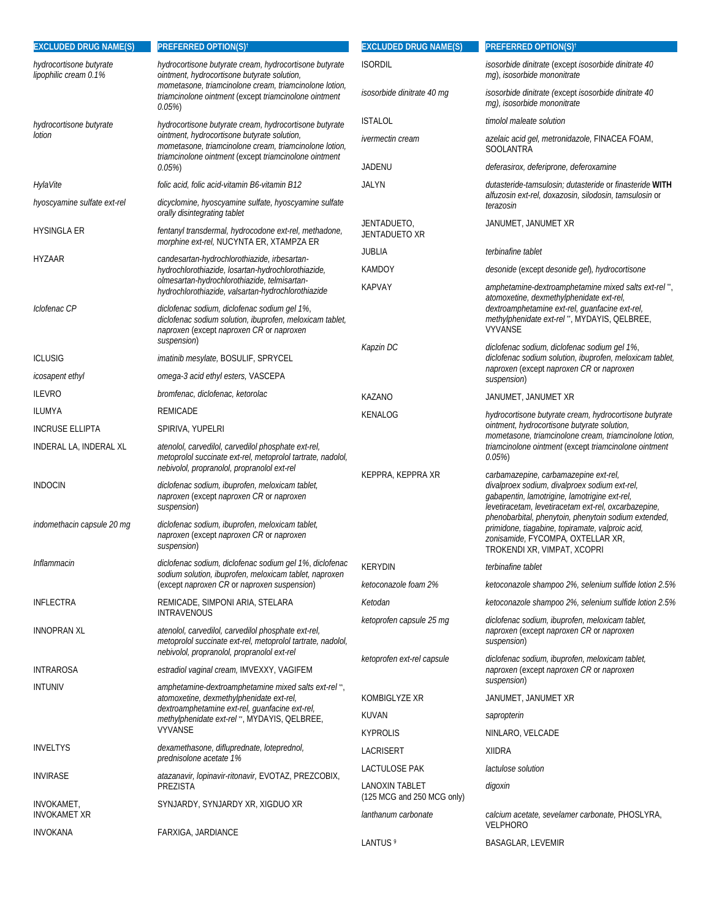| EXCLUDED DRUG NAME(S) | PREFERRED OPTION(S)† |
|---|---|
| *hydrocortisone butyrate lipophilic cream 0.1%* | *hydrocortisone butyrate cream, hydrocortisone butyrate ointment, hydrocortisone butyrate solution, mometasone, triamcinolone cream, triamcinolone lotion, triamcinolone ointment* (except *triamcinolone ointment 0.05%*) |
| *hydrocortisone butyrate lotion* | *hydrocortisone butyrate cream, hydrocortisone butyrate ointment, hydrocortisone butyrate solution, mometasone, triamcinolone cream, triamcinolone lotion, triamcinolone ointment* (except *triamcinolone ointment 0.05%*) |
| *HylaVite* | *folic acid, folic acid-vitamin B6-vitamin B12* |
| *hyoscyamine sulfate ext-rel* | *dicyclomine, hyoscyamine sulfate, hyoscyamine sulfate orally disintegrating tablet* |
| HYSINGLA ER | *fentanyl transdermal, hydrocodone ext-rel, methadone, morphine ext-rel,* NUCYNTA ER, XTAMPZA ER |
| HYZAAR | *candesartan-hydrochlorothiazide, irbesartan-hydrochlorothiazide, losartan-hydrochlorothiazide, olmesartan-hydrochlorothiazide, telmisartan-hydrochlorothiazide, valsartan-hydrochlorothiazide* |
| *Iclofenac CP* | *diclofenac sodium, diclofenac sodium gel 1%, diclofenac sodium solution, ibuprofen, meloxicam tablet, naproxen* (except *naproxen CR* or *naproxen suspension*) |
| ICLUSIG | *imatinib mesylate,* BOSULIF, SPRYCEL |
| *icosapent ethyl* | *omega-3 acid ethyl esters,* VASCEPA |
| ILEVRO | *bromfenac, diclofenac, ketorolac* |
| ILUMYA | REMICADE |
| INCRUSE ELLIPTA | SPIRIVA, YUPELRI |
| INDERAL LA, INDERAL XL | *atenolol, carvedilol, carvedilol phosphate ext-rel, metoprolol succinate ext-rel, metoprolol tartrate, nadolol, nebivolol, propranolol, propranolol ext-rel* |
| INDOCIN | *diclofenac sodium, ibuprofen, meloxicam tablet, naproxen* (except *naproxen CR* or *naproxen suspension*) |
| *indomethacin capsule 20 mg* | *diclofenac sodium, ibuprofen, meloxicam tablet, naproxen* (except *naproxen CR* or *naproxen suspension*) |
| *Inflammacin* | *diclofenac sodium, diclofenac sodium gel 1%, diclofenac sodium solution, ibuprofen, meloxicam tablet, naproxen* (except *naproxen CR* or *naproxen suspension*) |
| INFLECTRA | REMICADE, SIMPONI ARIA, STELARA INTRAVENOUS |
| INNOPRAN XL | *atenolol, carvedilol, carvedilol phosphate ext-rel, metoprolol succinate ext-rel, metoprolol tartrate, nadolol, nebivolol, propranolol, propranolol ext-rel* |
| INTRAROSA | *estradiol vaginal cream,* IMVEXXY, VAGIFEM |
| INTUNIV | *amphetamine-dextroamphetamine mixed salts ext-rel* **, *atomoxetine, dexmethylphenidate ext-rel, dextroamphetamine ext-rel, guanfacine ext-rel, methylphenidate ext-rel* **, MYDAYIS, QELBREE, VYVANSE |
| INVELTYS | *dexamethasone, difluprednate, loteprednol, prednisolone acetate 1%* |
| INVIRASE | *atazanavir, lopinavir-ritonavir,* EVOTAZ, PREZCOBIX, PREZISTA |
| INVOKAMET, INVOKAMET XR | SYNJARDY, SYNJARDY XR, XIGDUO XR |
| INVOKANA | FARXIGA, JARDIANCE |
| ISORDIL | *isosorbide dinitrate* (except *isosorbide dinitrate 40 mg*), *isosorbide mononitrate* |
| *isosorbide dinitrate 40 mg* | *isosorbide dinitrate* (except *isosorbide dinitrate 40 mg*), *isosorbide mononitrate* |
| ISTALOL | *timolol maleate solution* |
| *ivermectin cream* | *azelaic acid gel, metronidazole,* FINACEA FOAM, SOOLANTRA |
| JADENU | *deferasirox, deferiprone, deferoxamine* |
| JALYN | *dutasteride-tamsulosin; dutasteride* or *finasteride* **WITH** *alfuzosin ext-rel, doxazosin, silodosin, tamsulosin* or *terazosin* |
| JENTADUETO, JENTADUETO XR | JANUMET, JANUMET XR |
| JUBLIA | *terbinafine tablet* |
| KAMDOY | *desonide* (except *desonide gel*), *hydrocortisone* |
| KAPVAY | *amphetamine-dextroamphetamine mixed salts ext-rel* **, *atomoxetine, dexmethylphenidate ext-rel, dextroamphetamine ext-rel, guanfacine ext-rel, methylphenidate ext-rel* **, MYDAYIS, QELBREE, VYVANSE |
| *Kapzin DC* | *diclofenac sodium, diclofenac sodium gel 1%, diclofenac sodium solution, ibuprofen, meloxicam tablet, naproxen* (except *naproxen CR* or *naproxen suspension*) |
| KAZANO | JANUMET, JANUMET XR |
| KENALOG | *hydrocortisone butyrate cream, hydrocortisone butyrate ointment, hydrocortisone butyrate solution, mometasone, triamcinolone cream, triamcinolone lotion, triamcinolone ointment* (except *triamcinolone ointment 0.05%*) |
| KEPPRA, KEPPRA XR | *carbamazepine, carbamazepine ext-rel, divalproex sodium, divalproex sodium ext-rel, gabapentin, lamotrigine, lamotrigine ext-rel, levetiracetam, levetiracetam ext-rel, oxcarbazepine, phenobarbital, phenytoin, phenytoin sodium extended, primidone, tiagabine, topiramate, valproic acid, zonisamide,* FYCOMPA, OXTELLAR XR, TROKENDI XR, VIMPAT, XCOPRI |
| KERYDIN | *terbinafine tablet* |
| *ketoconazole foam 2%* | *ketoconazole shampoo 2%, selenium sulfide lotion 2.5%* |
| *Ketodan* | *ketoconazole shampoo 2%, selenium sulfide lotion 2.5%* |
| *ketoprofen capsule 25 mg* | *diclofenac sodium, ibuprofen, meloxicam tablet, naproxen* (except *naproxen CR* or *naproxen suspension*) |
| *ketoprofen ext-rel capsule* | *diclofenac sodium, ibuprofen, meloxicam tablet, naproxen* (except *naproxen CR* or *naproxen suspension*) |
| KOMBIGLYZE XR | JANUMET, JANUMET XR |
| KUVAN | *sapropterin* |
| KYPROLIS | NINLARO, VELCADE |
| LACRISERT | XIIDRA |
| LACTULOSE PAK | *lactulose solution* |
| LANOXIN TABLET (125 MCG and 250 MCG only) | *digoxin* |
| *lanthanum carbonate* | *calcium acetate, sevelamer carbonate,* PHOSLYRA, VELPHORO |
| LANTUS [9] | BASAGLAR, LEVEMIR |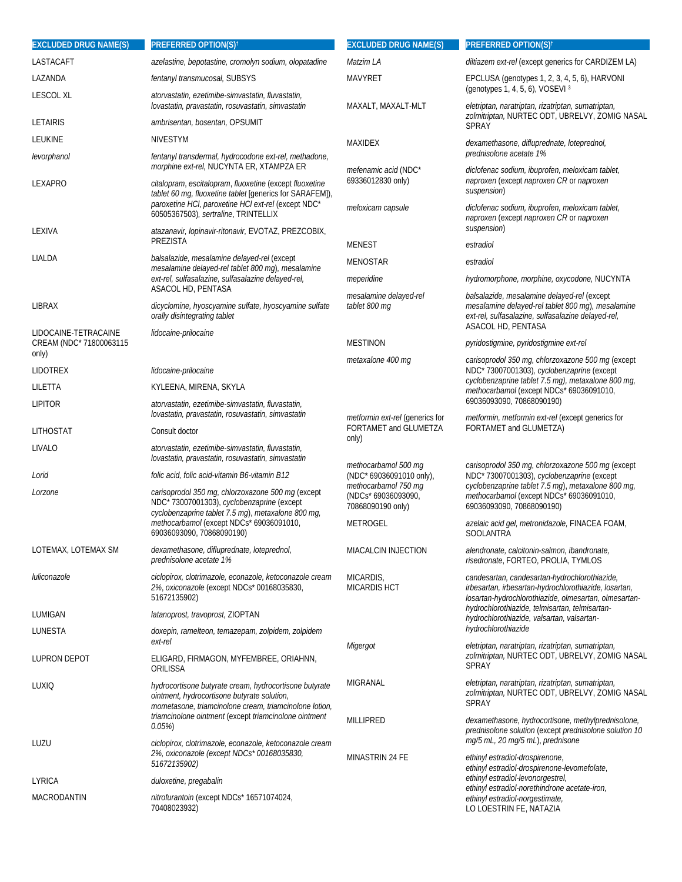| EXCLUDED DRUG NAME(S) | PREFERRED OPTION(S)[†] |
|---|---|
| LASTACAFT | *azelastine, bepotastine, cromolyn sodium, olopatadine* |
| LAZANDA | *fentanyl transmucosal,* SUBSYS |
| LESCOL XL | *atorvastatin, ezetimibe-simvastatin, fluvastatin, lovastatin, pravastatin, rosuvastatin, simvastatin* |
| LETAIRIS | *ambrisentan, bosentan,* OPSUMIT |
| LEUKINE | NIVESTYM |
| *levorphanol* | *fentanyl transdermal, hydrocodone ext-rel, methadone, morphine ext-rel,* NUCYNTA ER, XTAMPZA ER |
| LEXAPRO | *citalopram, escitalopram, fluoxetine* (except *fluoxetine tablet 60 mg, fluoxetine tablet* [generics for SARAFEM]), *paroxetine HCl, paroxetine HCl ext-rel* (except NDC* 60505367503), *sertraline,* TRINTELLIX |
| LEXIVA | *atazanavir, lopinavir-ritonavir,* EVOTAZ, PREZCOBIX, PREZISTA |
| LIALDA | *balsalazide, mesalamine delayed-rel* (except *mesalamine delayed-rel tablet 800 mg*), *mesalamine ext-rel, sulfasalazine, sulfasalazine delayed-rel,* ASACOL HD, PENTASA |
| LIBRAX | *dicyclomine, hyoscyamine sulfate, hyoscyamine sulfate orally disintegrating tablet* |
| LIDOCAINE-TETRACAINE CREAM (NDC* 71800063115 only) | *lidocaine-prilocaine* |
| LIDOTREX | *lidocaine-prilocaine* |
| LILETTA | KYLEENA, MIRENA, SKYLA |
| LIPITOR | *atorvastatin, ezetimibe-simvastatin, fluvastatin, lovastatin, pravastatin, rosuvastatin, simvastatin* |
| LITHOSTAT | Consult doctor |
| LIVALO | *atorvastatin, ezetimibe-simvastatin, fluvastatin, lovastatin, pravastatin, rosuvastatin, simvastatin* |
| *Lorid* | *folic acid, folic acid-vitamin B6-vitamin B12* |
| *Lorzone* | *carisoprodol 350 mg, chlorzoxazone 500 mg* (except NDC* 73007001303), *cyclobenzaprine* (except *cyclobenzaprine tablet 7.5 mg*), *metaxalone 800 mg, methocarbamol* (except NDCs* 69036091010, 69036093090, 70868090190) |
| LOTEMAX, LOTEMAX SM | *dexamethasone, difluprednate, loteprednol, prednisolone acetate 1%* |
| *luliconazole* | *ciclopirox, clotrimazole, econazole, ketoconazole cream 2%, oxiconazole* (except NDCs* 00168035830, 51672135902) |
| LUMIGAN | *latanoprost, travoprost,* ZIOPTAN |
| LUNESTA | *doxepin, ramelteon, temazepam, zolpidem, zolpidem ext-rel* |
| LUPRON DEPOT | ELIGARD, FIRMAGON, MYFEMBREE, ORIAHNN, ORILISSA |
| LUXIQ | *hydrocortisone butyrate cream, hydrocortisone butyrate ointment, hydrocortisone butyrate solution, mometasone, triamcinolone cream, triamcinolone lotion, triamcinolone ointment* (except *triamcinolone ointment 0.05%*) |
| LUZU | *ciclopirox, clotrimazole, econazole, ketoconazole cream 2%, oxiconazole (except NDCs* 00168035830, 51672135902)* |
| LYRICA | *duloxetine, pregabalin* |
| MACRODANTIN | *nitrofurantoin* (except NDCs* 16571074024, 70408023932) |
| *Matzim LA* | *diltiazem ext-rel* (except generics for CARDIZEM LA) |
| MAVYRET | EPCLUSA (genotypes 1, 2, 3, 4, 5, 6), HARVONI (genotypes 1, 4, 5, 6), VOSEVI [3] |
| MAXALT, MAXALT-MLT | *eletriptan, naratriptan, rizatriptan, sumatriptan, zolmitriptan,* NURTEC ODT, UBRELVY, ZOMIG NASAL SPRAY |
| MAXIDEX | *dexamethasone, difluprednate, loteprednol, prednisolone acetate 1%* |
| *mefenamic acid* (NDC* 69336012830 only) | *diclofenac sodium, ibuprofen, meloxicam tablet, naproxen* (except *naproxen CR* or *naproxen suspension*) |
| *meloxicam capsule* | *diclofenac sodium, ibuprofen, meloxicam tablet, naproxen* (except *naproxen CR* or *naproxen suspension*) |
| MENEST | *estradiol* |
| MENOSTAR | *estradiol* |
| *meperidine* | *hydromorphone, morphine, oxycodone,* NUCYNTA |
| *mesalamine delayed-rel tablet 800 mg* | *balsalazide, mesalamine delayed-rel* (except *mesalamine delayed-rel tablet 800 mg*), *mesalamine ext-rel, sulfasalazine, sulfasalazine delayed-rel,* ASACOL HD, PENTASA |
| MESTINON | *pyridostigmine, pyridostigmine ext-rel* |
| *metaxalone 400 mg* | *carisoprodol 350 mg, chlorzoxazone 500 mg* (except NDC* 73007001303), *cyclobenzaprine* (except *cyclobenzaprine tablet 7.5 mg*), *metaxalone 800 mg, methocarbamol* (except NDCs* 69036091010, 69036093090, 70868090190) |
| *metformin ext-rel* (generics for FORTAMET and GLUMETZA only) | *metformin, metformin ext-rel* (except generics for FORTAMET and GLUMETZA) |
| *methocarbamol 500 mg* (NDC* 69036091010 only), *methocarbamol 750 mg* (NDCs* 69036093090, 70868090190 only) | *carisoprodol 350 mg, chlorzoxazone 500 mg* (except NDC* 73007001303), *cyclobenzaprine* (except *cyclobenzaprine tablet 7.5 mg*), *metaxalone 800 mg, methocarbamol* (except NDCs* 69036091010, 69036093090, 70868090190) |
| METROGEL | *azelaic acid gel, metronidazole,* FINACEA FOAM, SOOLANTRA |
| MIACALCIN INJECTION | *alendronate, calcitonin-salmon, ibandronate, risedronate,* FORTEO, PROLIA, TYMLOS |
| MICARDIS, MICARDIS HCT | *candesartan, candesartan-hydrochlorothiazide, irbesartan, irbesartan-hydrochlorothiazide, losartan, losartan-hydrochlorothiazide, olmesartan, olmesartan-hydrochlorothiazide, telmisartan, telmisartan-hydrochlorothiazide, valsartan, valsartan-hydrochlorothiazide* |
| *Migergot* | *eletriptan, naratriptan, rizatriptan, sumatriptan, zolmitriptan,* NURTEC ODT, UBRELVY, ZOMIG NASAL SPRAY |
| MIGRANAL | *eletriptan, naratriptan, rizatriptan, sumatriptan, zolmitriptan,* NURTEC ODT, UBRELVY, ZOMIG NASAL SPRAY |
| MILLIPRED | *dexamethasone, hydrocortisone, methylprednisolone, prednisolone solution* (except *prednisolone solution 10 mg/5 mL, 20 mg/5 mL*), *prednisone* |
| MINASTRIN 24 FE | *ethinyl estradiol-drospirenone, ethinyl estradiol-drospirenone-levomefolate, ethinyl estradiol-levonorgestrel, ethinyl estradiol-norethindrone acetate-iron, ethinyl estradiol-norgestimate,* LO LOESTRIN FE, NATAZIA |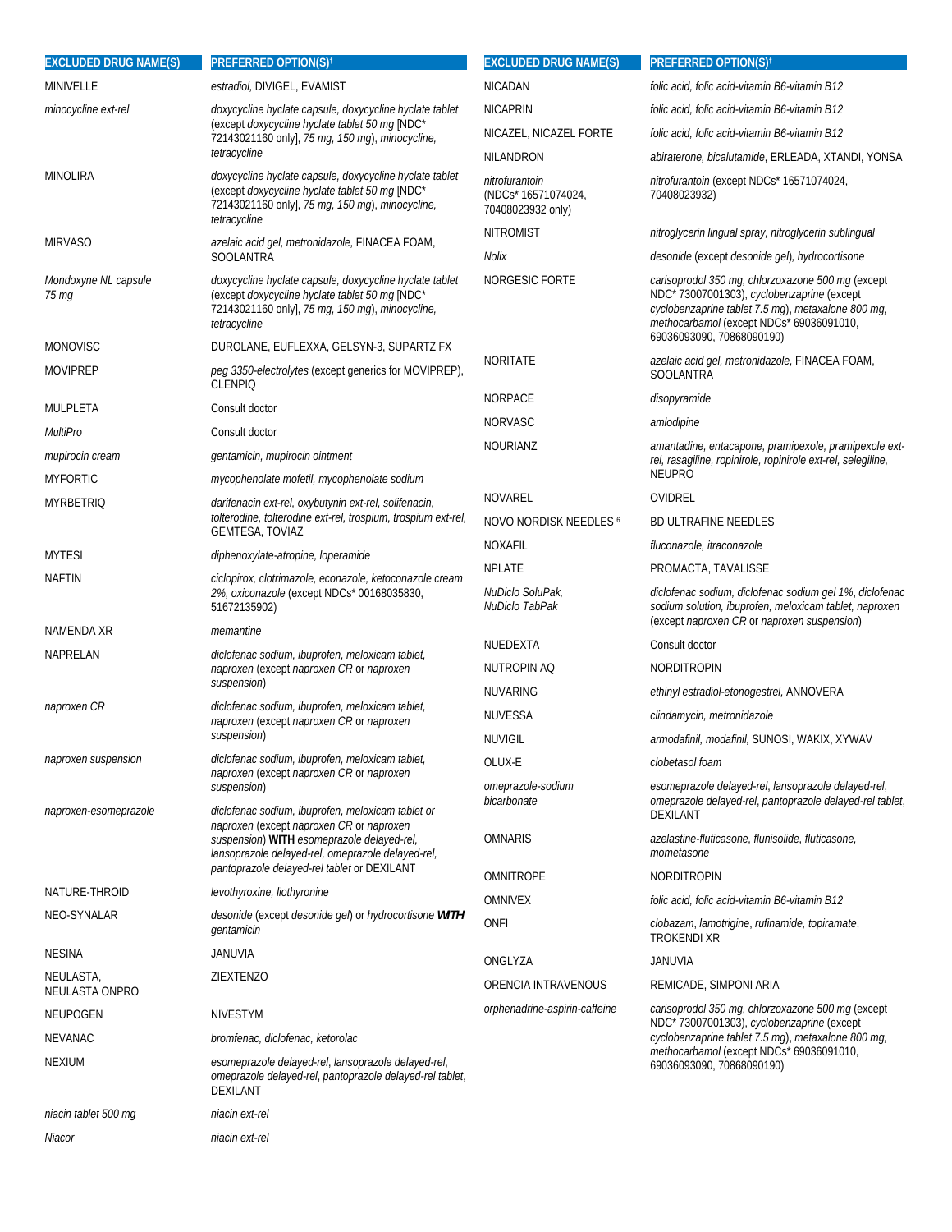| EXCLUDED DRUG NAME(S) | PREFERRED OPTION(S)† |
|---|---|
| MINIVELLE | *estradiol*, DIVIGEL, EVAMIST |
| *minocycline ext-rel* | *doxycycline hyclate capsule, doxycycline hyclate tablet* (except *doxycycline hyclate tablet 50 mg* [NDC* 72143021160 only], *75 mg, 150 mg*), *minocycline, tetracycline* |
| MINOLIRA | *doxycycline hyclate capsule, doxycycline hyclate tablet* (except *doxycycline hyclate tablet 50 mg* [NDC* 72143021160 only], *75 mg, 150 mg*), *minocycline, tetracycline* |
| MIRVASO | *azelaic acid gel, metronidazole,* FINACEA FOAM, SOOLANTRA |
| *Mondoxyne NL capsule 75 mg* | *doxycycline hyclate capsule, doxycycline hyclate tablet* (except *doxycycline hyclate tablet 50 mg* [NDC* 72143021160 only], *75 mg, 150 mg*), *minocycline, tetracycline* |
| MONOVISC | DUROLANE, EUFLEXXA, GELSYN-3, SUPARTZ FX |
| MOVIPREP | *peg 3350-electrolytes* (except generics for MOVIPREP), CLENPIQ |
| MULPLETA | Consult doctor |
| *MultiPro* | Consult doctor |
| *mupirocin cream* | *gentamicin, mupirocin ointment* |
| MYFORTIC | *mycophenolate mofetil, mycophenolate sodium* |
| MYRBETRIQ | *darifenacin ext-rel, oxybutynin ext-rel, solifenacin, tolterodine, tolterodine ext-rel, trospium, trospium ext-rel,* GEMTESA, TOVIAZ |
| MYTESI | *diphenoxylate-atropine, loperamide* |
| NAFTIN | *ciclopirox, clotrimazole, econazole, ketoconazole cream 2%, oxiconazole* (except NDCs* 00168035830, 51672135902) |
| NAMENDA XR | *memantine* |
| NAPRELAN | *diclofenac sodium, ibuprofen, meloxicam tablet, naproxen* (except *naproxen CR* or *naproxen suspension*) |
| *naproxen CR* | *diclofenac sodium, ibuprofen, meloxicam tablet, naproxen* (except *naproxen CR* or *naproxen suspension*) |
| *naproxen suspension* | *diclofenac sodium, ibuprofen, meloxicam tablet, naproxen* (except *naproxen CR* or *naproxen suspension*) |
| *naproxen-esomeprazole* | *diclofenac sodium, ibuprofen, meloxicam tablet* or *naproxen* (except *naproxen CR* or *naproxen suspension*) **WITH** *esomeprazole delayed-rel, lansoprazole delayed-rel, omeprazole delayed-rel, pantoprazole delayed-rel tablet* or DEXILANT |
| NATURE-THROID | *levothyroxine, liothyronine* |
| NEO-SYNALAR | *desonide* (except *desonide gel*) or *hydrocortisone* ***WITH*** *gentamicin* |
| NESINA | JANUVIA |
| NEULASTA, NEULASTA ONPRO | ZIEXTENZO |
| NEUPOGEN | NIVESTYM |
| NEVANAC | *bromfenac, diclofenac, ketorolac* |
| NEXIUM | *esomeprazole delayed-rel, lansoprazole delayed-rel, omeprazole delayed-rel, pantoprazole delayed-rel tablet*, DEXILANT |
| *niacin tablet 500 mg* | *niacin ext-rel* |
| *Niacor* | *niacin ext-rel* |
| NICADAN | *folic acid, folic acid-vitamin B6-vitamin B12* |
| NICAPRIN | *folic acid, folic acid-vitamin B6-vitamin B12* |
| NICAZEL, NICAZEL FORTE | *folic acid, folic acid-vitamin B6-vitamin B12* |
| NILANDRON | *abiraterone, bicalutamide*, ERLEADA, XTANDI, YONSA |
| *nitrofurantoin* (NDCs* 16571074024, 70408023932 only) | *nitrofurantoin* (except NDCs* 16571074024, 70408023932) |
| NITROMIST | *nitroglycerin lingual spray, nitroglycerin sublingual* |
| *Nolix* | *desonide* (except *desonide gel*), *hydrocortisone* |
| NORGESIC FORTE | *carisoprodol 350 mg, chlorzoxazone 500 mg* (except NDC* 73007001303), *cyclobenzaprine* (except *cyclobenzaprine tablet 7.5 mg*), *metaxalone 800 mg, methocarbamol* (except NDCs* 69036091010, 69036093090, 70868090190) |
| NORITATE | *azelaic acid gel, metronidazole,* FINACEA FOAM, SOOLANTRA |
| NORPACE | *disopyramide* |
| NORVASC | *amlodipine* |
| NOURIANZ | *amantadine, entacapone, pramipexole, pramipexole ext-rel, rasagiline, ropinirole, ropinirole ext-rel, selegiline,* NEUPRO |
| NOVAREL | OVIDREL |
| NOVO NORDISK NEEDLES [6] | BD ULTRAFINE NEEDLES |
| NOXAFIL | *fluconazole, itraconazole* |
| NPLATE | PROMACTA, TAVALISSE |
| *NuDiclo SoluPak, NuDiclo TabPak* | *diclofenac sodium, diclofenac sodium gel 1%, diclofenac sodium solution, ibuprofen, meloxicam tablet, naproxen* (except *naproxen CR* or *naproxen suspension*) |
| NUEDEXTA | Consult doctor |
| NUTROPIN AQ | NORDITROPIN |
| NUVARING | *ethinyl estradiol-etonogestrel*, ANNOVERA |
| NUVESSA | *clindamycin, metronidazole* |
| NUVIGIL | *armodafinil, modafinil,* SUNOSI, WAKIX, XYWAV |
| OLUX-E | *clobetasol foam* |
| *omeprazole-sodium bicarbonate* | *esomeprazole delayed-rel, lansoprazole delayed-rel, omeprazole delayed-rel, pantoprazole delayed-rel tablet*, DEXILANT |
| OMNARIS | *azelastine-fluticasone, flunisolide, fluticasone, mometasone* |
| OMNITROPE | NORDITROPIN |
| OMNIVEX | *folic acid, folic acid-vitamin B6-vitamin B12* |
| ONFI | *clobazam, lamotrigine, rufinamide, topiramate*, TROKENDI XR |
| ONGLYZA | JANUVIA |
| ORENCIA INTRAVENOUS | REMICADE, SIMPONI ARIA |
| *orphenadrine-aspirin-caffeine* | *carisoprodol 350 mg, chlorzoxazone 500 mg* (except NDC* 73007001303), *cyclobenzaprine* (except *cyclobenzaprine tablet 7.5 mg*), *metaxalone 800 mg, methocarbamol* (except NDCs* 69036091010, 69036093090, 70868090190) |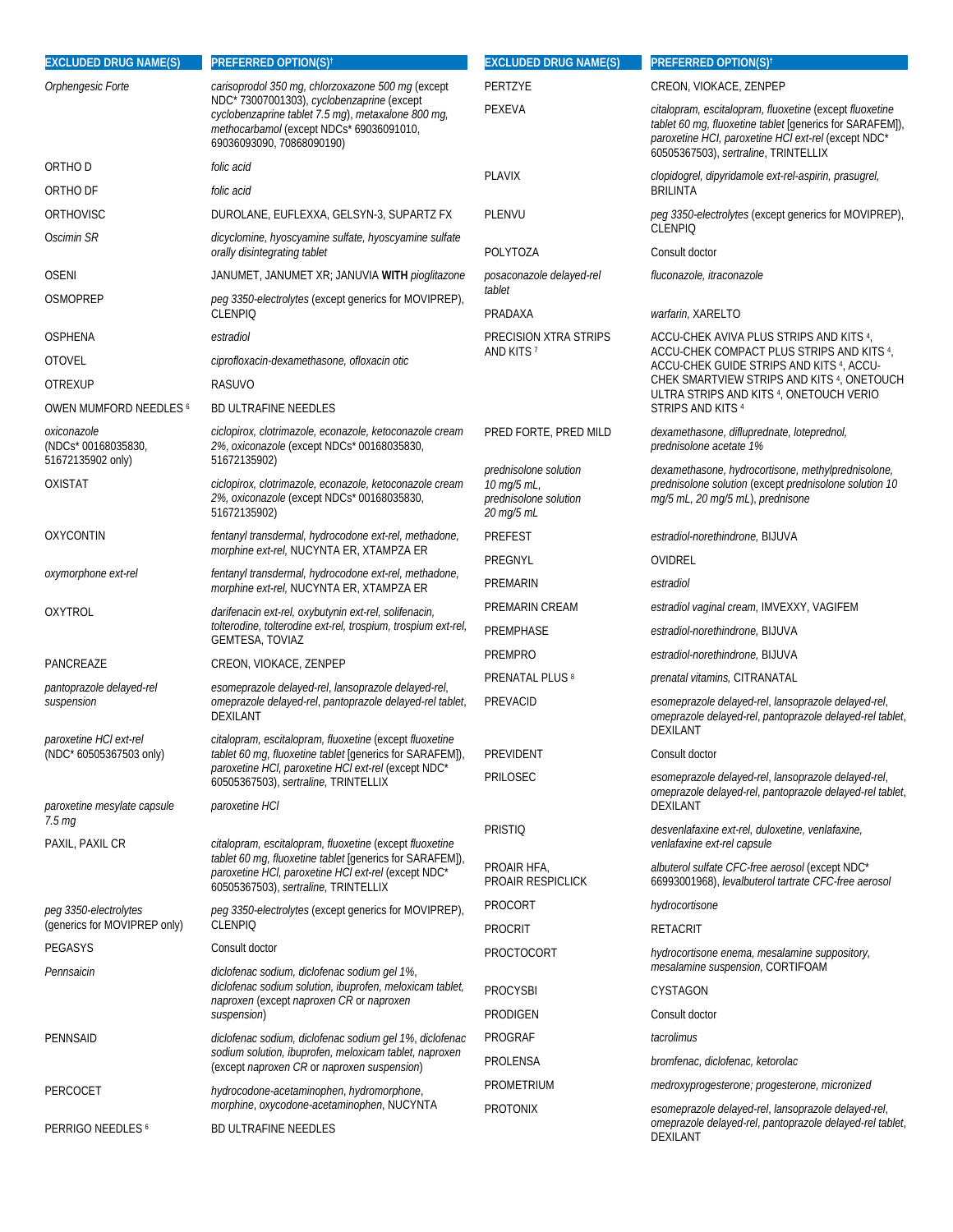| EXCLUDED DRUG NAME(S) | PREFERRED OPTION(S)[†] |
|---|---|
| *Orphengesic Forte* | *carisoprodol 350 mg, chlorzoxazone 500 mg* (except NDC* 73007001303), *cyclobenzaprine* (except *cyclobenzaprine tablet 7.5 mg*), *metaxalone 800 mg, methocarbamol* (except NDCs* 69036091010, 69036093090, 70868090190) |
| ORTHO D | *folic acid* |
| ORTHO DF | *folic acid* |
| ORTHOVISC | DUROLANE, EUFLEXXA, GELSYN-3, SUPARTZ FX |
| *Oscimin SR* | *dicyclomine, hyoscyamine sulfate, hyoscyamine sulfate orally disintegrating tablet* |
| OSENI | JANUMET, JANUMET XR; JANUVIA **WITH** *pioglitazone* |
| OSMOPREP | *peg 3350-electrolytes* (except generics for MOVIPREP), CLENPIQ |
| OSPHENA | *estradiol* |
| OTOVEL | *ciprofloxacin-dexamethasone, ofloxacin otic* |
| OTREXUP | RASUVO |
| OWEN MUMFORD NEEDLES [6] | BD ULTRAFINE NEEDLES |
| *oxiconazole* (NDCs* 00168035830, 51672135902 only) | *ciclopirox, clotrimazole, econazole, ketoconazole cream 2%, oxiconazole* (except NDCs* 00168035830, 51672135902) |
| OXISTAT | *ciclopirox, clotrimazole, econazole, ketoconazole cream 2%, oxiconazole* (except NDCs* 00168035830, 51672135902) |
| OXYCONTIN | *fentanyl transdermal, hydrocodone ext-rel, methadone, morphine ext-rel,* NUCYNTA ER, XTAMPZA ER |
| *oxymorphone ext-rel* | *fentanyl transdermal, hydrocodone ext-rel, methadone, morphine ext-rel,* NUCYNTA ER, XTAMPZA ER |
| OXYTROL | *darifenacin ext-rel, oxybutynin ext-rel, solifenacin, tolterodine, tolterodine ext-rel, trospium, trospium ext-rel,* GEMTESA, TOVIAZ |
| PANCREAZE | CREON, VIOKACE, ZENPEP |
| *pantoprazole delayed-rel suspension* | *esomeprazole delayed-rel, lansoprazole delayed-rel, omeprazole delayed-rel, pantoprazole delayed-rel tablet,* DEXILANT |
| *paroxetine HCl ext-rel* (NDC* 60505367503 only) | *citalopram, escitalopram, fluoxetine* (except *fluoxetine tablet 60 mg, fluoxetine tablet* [generics for SARAFEM]), *paroxetine HCl, paroxetine HCl ext-rel* (except NDC* 60505367503), *sertraline,* TRINTELLIX |
| *paroxetine mesylate capsule 7.5 mg* | *paroxetine HCl* |
| PAXIL, PAXIL CR | *citalopram, escitalopram, fluoxetine* (except *fluoxetine tablet 60 mg, fluoxetine tablet* [generics for SARAFEM]), *paroxetine HCl, paroxetine HCl ext-rel* (except NDC* 60505367503), *sertraline,* TRINTELLIX |
| *peg 3350-electrolytes* (generics for MOVIPREP only) | *peg 3350-electrolytes* (except generics for MOVIPREP), CLENPIQ |
| PEGASYS | Consult doctor |
| *Pennsaicin* | *diclofenac sodium, diclofenac sodium gel 1%, diclofenac sodium solution, ibuprofen, meloxicam tablet, naproxen* (except *naproxen CR* or *naproxen suspension*) |
| PENNSAID | *diclofenac sodium, diclofenac sodium gel 1%, diclofenac sodium solution, ibuprofen, meloxicam tablet, naproxen* (except *naproxen CR* or *naproxen suspension*) |
| PERCOCET | *hydrocodone-acetaminophen, hydromorphone, morphine, oxycodone-acetaminophen,* NUCYNTA |
| PERRIGO NEEDLES [6] | BD ULTRAFINE NEEDLES |
| PERTZYE | CREON, VIOKACE, ZENPEP |
| PEXEVA | *citalopram, escitalopram, fluoxetine* (except *fluoxetine tablet 60 mg, fluoxetine tablet* [generics for SARAFEM]), *paroxetine HCl, paroxetine HCl ext-rel* (except NDC* 60505367503), *sertraline,* TRINTELLIX |
| PLAVIX | *clopidogrel, dipyridamole ext-rel-aspirin, prasugrel,* BRILINTA |
| PLENVU | *peg 3350-electrolytes* (except generics for MOVIPREP), CLENPIQ |
| POLYTOZA | Consult doctor |
| *posaconazole delayed-rel tablet* | *fluconazole, itraconazole* |
| PRADAXA | *warfarin,* XARELTO |
| PRECISION XTRA STRIPS AND KITS [7] | ACCU-CHEK AVIVA PLUS STRIPS AND KITS [4], ACCU-CHEK COMPACT PLUS STRIPS AND KITS [4], ACCU-CHEK GUIDE STRIPS AND KITS [4], ACCU-CHEK SMARTVIEW STRIPS AND KITS [4], ONETOUCH ULTRA STRIPS AND KITS [4], ONETOUCH VERIO STRIPS AND KITS [4] |
| PRED FORTE, PRED MILD | *dexamethasone, difluprednate, loteprednol, prednisolone acetate 1%* |
| *prednisolone solution 10 mg/5 mL, prednisolone solution 20 mg/5 mL* | *dexamethasone, hydrocortisone, methylprednisolone, prednisolone solution* (except *prednisolone solution 10 mg/5 mL, 20 mg/5 mL*), *prednisone* |
| PREFEST | *estradiol-norethindrone,* BIJUVA |
| PREGNYL | OVIDREL |
| PREMARIN | *estradiol* |
| PREMARIN CREAM | *estradiol vaginal cream,* IMVEXXY, VAGIFEM |
| PREMPHASE | *estradiol-norethindrone,* BIJUVA |
| PREMPRO | *estradiol-norethindrone,* BIJUVA |
| PRENATAL PLUS [8] | *prenatal vitamins,* CITRANATAL |
| PREVACID | *esomeprazole delayed-rel, lansoprazole delayed-rel, omeprazole delayed-rel, pantoprazole delayed-rel tablet,* DEXILANT |
| PREVIDENT | Consult doctor |
| PRILOSEC | *esomeprazole delayed-rel, lansoprazole delayed-rel, omeprazole delayed-rel, pantoprazole delayed-rel tablet,* DEXILANT |
| PRISTIQ | *desvenlafaxine ext-rel, duloxetine, venlafaxine, venlafaxine ext-rel capsule* |
| PROAIR HFA, PROAIR RESPICLICK | *albuterol sulfate CFC-free aerosol* (except NDC* 66993001968), *levalbuterol tartrate CFC-free aerosol* |
| PROCORT | *hydrocortisone* |
| PROCRIT | RETACRIT |
| PROCTOCORT | *hydrocortisone enema, mesalamine suppository, mesalamine suspension,* CORTIFOAM |
| PROCYSBI | CYSTAGON |
| PRODIGEN | Consult doctor |
| PROGRAF | *tacrolimus* |
| PROLENSA | *bromfenac, diclofenac, ketorolac* |
| PROMETRIUM | *medroxyprogesterone; progesterone, micronized* |
| PROTONIX | *esomeprazole delayed-rel, lansoprazole delayed-rel, omeprazole delayed-rel, pantoprazole delayed-rel tablet,* DEXILANT |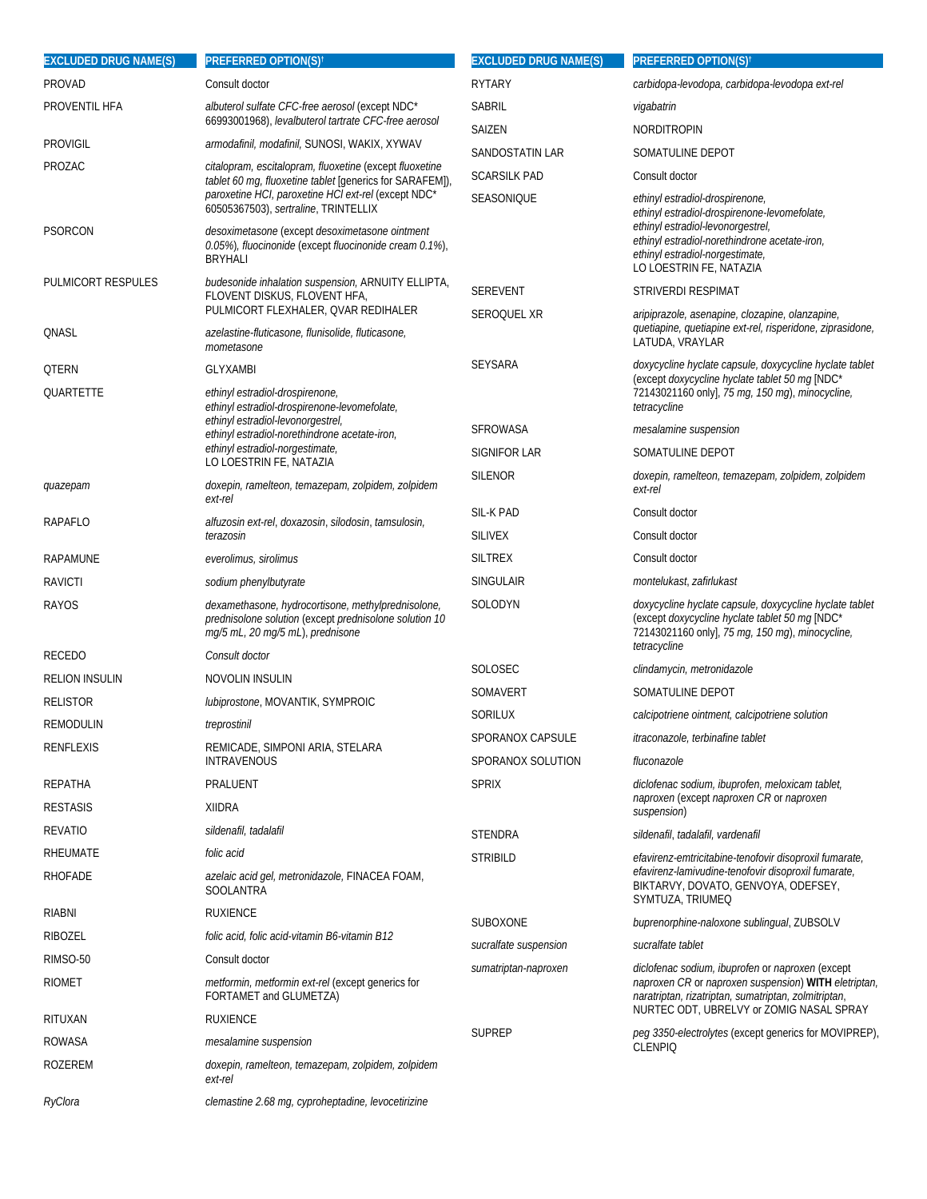| EXCLUDED DRUG NAME(S) | PREFERRED OPTION(S)† |
|---|---|
| PROVAD | Consult doctor |
| PROVENTIL HFA | *albuterol sulfate CFC-free aerosol* (except NDC* 66993001968), *levalbuterol tartrate CFC-free aerosol* |
| PROVIGIL | *armodafinil, modafinil,* SUNOSI, WAKIX, XYWAV |
| PROZAC | *citalopram, escitalopram, fluoxetine* (except *fluoxetine tablet 60 mg, fluoxetine tablet* [generics for SARAFEM]), *paroxetine HCl, paroxetine HCl ext-rel* (except NDC* 60505367503), *sertraline,* TRINTELLIX |
| PSORCON | *desoximetasone* (except *desoximetasone ointment 0.05%*), *fluocinonide* (except *fluocinonide cream 0.1%*), BRYHALI |
| PULMICORT RESPULES | *budesonide inhalation suspension,* ARNUITY ELLIPTA, FLOVENT DISKUS, FLOVENT HFA, PULMICORT FLEXHALER, QVAR REDIHALER |
| QNASL | *azelastine-fluticasone, flunisolide, fluticasone, mometasone* |
| QTERN | GLYXAMBI |
| QUARTETTE | *ethinyl estradiol-drospirenone, ethinyl estradiol-drospirenone-levomefolate, ethinyl estradiol-levonorgestrel, ethinyl estradiol-norethindrone acetate-iron, ethinyl estradiol-norgestimate,* LO LOESTRIN FE, NATAZIA |
| *quazepam* | *doxepin, ramelteon, temazepam, zolpidem, zolpidem ext-rel* |
| RAPAFLO | *alfuzosin ext-rel, doxazosin, silodosin, tamsulosin, terazosin* |
| RAPAMUNE | *everolimus, sirolimus* |
| RAVICTI | *sodium phenylbutyrate* |
| RAYOS | *dexamethasone, hydrocortisone, methylprednisolone, prednisolone solution* (except *prednisolone solution 10 mg/5 mL, 20 mg/5 mL*), *prednisone* |
| RECEDO | *Consult doctor* |
| RELION INSULIN | NOVOLIN INSULIN |
| RELISTOR | *lubiprostone,* MOVANTIK, SYMPROIC |
| REMODULIN | *treprostinil* |
| RENFLEXIS | REMICADE, SIMPONI ARIA, STELARA INTRAVENOUS |
| REPATHA | PRALUENT |
| RESTASIS | XIIDRA |
| REVATIO | *sildenafil, tadalafil* |
| RHEUMATE | *folic acid* |
| RHOFADE | *azelaic acid gel, metronidazole,* FINACEA FOAM, SOOLANTRA |
| RIABNI | RUXIENCE |
| RIBOZEL | *folic acid, folic acid-vitamin B6-vitamin B12* |
| RIMSO-50 | Consult doctor |
| RIOMET | *metformin, metformin ext-rel* (except generics for FORTAMET and GLUMETZA) |
| RITUXAN | RUXIENCE |
| ROWASA | *mesalamine suspension* |
| ROZEREM | *doxepin, ramelteon, temazepam, zolpidem, zolpidem ext-rel* |
| *RyClora* | *clemastine 2.68 mg, cyproheptadine, levocetirizine* |
| RYTARY | *carbidopa-levodopa, carbidopa-levodopa ext-rel* |
| SABRIL | *vigabatrin* |
| SAIZEN | NORDITROPIN |
| SANDOSTATIN LAR | SOMATULINE DEPOT |
| SCARSILK PAD | Consult doctor |
| SEASONIQUE | *ethinyl estradiol-drospirenone, ethinyl estradiol-drospirenone-levomefolate, ethinyl estradiol-levonorgestrel, ethinyl estradiol-norethindrone acetate-iron, ethinyl estradiol-norgestimate,* LO LOESTRIN FE, NATAZIA |
| SEREVENT | STRIVERDI RESPIMAT |
| SEROQUEL XR | *aripiprazole, asenapine, clozapine, olanzapine, quetiapine, quetiapine ext-rel, risperidone, ziprasidone,* LATUDA, VRAYLAR |
| SEYSARA | *doxycycline hyclate capsule, doxycycline hyclate tablet* (except *doxycycline hyclate tablet 50 mg* [NDC* 72143021160 only], *75 mg, 150 mg*), *minocycline, tetracycline* |
| SFROWASA | *mesalamine suspension* |
| SIGNIFOR LAR | SOMATULINE DEPOT |
| SILENOR | *doxepin, ramelteon, temazepam, zolpidem, zolpidem ext-rel* |
| SIL-K PAD | Consult doctor |
| SILIVEX | Consult doctor |
| SILTREX | Consult doctor |
| SINGULAIR | *montelukast, zafirlukast* |
| SOLODYN | *doxycycline hyclate capsule, doxycycline hyclate tablet* (except *doxycycline hyclate tablet 50 mg* [NDC* 72143021160 only], *75 mg, 150 mg*), *minocycline, tetracycline* |
| SOLOSEC | *clindamycin, metronidazole* |
| SOMAVERT | SOMATULINE DEPOT |
| SORILUX | *calcipotriene ointment, calcipotriene solution* |
| SPORANOX CAPSULE | *itraconazole, terbinafine tablet* |
| SPORANOX SOLUTION | *fluconazole* |
| SPRIX | *diclofenac sodium, ibuprofen, meloxicam tablet, naproxen* (except *naproxen CR* or *naproxen suspension*) |
| STENDRA | *sildenafil, tadalafil, vardenafil* |
| STRIBILD | *efavirenz-emtricitabine-tenofovir disoproxil fumarate, efavirenz-lamivudine-tenofovir disoproxil fumarate,* BIKTARVY, DOVATO, GENVOYA, ODEFSEY, SYMTUZA, TRIUMEQ |
| SUBOXONE | *buprenorphine-naloxone sublingual,* ZUBSOLV |
| *sucralfate suspension* | *sucralfate tablet* |
| *sumatriptan-naproxen* | *diclofenac sodium, ibuprofen* or *naproxen* (except *naproxen CR* or *naproxen suspension*) **WITH** *eletriptan, naratriptan, rizatriptan, sumatriptan, zolmitriptan,* NURTEC ODT, UBRELVY or ZOMIG NASAL SPRAY |
| SUPREP | *peg 3350-electrolytes* (except generics for MOVIPREP), CLENPIQ |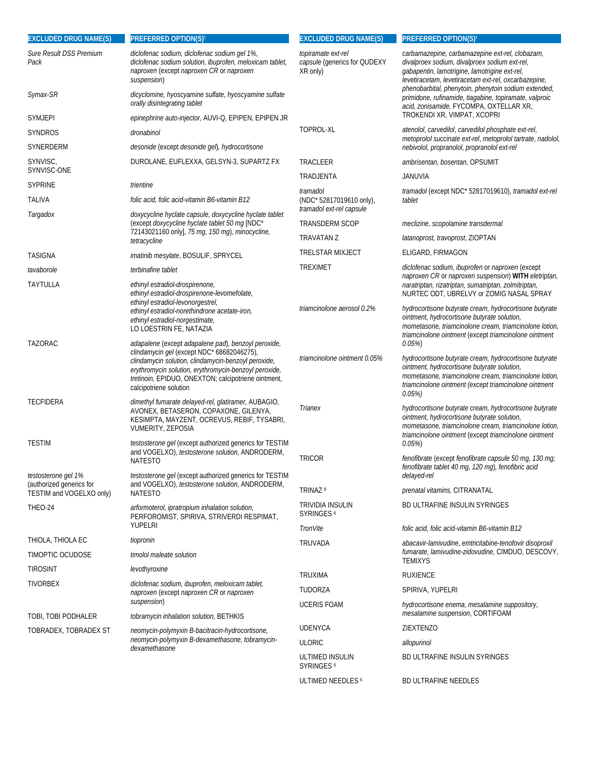| EXCLUDED DRUG NAME(S) | PREFERRED OPTION(S)† |
|---|---|
| *Sure Result DSS Premium Pack* | *diclofenac sodium, diclofenac sodium gel 1%, diclofenac sodium solution, ibuprofen, meloxicam tablet, naproxen* (except *naproxen CR* or *naproxen suspension*) |
| *Symax-SR* | *dicyclomine, hyoscyamine sulfate, hyoscyamine sulfate orally disintegrating tablet* |
| SYMJEPI | *epinephrine auto-injector,* AUVI-Q, EPIPEN, EPIPEN JR |
| SYNDROS | *dronabinol* |
| SYNERDERM | *desonide* (except *desonide gel*), *hydrocortisone* |
| SYNVISC, SYNVISC-ONE | DUROLANE, EUFLEXXA, GELSYN-3, SUPARTZ FX |
| SYPRINE | *trientine* |
| TALIVA | *folic acid, folic acid-vitamin B6-vitamin B12* |
| *Targadox* | *doxycycline hyclate capsule, doxycycline hyclate tablet* (except *doxycycline hyclate tablet 50 mg* [NDC* 72143021160 only], *75 mg, 150 mg*), *minocycline, tetracycline* |
| TASIGNA | *imatinib mesylate*, BOSULIF, SPRYCEL |
| *tavaborole* | *terbinafine tablet* |
| TAYTULLA | *ethinyl estradiol-drospirenone, ethinyl estradiol-drospirenone-levomefolate, ethinyl estradiol-levonorgestrel, ethinyl estradiol-norethindrone acetate-iron, ethinyl estradiol-norgestimate,* LO LOESTRIN FE, NATAZIA |
| TAZORAC | *adapalene* (except *adapalene pad*), *benzoyl peroxide, clindamycin gel* (except NDC* 68682046275), *clindamycin solution, clindamycin-benzoyl peroxide, erythromycin solution, erythromycin-benzoyl peroxide, tretinoin,* EPIDUO, ONEXTON; calcipotriene ointment, calcipotriene solution |
| TECFIDERA | *dimethyl fumarate delayed-rel, glatiramer,* AUBAGIO, AVONEX, BETASERON, COPAXONE, GILENYA, KESIMPTA, MAYZENT, OCREVUS, REBIF, TYSABRI, VUMERITY, ZEPOSIA |
| TESTIM | *testosterone gel* (except authorized generics for TESTIM and VOGELXO), *testosterone solution*, ANDRODERM, NATESTO |
| *testosterone gel 1%* (authorized generics for TESTIM and VOGELXO only) | *testosterone gel* (except authorized generics for TESTIM and VOGELXO), *testosterone solution*, ANDRODERM, NATESTO |
| THEO-24 | *arformoterol, ipratropium inhalation solution,* PERFOROMIST, SPIRIVA, STRIVERDI RESPIMAT, YUPELRI |
| THIOLA, THIOLA EC | *tiopronin* |
| TIMOPTIC OCUDOSE | *timolol maleate solution* |
| TIROSINT | *levothyroxine* |
| TIVORBEX | *diclofenac sodium, ibuprofen, meloxicam tablet, naproxen* (except *naproxen CR* or *naproxen suspension*) |
| TOBI, TOBI PODHALER | *tobramycin inhalation solution,* BETHKIS |
| TOBRADEX, TOBRADEX ST | *neomycin-polymyxin B-bacitracin-hydrocortisone, neomycin-polymyxin B-dexamethasone, tobramycin-dexamethasone* |
| *topiramate ext-rel capsule* (generics for QUDEXY XR only) | *carbamazepine, carbamazepine ext-rel, clobazam, divalproex sodium, divalproex sodium ext-rel, gabapentin, lamotrigine, lamotrigine ext-rel, levetiracetam, levetiracetam ext-rel, oxcarbazepine, phenobarbital, phenytoin, phenytoin sodium extended, primidone, rufinamide, tiagabine, topiramate, valproic acid, zonisamide,* FYCOMPA, OXTELLAR XR, TROKENDI XR, VIMPAT, XCOPRI |
| TOPROL-XL | *atenolol, carvedilol, carvedilol phosphate ext-rel, metoprolol succinate ext-rel, metoprolol tartrate, nadolol, nebivolol, propranolol, propranolol ext-rel* |
| TRACLEER | *ambrisentan, bosentan,* OPSUMIT |
| TRADJENTA | JANUVIA |
| *tramadol* (NDC* 52817019610 only), *tramadol ext-rel capsule* | *tramadol* (except NDC* 52817019610), *tramadol ext-rel tablet* |
| TRANSDERM SCOP | *meclizine, scopolamine transdermal* |
| TRAVATAN Z | *latanoprost, travoprost,* ZIOPTAN |
| TRELSTAR MIXJECT | ELIGARD, FIRMAGON |
| TREXIMET | *diclofenac sodium, ibuprofen* or *naproxen* (except *naproxen CR* or *naproxen suspension*) **WITH** *eletriptan, naratriptan, rizatriptan, sumatriptan, zolmitriptan,* NURTEC ODT, UBRELVY or ZOMIG NASAL SPRAY |
| *triamcinolone aerosol 0.2%* | *hydrocortisone butyrate cream, hydrocortisone butyrate ointment, hydrocortisone butyrate solution, mometasone, triamcinolone cream, triamcinolone lotion, triamcinolone ointment* (except *triamcinolone ointment 0.05%*) |
| *triamcinolone ointment 0.05%* | *hydrocortisone butyrate cream, hydrocortisone butyrate ointment, hydrocortisone butyrate solution, mometasone, triamcinolone cream, triamcinolone lotion, triamcinolone ointment* (except *triamcinolone ointment 0.05%*) |
| *Trianex* | *hydrocortisone butyrate cream, hydrocortisone butyrate ointment, hydrocortisone butyrate solution, mometasone, triamcinolone cream, triamcinolone lotion, triamcinolone ointment* (except *triamcinolone ointment 0.05%*) |
| TRICOR | *fenofibrate* (except *fenofibrate capsule 50 mg, 130 mg; fenofibrate tablet 40 mg, 120 mg*), *fenofibric acid delayed-rel* |
| TRINAZ [8] | *prenatal vitamins,* CITRANATAL |
| TRIVIDIA INSULIN SYRINGES [6] | BD ULTRAFINE INSULIN SYRINGES |
| *TronVite* | *folic acid, folic acid-vitamin B6-vitamin B12* |
| TRUVADA | *abacavir-lamivudine, emtricitabine-tenofovir disoproxil fumarate, lamivudine-zidovudine,* CIMDUO, DESCOVY, TEMIXYS |
| TRUXIMA | RUXIENCE |
| TUDORZA | SPIRIVA, YUPELRI |
| UCERIS FOAM | *hydrocortisone enema, mesalamine suppository, mesalamine suspension,* CORTIFOAM |
| UDENYCA | ZIEXTENZO |
| ULORIC | *allopurinol* |
| ULTIMED INSULIN SYRINGES [6] | BD ULTRAFINE INSULIN SYRINGES |
| ULTIMED NEEDLES [6] | BD ULTRAFINE NEEDLES |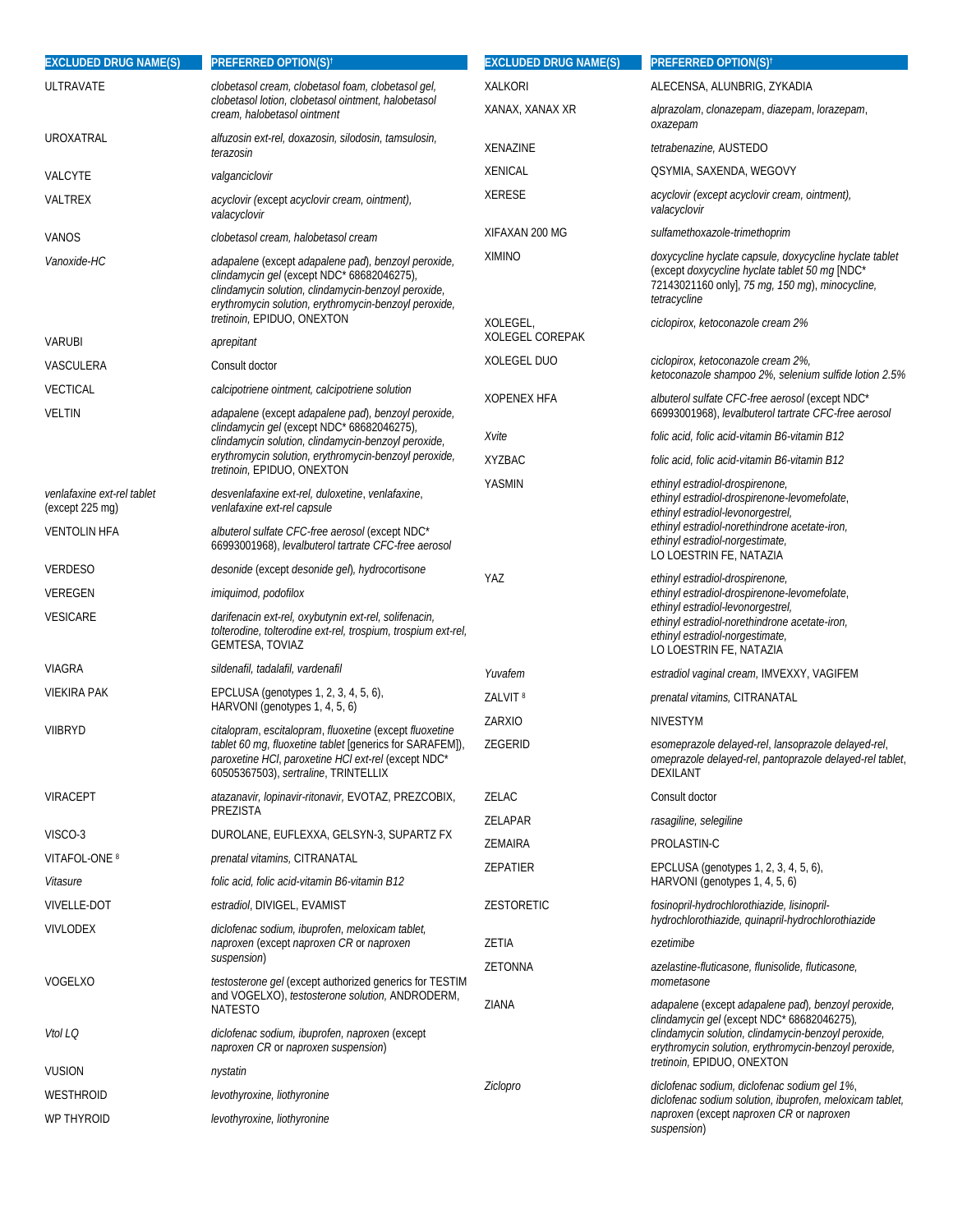| EXCLUDED DRUG NAME(S) | PREFERRED OPTION(S)[†] |
|---|---|
| ULTRAVATE | *clobetasol cream, clobetasol foam, clobetasol gel, clobetasol lotion, clobetasol ointment, halobetasol cream, halobetasol ointment* |
| UROXATRAL | *alfuzosin ext-rel, doxazosin, silodosin, tamsulosin, terazosin* |
| VALCYTE | *valganciclovir* |
| VALTREX | *acyclovir (except acyclovir cream, ointment), valacyclovir* |
| VANOS | *clobetasol cream, halobetasol cream* |
| *Vanoxide-HC* | *adapalene* (except *adapalene pad*), *benzoyl peroxide, clindamycin gel* (except NDC* 68682046275), *clindamycin solution, clindamycin-benzoyl peroxide, erythromycin solution, erythromycin-benzoyl peroxide, tretinoin*, EPIDUO, ONEXTON |
| VARUBI | *aprepitant* |
| VASCULERA | Consult doctor |
| VECTICAL | *calcipotriene ointment, calcipotriene solution* |
| VELTIN | *adapalene* (except *adapalene pad*), *benzoyl peroxide, clindamycin gel* (except NDC* 68682046275), *clindamycin solution, clindamycin-benzoyl peroxide, erythromycin solution, erythromycin-benzoyl peroxide, tretinoin*, EPIDUO, ONEXTON |
| *venlafaxine ext-rel tablet* (except 225 mg) | *desvenlafaxine ext-rel, duloxetine, venlafaxine, venlafaxine ext-rel capsule* |
| VENTOLIN HFA | *albuterol sulfate CFC-free aerosol* (except NDC* 66993001968), *levalbuterol tartrate CFC-free aerosol* |
| VERDESO | *desonide* (except *desonide gel*), *hydrocortisone* |
| VEREGEN | *imiquimod, podofilox* |
| VESICARE | *darifenacin ext-rel, oxybutynin ext-rel, solifenacin, tolterodine, tolterodine ext-rel, trospium, trospium ext-rel*, GEMTESA, TOVIAZ |
| VIAGRA | *sildenafil, tadalafil, vardenafil* |
| VIEKIRA PAK | EPCLUSA (genotypes 1, 2, 3, 4, 5, 6), HARVONI (genotypes 1, 4, 5, 6) |
| VIIBRYD | *citalopram, escitalopram, fluoxetine* (except *fluoxetine tablet 60 mg, fluoxetine tablet* [generics for SARAFEM]), *paroxetine HCl, paroxetine HCl ext-rel* (except NDC* 60505367503), *sertraline*, TRINTELLIX |
| VIRACEPT | *atazanavir, lopinavir-ritonavir*, EVOTAZ, PREZCOBIX, PREZISTA |
| VISCO-3 | DUROLANE, EUFLEXXA, GELSYN-3, SUPARTZ FX |
| VITAFOL-ONE [8] | *prenatal vitamins*, CITRANATAL |
| *Vitasure* | *folic acid, folic acid-vitamin B6-vitamin B12* |
| VIVELLE-DOT | *estradiol*, DIVIGEL, EVAMIST |
| VIVLODEX | *diclofenac sodium, ibuprofen, meloxicam tablet, naproxen* (except *naproxen CR* or *naproxen suspension*) |
| VOGELXO | *testosterone gel* (except authorized generics for TESTIM and VOGELXO), *testosterone solution*, ANDRODERM, NATESTO |
| *Vtol LQ* | *diclofenac sodium, ibuprofen, naproxen* (except *naproxen CR* or *naproxen suspension*) |
| VUSION | *nystatin* |
| WESTHROID | *levothyroxine, liothyronine* |
| WP THYROID | *levothyroxine, liothyronine* |
| XALKORI | ALECENSA, ALUNBRIG, ZYKADIA |
| XANAX, XANAX XR | *alprazolam, clonazepam, diazepam, lorazepam, oxazepam* |
| XENAZINE | *tetrabenazine*, AUSTEDO |
| XENICAL | QSYMIA, SAXENDA, WEGOVY |
| XERESE | *acyclovir (except acyclovir cream, ointment), valacyclovir* |
| XIFAXAN 200 MG | *sulfamethoxazole-trimethoprim* |
| XIMINO | *doxycycline hyclate capsule, doxycycline hyclate tablet* (except *doxycycline hyclate tablet 50 mg* [NDC* 72143021160 only], *75 mg, 150 mg*), *minocycline, tetracycline* |
| XOLEGEL, XOLEGEL COREPAK | *ciclopirox, ketoconazole cream 2%* |
| XOLEGEL DUO | *ciclopirox, ketoconazole cream 2%, ketoconazole shampoo 2%, selenium sulfide lotion 2.5%* |
| XOPENEX HFA | *albuterol sulfate CFC-free aerosol* (except NDC* 66993001968), *levalbuterol tartrate CFC-free aerosol* |
| *Xvite* | *folic acid, folic acid-vitamin B6-vitamin B12* |
| XYZBAC | *folic acid, folic acid-vitamin B6-vitamin B12* |
| YASMIN | *ethinyl estradiol-drospirenone, ethinyl estradiol-drospirenone-levomefolate, ethinyl estradiol-levonorgestrel, ethinyl estradiol-norethindrone acetate-iron, ethinyl estradiol-norgestimate*, LO LOESTRIN FE, NATAZIA |
| YAZ | *ethinyl estradiol-drospirenone, ethinyl estradiol-drospirenone-levomefolate, ethinyl estradiol-levonorgestrel, ethinyl estradiol-norethindrone acetate-iron, ethinyl estradiol-norgestimate*, LO LOESTRIN FE, NATAZIA |
| *Yuvafem* | *estradiol vaginal cream*, IMVEXXY, VAGIFEM |
| ZALVIT [8] | *prenatal vitamins*, CITRANATAL |
| ZARXIO | NIVESTYM |
| ZEGERID | *esomeprazole delayed-rel, lansoprazole delayed-rel, omeprazole delayed-rel, pantoprazole delayed-rel tablet*, DEXILANT |
| ZELAC | Consult doctor |
| ZELAPAR | *rasagiline, selegiline* |
| ZEMAIRA | PROLASTIN-C |
| ZEPATIER | EPCLUSA (genotypes 1, 2, 3, 4, 5, 6), HARVONI (genotypes 1, 4, 5, 6) |
| ZESTORETIC | *fosinopril-hydrochlorothiazide, lisinopril-hydrochlorothiazide, quinapril-hydrochlorothiazide* |
| ZETIA | *ezetimibe* |
| ZETONNA | *azelastine-fluticasone, flunisolide, fluticasone, mometasone* |
| ZIANA | *adapalene* (except *adapalene pad*), *benzoyl peroxide, clindamycin gel* (except NDC* 68682046275), *clindamycin solution, clindamycin-benzoyl peroxide, erythromycin solution, erythromycin-benzoyl peroxide, tretinoin*, EPIDUO, ONEXTON |
| *Ziclopro* | *diclofenac sodium, diclofenac sodium gel 1%, diclofenac sodium solution, ibuprofen, meloxicam tablet, naproxen* (except *naproxen CR* or *naproxen suspension*) |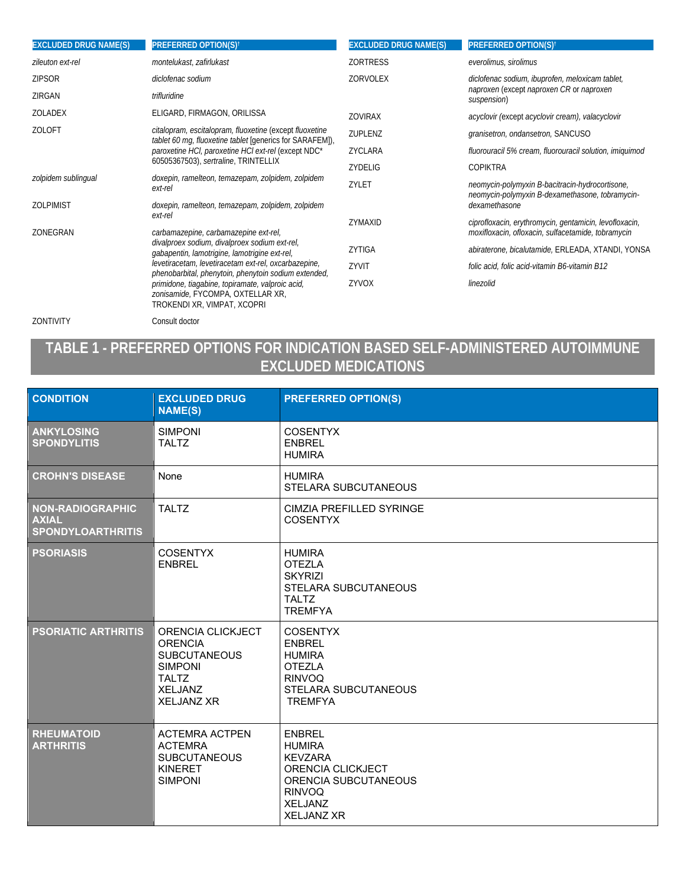| EXCLUDED DRUG NAME(S) | PREFERRED OPTION(S)† |
|---|---|
| *zileuton ext-rel* | *montelukast, zafirlukast* |
| ZIPSOR | *diclofenac sodium* |
| ZIRGAN | *trifluridine* |
| ZOLADEX | ELIGARD, FIRMAGON, ORILISSA |
| ZOLOFT | *citalopram, escitalopram, fluoxetine* (except *fluoxetine tablet 60 mg, fluoxetine tablet* [generics for SARAFEM]), *paroxetine HCl, paroxetine HCl ext-rel* (except NDC* 60505367503), *sertraline*, TRINTELLIX |
| *zolpidem sublingual* | *doxepin, ramelteon, temazepam, zolpidem, zolpidem ext-rel* |
| ZOLPIMIST | *doxepin, ramelteon, temazepam, zolpidem, zolpidem ext-rel* |
| ZONEGRAN | *carbamazepine, carbamazepine ext-rel, divalproex sodium, divalproex sodium ext-rel, gabapentin, lamotrigine, lamotrigine ext-rel, levetiracetam, levetiracetam ext-rel, oxcarbazepine, phenobarbital, phenytoin, phenytoin sodium extended, primidone, tiagabine, topiramate, valproic acid, zonisamide*, FYCOMPA, OXTELLAR XR, TROKENDI XR, VIMPAT, XCOPRI |
| ZONTIVITY | Consult doctor |
| ZORTRESS | *everolimus, sirolimus* |
| ZORVOLEX | *diclofenac sodium, ibuprofen, meloxicam tablet, naproxen* (except *naproxen CR* or *naproxen suspension*) |
| ZOVIRAX | *acyclovir (except acyclovir cream), valacyclovir* |
| ZUPLENZ | *granisetron, ondansetron*, SANCUSO |
| ZYCLARA | *fluorouracil 5% cream, fluorouracil solution, imiquimod* |
| ZYDELIG | COPIKTRA |
| ZYLET | *neomycin-polymyxin B-bacitracin-hydrocortisone, neomycin-polymyxin B-dexamethasone, tobramycin-dexamethasone* |
| ZYMAXID | *ciprofloxacin, erythromycin, gentamicin, levofloxacin, moxifloxacin, ofloxacin, sulfacetamide, tobramycin* |
| ZYTIGA | *abiraterone, bicalutamide*, ERLEADA, XTANDI, YONSA |
| ZYVIT | *folic acid, folic acid-vitamin B6-vitamin B12* |
| ZYVOX | *linezolid* |

## TABLE 1 - PREFERRED OPTIONS FOR INDICATION BASED SELF-ADMINISTERED AUTOIMMUNE EXCLUDED MEDICATIONS

| CONDITION | EXCLUDED DRUG NAME(S) | PREFERRED OPTION(S) |
|---|---|---|
| **ANKYLOSING SPONDYLITIS** | SIMPONI<br>TALTZ | COSENTYX<br>ENBREL<br>HUMIRA |
| **CROHN'S DISEASE** | None | HUMIRA<br>STELARA SUBCUTANEOUS |
| **NON-RADIOGRAPHIC AXIAL SPONDYLOARTHRITIS** | TALTZ | CIMZIA PREFILLED SYRINGE<br>COSENTYX |
| **PSORIASIS** | COSENTYX<br>ENBREL | HUMIRA<br>OTEZLA<br>SKYRIZI<br>STELARA SUBCUTANEOUS<br>TALTZ<br>TREMFYA |
| **PSORIATIC ARTHRITIS** | ORENCIA CLICKJECT<br>ORENCIA SUBCUTANEOUS<br>SIMPONI<br>TALTZ<br>XELJANZ<br>XELJANZ XR | COSENTYX<br>ENBREL<br>HUMIRA<br>OTEZLA<br>RINVOQ<br>STELARA SUBCUTANEOUS<br>TREMFYA |
| **RHEUMATOID ARTHRITIS** | ACTEMRA ACTPEN<br>ACTEMRA SUBCUTANEOUS<br>KINERET<br>SIMPONI | ENBREL<br>HUMIRA<br>KEVZARA<br>ORENCIA CLICKJECT<br>ORENCIA SUBCUTANEOUS<br>RINVOQ<br>XELJANZ<br>XELJANZ XR |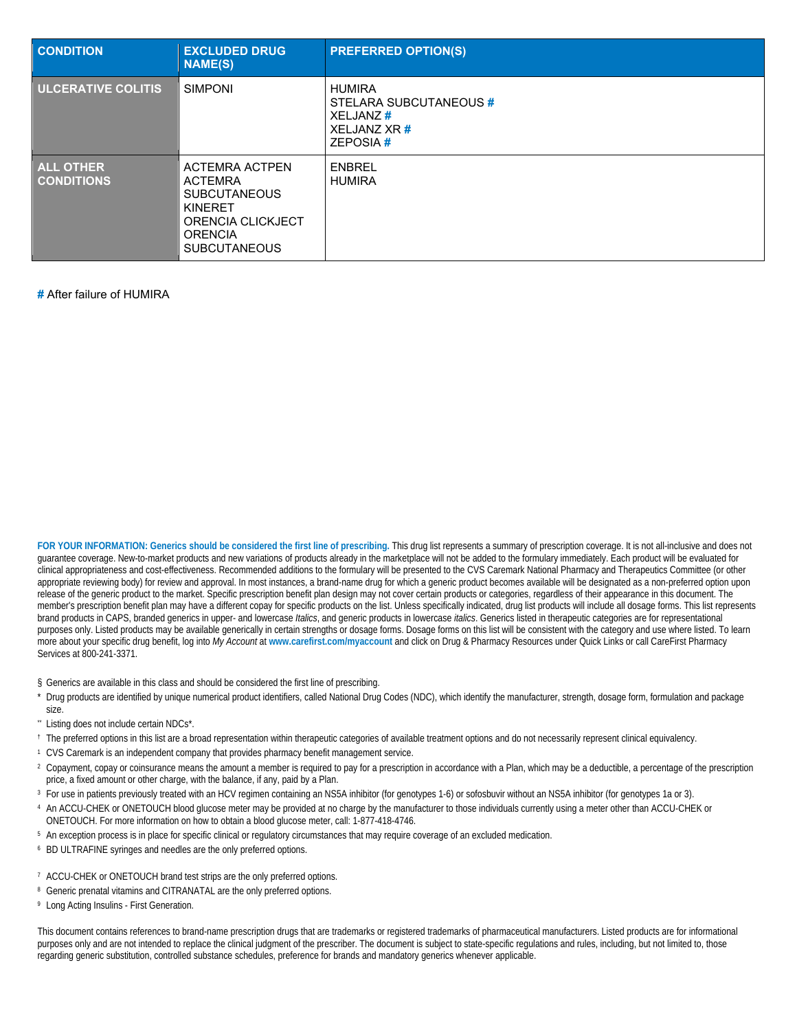| CONDITION | EXCLUDED DRUG NAME(S) | PREFERRED OPTION(S) |
|---|---|---|
| ULCERATIVE COLITIS | SIMPONI | HUMIRA<br>STELARA SUBCUTANEOUS #<br>XELJANZ #<br>XELJANZ XR #<br>ZEPOSIA # |
| ALL OTHER CONDITIONS | ACTEMRA ACTPEN<br>ACTEMRA SUBCUTANEOUS<br>KINERET<br>ORENCIA CLICKJECT<br>ORENCIA SUBCUTANEOUS | ENBREL<br>HUMIRA |

# After failure of HUMIRA

**FOR YOUR INFORMATION: Generics should be considered the first line of prescribing.** This drug list represents a summary of prescription coverage. It is not all-inclusive and does not guarantee coverage. New-to-market products and new variations of products already in the marketplace will not be added to the formulary immediately. Each product will be evaluated for clinical appropriateness and cost-effectiveness. Recommended additions to the formulary will be presented to the CVS Caremark National Pharmacy and Therapeutics Committee (or other appropriate reviewing body) for review and approval. In most instances, a brand-name drug for which a generic product becomes available will be designated as a non-preferred option upon release of the generic product to the market. Specific prescription benefit plan design may not cover certain products or categories, regardless of their appearance in this document. The member's prescription benefit plan may have a different copay for specific products on the list. Unless specifically indicated, drug list products will include all dosage forms. This list represents brand products in CAPS, branded generics in upper- and lowercase *Italics*, and generic products in lowercase *italics*. Generics listed in therapeutic categories are for representational purposes only. Listed products may be available generically in certain strengths or dosage forms. Dosage forms on this list will be consistent with the category and use where listed. To learn more about your specific drug benefit, log into *My Account* at **www.carefirst.com/myaccount** and click on Drug & Pharmacy Resources under Quick Links or call CareFirst Pharmacy Services at 800-241-3371.

§ Generics are available in this class and should be considered the first line of prescribing.

\* Drug products are identified by unique numerical product identifiers, called National Drug Codes (NDC), which identify the manufacturer, strength, dosage form, formulation and package size.

\*\* Listing does not include certain NDCs*.

† The preferred options in this list are a broad representation within therapeutic categories of available treatment options and do not necessarily represent clinical equivalency.

[1] CVS Caremark is an independent company that provides pharmacy benefit management service.

[2] Copayment, copy or coinsurance means the amount a member is required to pay for a prescription in accordance with a Plan, which may be a deductible, a percentage of the prescription price, a fixed amount or other charge, with the balance, if any, paid by a Plan.

[3] For use in patients previously treated with an HCV regimen containing an NS5A inhibitor (for genotypes 1-6) or sofosbuvir without an NS5A inhibitor (for genotypes 1a or 3).

[4] An ACCU-CHEK or ONETOUCH blood glucose meter may be provided at no charge by the manufacturer to those individuals currently using a meter other than ACCU-CHEK or ONETOUCH. For more information on how to obtain a blood glucose meter, call: 1-877-418-4746.

[5] An exception process is in place for specific clinical or regulatory circumstances that may require coverage of an excluded medication.

[6] BD ULTRAFINE syringes and needles are the only preferred options.

[7] ACCU-CHEK or ONETOUCH brand test strips are the only preferred options.

[8] Generic prenatal vitamins and CITRANATAL are the only preferred options.

[9] Long Acting Insulins - First Generation.

This document contains references to brand-name prescription drugs that are trademarks or registered trademarks of pharmaceutical manufacturers. Listed products are for informational purposes only and are not intended to replace the clinical judgment of the prescriber. The document is subject to state-specific regulations and rules, including, but not limited to, those regarding generic substitution, controlled substance schedules, preference for brands and mandatory generics whenever applicable.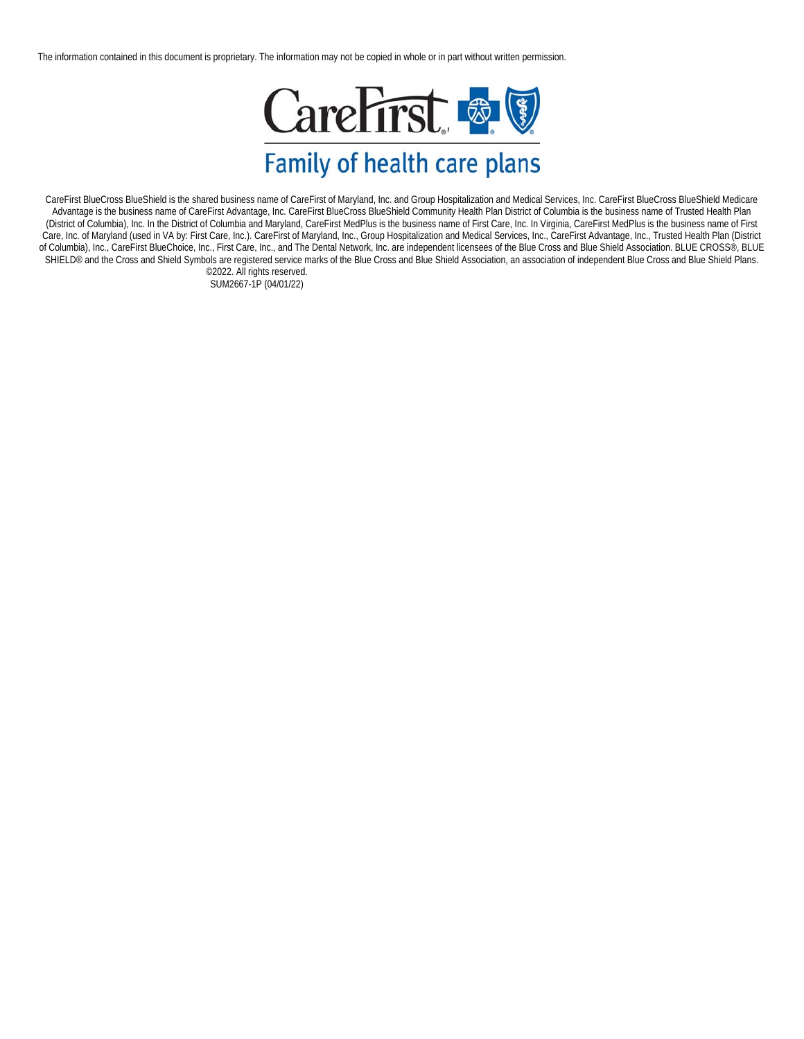The information contained in this document is proprietary. The information may not be copied in whole or in part without written permission.

CareFirst

Family of health care plans

CareFirst BlueCross BlueShield is the shared business name of CareFirst of Maryland, Inc. and Group Hospitalization and Medical Services, Inc. CareFirst BlueCross BlueShield Medicare Advantage is the business name of CareFirst Advantage, Inc. CareFirst BlueCross BlueShield Community Health Plan District of Columbia is the business name of Trusted Health Plan (District of Columbia), Inc. In the District of Columbia and Maryland, CareFirst MedPlus is the business name of First Care, Inc. In Virginia, CareFirst MedPlus is the business name of First Care, Inc. of Maryland (used in VA by: First Care, Inc.). CareFirst of Maryland, Inc., Group Hospitalization and Medical Services, Inc., CareFirst Advantage, Inc., Trusted Health Plan (District of Columbia), Inc., CareFirst BlueChoice, Inc., First Care, Inc., and The Dental Network, Inc. are independent licensees of the Blue Cross and Blue Shield Association. BLUE CROSS®, BLUE SHIELD® and the Cross and Shield Symbols are registered service marks of the Blue Cross and Blue Shield Association, an association of independent Blue Cross and Blue Shield Plans.

©2022. All rights reserved.

SUM2667-1P (04/01/22)